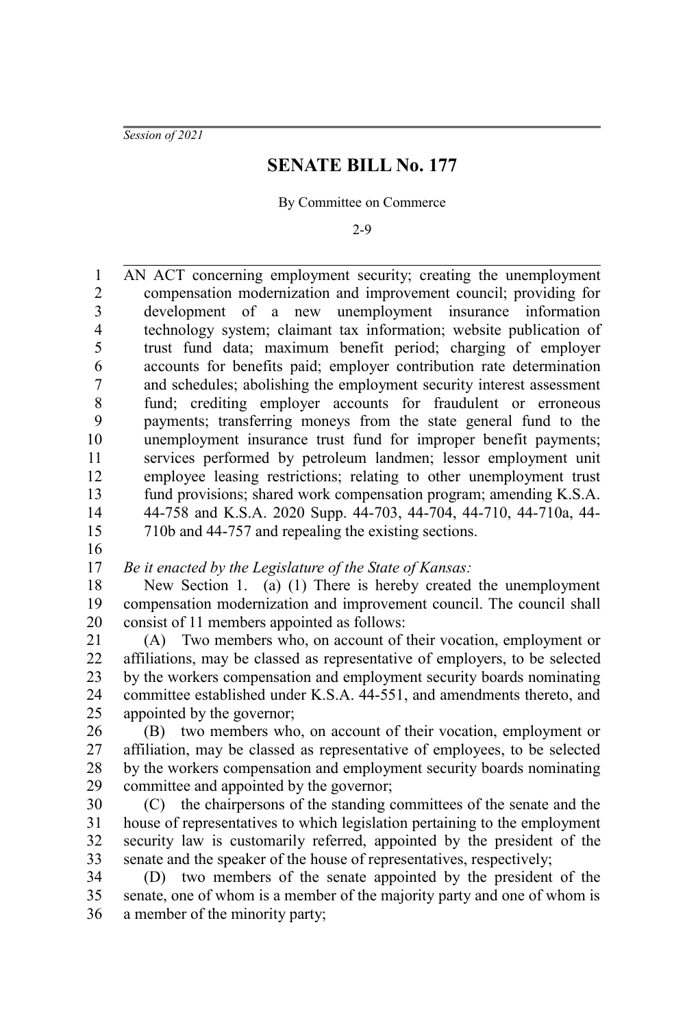*Session of 2021*

# SENATE BILL No. 177

By Committee on Commerce

2-9

AN ACT concerning employment security; creating the unemployment compensation modernization and improvement council; providing for development of a new unemployment insurance information technology system; claimant tax information; website publication of trust fund data; maximum benefit period; charging of employer accounts for benefits paid; employer contribution rate determination and schedules; abolishing the employment security interest assessment fund; crediting employer accounts for fraudulent or erroneous payments; transferring moneys from the state general fund to the unemployment insurance trust fund for improper benefit payments; services performed by petroleum landmen; lessor employment unit employee leasing restrictions; relating to other unemployment trust fund provisions; shared work compensation program; amending K.S.A. 44-758 and K.S.A. 2020 Supp. 44-703, 44-704, 44-710, 44-710a, 44-710b and 44-757 and repealing the existing sections.

*Be it enacted by the Legislature of the State of Kansas:*

New Section 1. (a) (1) There is hereby created the unemployment compensation modernization and improvement council. The council shall consist of 11 members appointed as follows:

(A) Two members who, on account of their vocation, employment or affiliations, may be classed as representative of employers, to be selected by the workers compensation and employment security boards nominating committee established under K.S.A. 44-551, and amendments thereto, and appointed by the governor;

(B) two members who, on account of their vocation, employment or affiliation, may be classed as representative of employees, to be selected by the workers compensation and employment security boards nominating committee and appointed by the governor;

(C) the chairpersons of the standing committees of the senate and the house of representatives to which legislation pertaining to the employment security law is customarily referred, appointed by the president of the senate and the speaker of the house of representatives, respectively;

(D) two members of the senate appointed by the president of the senate, one of whom is a member of the majority party and one of whom is a member of the minority party;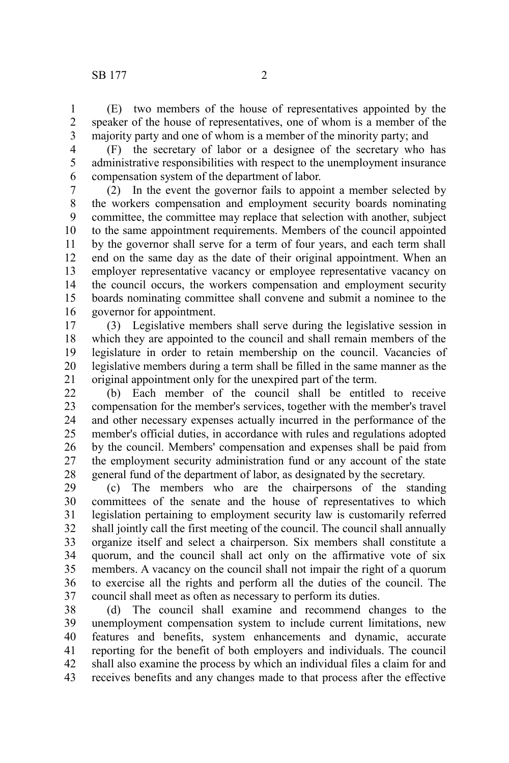(E) two members of the house of representatives appointed by the speaker of the house of representatives, one of whom is a member of the majority party and one of whom is a member of the minority party; and

(F) the secretary of labor or a designee of the secretary who has administrative responsibilities with respect to the unemployment insurance compensation system of the department of labor.

(2) In the event the governor fails to appoint a member selected by the workers compensation and employment security boards nominating committee, the committee may replace that selection with another, subject to the same appointment requirements. Members of the council appointed by the governor shall serve for a term of four years, and each term shall end on the same day as the date of their original appointment. When an employer representative vacancy or employee representative vacancy on the council occurs, the workers compensation and employment security boards nominating committee shall convene and submit a nominee to the governor for appointment.

(3) Legislative members shall serve during the legislative session in which they are appointed to the council and shall remain members of the legislature in order to retain membership on the council. Vacancies of legislative members during a term shall be filled in the same manner as the original appointment only for the unexpired part of the term.

(b) Each member of the council shall be entitled to receive compensation for the member's services, together with the member's travel and other necessary expenses actually incurred in the performance of the member's official duties, in accordance with rules and regulations adopted by the council. Members' compensation and expenses shall be paid from the employment security administration fund or any account of the state general fund of the department of labor, as designated by the secretary.

(c) The members who are the chairpersons of the standing committees of the senate and the house of representatives to which legislation pertaining to employment security law is customarily referred shall jointly call the first meeting of the council. The council shall annually organize itself and select a chairperson. Six members shall constitute a quorum, and the council shall act only on the affirmative vote of six members. A vacancy on the council shall not impair the right of a quorum to exercise all the rights and perform all the duties of the council. The council shall meet as often as necessary to perform its duties.

(d) The council shall examine and recommend changes to the unemployment compensation system to include current limitations, new features and benefits, system enhancements and dynamic, accurate reporting for the benefit of both employers and individuals. The council shall also examine the process by which an individual files a claim for and receives benefits and any changes made to that process after the effective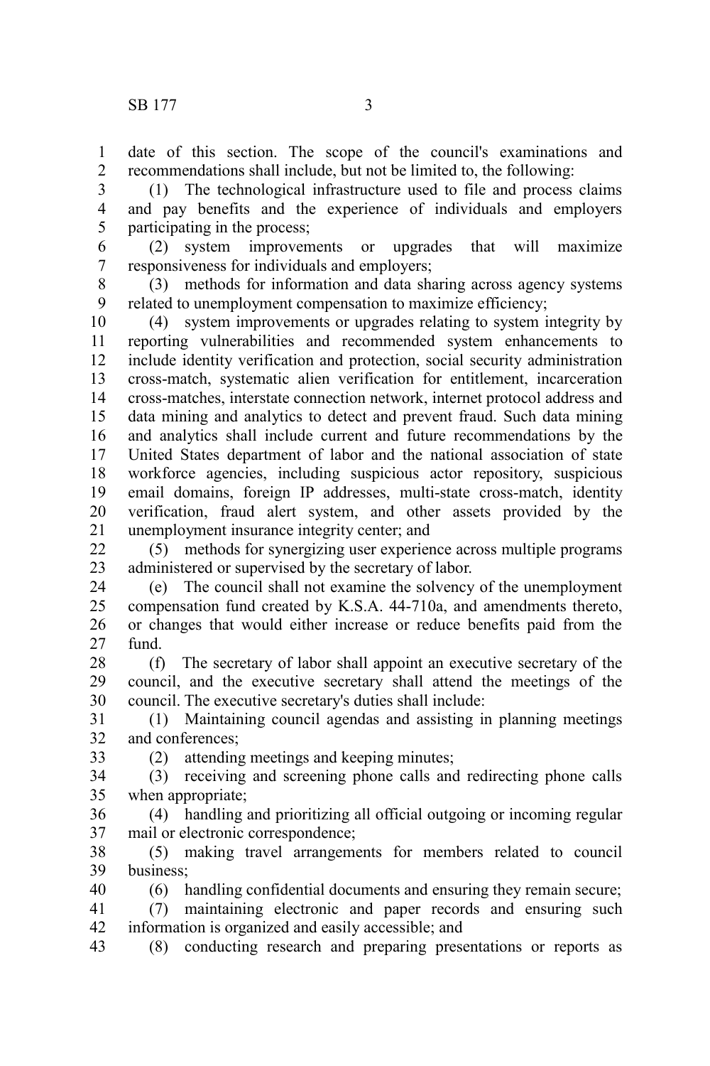date of this section. The scope of the council's examinations and recommendations shall include, but not be limited to, the following:

(1) The technological infrastructure used to file and process claims and pay benefits and the experience of individuals and employers participating in the process;

(2) system improvements or upgrades that will maximize responsiveness for individuals and employers;

(3) methods for information and data sharing across agency systems related to unemployment compensation to maximize efficiency;

(4) system improvements or upgrades relating to system integrity by reporting vulnerabilities and recommended system enhancements to include identity verification and protection, social security administration cross-match, systematic alien verification for entitlement, incarceration cross-matches, interstate connection network, internet protocol address and data mining and analytics to detect and prevent fraud. Such data mining and analytics shall include current and future recommendations by the United States department of labor and the national association of state workforce agencies, including suspicious actor repository, suspicious email domains, foreign IP addresses, multi-state cross-match, identity verification, fraud alert system, and other assets provided by the unemployment insurance integrity center; and

(5) methods for synergizing user experience across multiple programs administered or supervised by the secretary of labor.

(e) The council shall not examine the solvency of the unemployment compensation fund created by K.S.A. 44-710a, and amendments thereto, or changes that would either increase or reduce benefits paid from the fund.

(f) The secretary of labor shall appoint an executive secretary of the council, and the executive secretary shall attend the meetings of the council. The executive secretary's duties shall include:

(1) Maintaining council agendas and assisting in planning meetings and conferences;

(2) attending meetings and keeping minutes;

(3) receiving and screening phone calls and redirecting phone calls when appropriate;

(4) handling and prioritizing all official outgoing or incoming regular mail or electronic correspondence;

(5) making travel arrangements for members related to council business;

(6) handling confidential documents and ensuring they remain secure;

(7) maintaining electronic and paper records and ensuring such information is organized and easily accessible; and

(8) conducting research and preparing presentations or reports as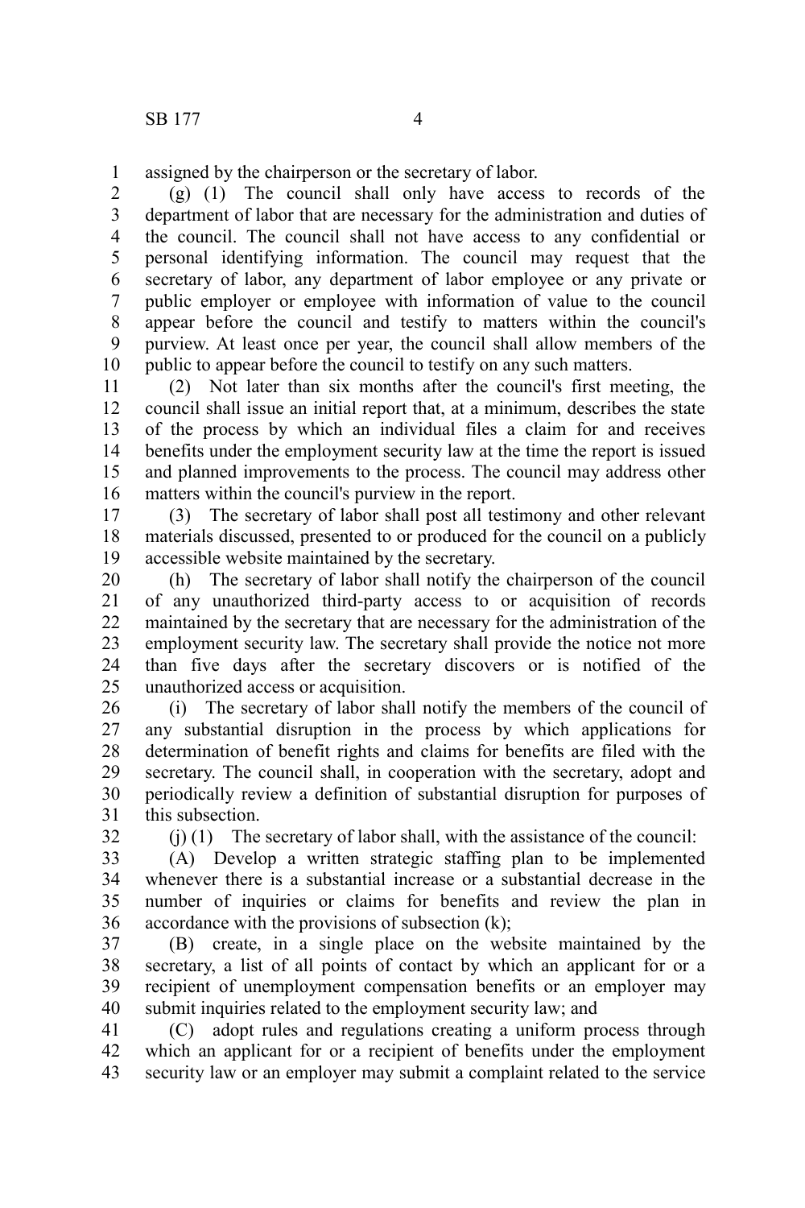assigned by the chairperson or the secretary of labor.

(g) (1) The council shall only have access to records of the department of labor that are necessary for the administration and duties of the council. The council shall not have access to any confidential or personal identifying information. The council may request that the secretary of labor, any department of labor employee or any private or public employer or employee with information of value to the council appear before the council and testify to matters within the council's purview. At least once per year, the council shall allow members of the public to appear before the council to testify on any such matters.

(2) Not later than six months after the council's first meeting, the council shall issue an initial report that, at a minimum, describes the state of the process by which an individual files a claim for and receives benefits under the employment security law at the time the report is issued and planned improvements to the process. The council may address other matters within the council's purview in the report.

(3) The secretary of labor shall post all testimony and other relevant materials discussed, presented to or produced for the council on a publicly accessible website maintained by the secretary.

(h) The secretary of labor shall notify the chairperson of the council of any unauthorized third-party access to or acquisition of records maintained by the secretary that are necessary for the administration of the employment security law. The secretary shall provide the notice not more than five days after the secretary discovers or is notified of the unauthorized access or acquisition.

(i) The secretary of labor shall notify the members of the council of any substantial disruption in the process by which applications for determination of benefit rights and claims for benefits are filed with the secretary. The council shall, in cooperation with the secretary, adopt and periodically review a definition of substantial disruption for purposes of this subsection.

(j) (1) The secretary of labor shall, with the assistance of the council:

(A) Develop a written strategic staffing plan to be implemented whenever there is a substantial increase or a substantial decrease in the number of inquiries or claims for benefits and review the plan in accordance with the provisions of subsection (k);

(B) create, in a single place on the website maintained by the secretary, a list of all points of contact by which an applicant for or a recipient of unemployment compensation benefits or an employer may submit inquiries related to the employment security law; and

(C) adopt rules and regulations creating a uniform process through which an applicant for or a recipient of benefits under the employment security law or an employer may submit a complaint related to the service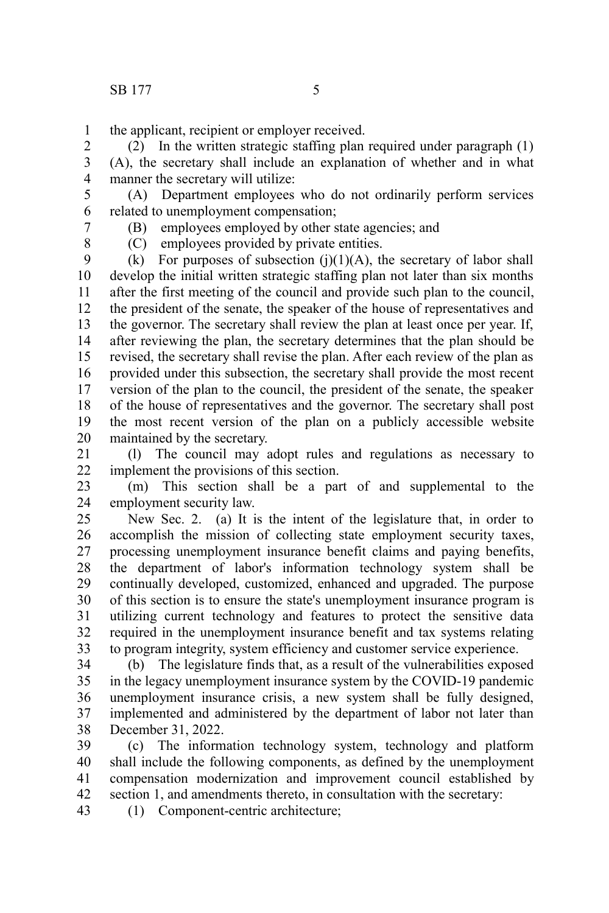the applicant, recipient or employer received.

(2) In the written strategic staffing plan required under paragraph (1)(A), the secretary shall include an explanation of whether and in what manner the secretary will utilize:

(A) Department employees who do not ordinarily perform services related to unemployment compensation;

(B) employees employed by other state agencies; and

(C) employees provided by private entities.

(k) For purposes of subsection (j)(1)(A), the secretary of labor shall develop the initial written strategic staffing plan not later than six months after the first meeting of the council and provide such plan to the council, the president of the senate, the speaker of the house of representatives and the governor. The secretary shall review the plan at least once per year. If, after reviewing the plan, the secretary determines that the plan should be revised, the secretary shall revise the plan. After each review of the plan as provided under this subsection, the secretary shall provide the most recent version of the plan to the council, the president of the senate, the speaker of the house of representatives and the governor. The secretary shall post the most recent version of the plan on a publicly accessible website maintained by the secretary.

(l) The council may adopt rules and regulations as necessary to implement the provisions of this section.

(m) This section shall be a part of and supplemental to the employment security law.

New Sec. 2. (a) It is the intent of the legislature that, in order to accomplish the mission of collecting state employment security taxes, processing unemployment insurance benefit claims and paying benefits, the department of labor's information technology system shall be continually developed, customized, enhanced and upgraded. The purpose of this section is to ensure the state's unemployment insurance program is utilizing current technology and features to protect the sensitive data required in the unemployment insurance benefit and tax systems relating to program integrity, system efficiency and customer service experience.

(b) The legislature finds that, as a result of the vulnerabilities exposed in the legacy unemployment insurance system by the COVID-19 pandemic unemployment insurance crisis, a new system shall be fully designed, implemented and administered by the department of labor not later than December 31, 2022.

(c) The information technology system, technology and platform shall include the following components, as defined by the unemployment compensation modernization and improvement council established by section 1, and amendments thereto, in consultation with the secretary:

(1) Component-centric architecture;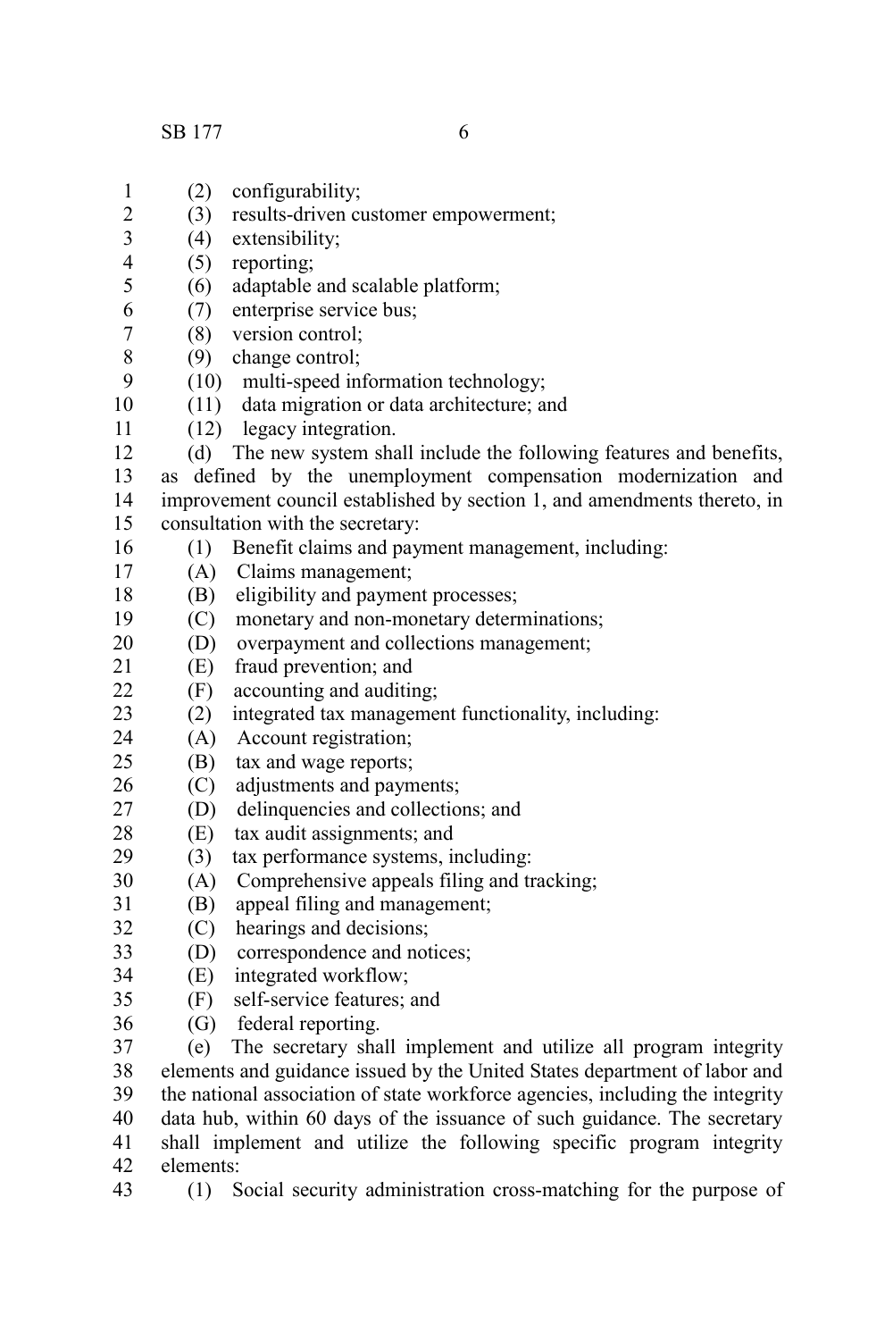(2) configurability;

(3) results-driven customer empowerment;

(4) extensibility;

(5) reporting;

(6) adaptable and scalable platform;

(7) enterprise service bus;

(8) version control;

(9) change control;

(10) multi-speed information technology;

(11) data migration or data architecture; and

(12) legacy integration.

(d) The new system shall include the following features and benefits, as defined by the unemployment compensation modernization and improvement council established by section 1, and amendments thereto, in consultation with the secretary:

(1) Benefit claims and payment management, including:

(A) Claims management;

(B) eligibility and payment processes;

(C) monetary and non-monetary determinations;

(D) overpayment and collections management;

(E) fraud prevention; and

(F) accounting and auditing;

(2) integrated tax management functionality, including:

(A) Account registration;

(B) tax and wage reports;

(C) adjustments and payments;

(D) delinquencies and collections; and

(E) tax audit assignments; and

(3) tax performance systems, including:

(A) Comprehensive appeals filing and tracking;

(B) appeal filing and management;

(C) hearings and decisions;

(D) correspondence and notices;

(E) integrated workflow;

(F) self-service features; and

(G) federal reporting.

(e) The secretary shall implement and utilize all program integrity elements and guidance issued by the United States department of labor and the national association of state workforce agencies, including the integrity data hub, within 60 days of the issuance of such guidance. The secretary shall implement and utilize the following specific program integrity elements:

(1) Social security administration cross-matching for the purpose of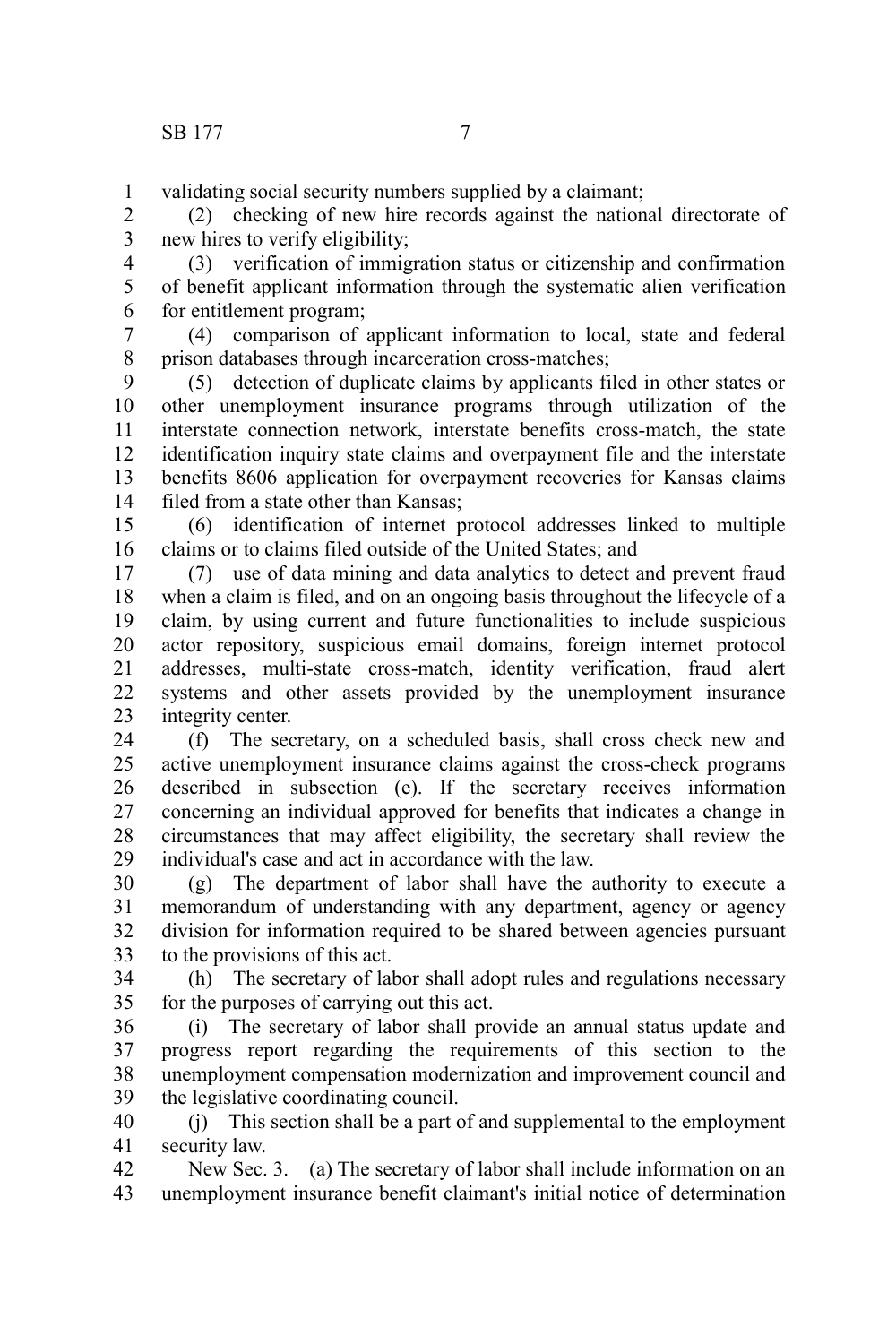validating social security numbers supplied by a claimant;

(2) checking of new hire records against the national directorate of new hires to verify eligibility;

(3) verification of immigration status or citizenship and confirmation of benefit applicant information through the systematic alien verification for entitlement program;

(4) comparison of applicant information to local, state and federal prison databases through incarceration cross-matches;

(5) detection of duplicate claims by applicants filed in other states or other unemployment insurance programs through utilization of the interstate connection network, interstate benefits cross-match, the state identification inquiry state claims and overpayment file and the interstate benefits 8606 application for overpayment recoveries for Kansas claims filed from a state other than Kansas;

(6) identification of internet protocol addresses linked to multiple claims or to claims filed outside of the United States; and

(7) use of data mining and data analytics to detect and prevent fraud when a claim is filed, and on an ongoing basis throughout the lifecycle of a claim, by using current and future functionalities to include suspicious actor repository, suspicious email domains, foreign internet protocol addresses, multi-state cross-match, identity verification, fraud alert systems and other assets provided by the unemployment insurance integrity center.

(f) The secretary, on a scheduled basis, shall cross check new and active unemployment insurance claims against the cross-check programs described in subsection (e). If the secretary receives information concerning an individual approved for benefits that indicates a change in circumstances that may affect eligibility, the secretary shall review the individual's case and act in accordance with the law.

(g) The department of labor shall have the authority to execute a memorandum of understanding with any department, agency or agency division for information required to be shared between agencies pursuant to the provisions of this act.

(h) The secretary of labor shall adopt rules and regulations necessary for the purposes of carrying out this act.

(i) The secretary of labor shall provide an annual status update and progress report regarding the requirements of this section to the unemployment compensation modernization and improvement council and the legislative coordinating council.

(j) This section shall be a part of and supplemental to the employment security law.

New Sec. 3. (a) The secretary of labor shall include information on an unemployment insurance benefit claimant's initial notice of determination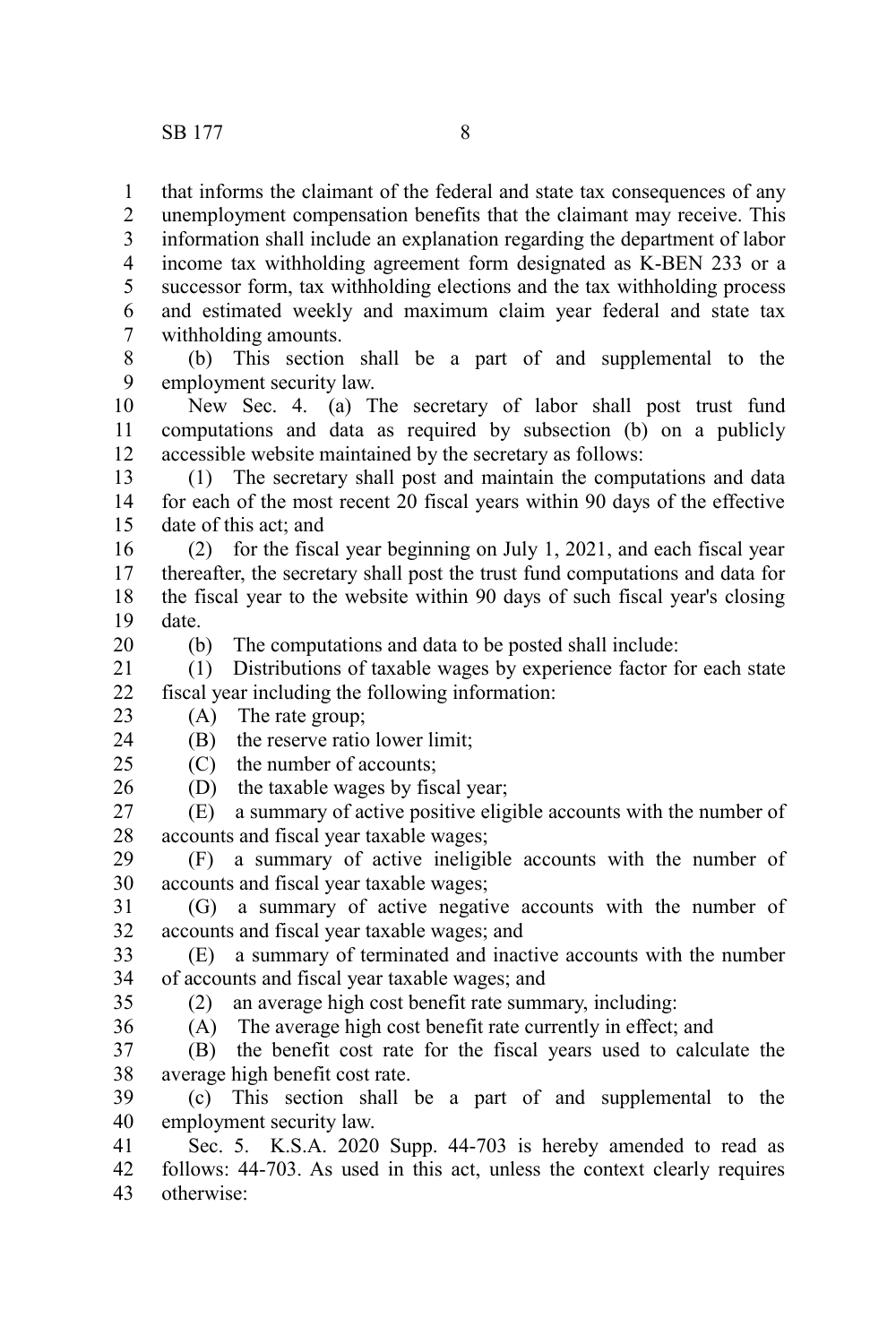that informs the claimant of the federal and state tax consequences of any unemployment compensation benefits that the claimant may receive. This information shall include an explanation regarding the department of labor income tax withholding agreement form designated as K-BEN 233 or a successor form, tax withholding elections and the tax withholding process and estimated weekly and maximum claim year federal and state tax withholding amounts.

(b) This section shall be a part of and supplemental to the employment security law.

New Sec. 4. (a) The secretary of labor shall post trust fund computations and data as required by subsection (b) on a publicly accessible website maintained by the secretary as follows:

(1) The secretary shall post and maintain the computations and data for each of the most recent 20 fiscal years within 90 days of the effective date of this act; and

(2) for the fiscal year beginning on July 1, 2021, and each fiscal year thereafter, the secretary shall post the trust fund computations and data for the fiscal year to the website within 90 days of such fiscal year's closing date.

(b) The computations and data to be posted shall include:

(1) Distributions of taxable wages by experience factor for each state fiscal year including the following information:

(A) The rate group;

(B) the reserve ratio lower limit;

(C) the number of accounts;

(D) the taxable wages by fiscal year;

(E) a summary of active positive eligible accounts with the number of accounts and fiscal year taxable wages;

(F) a summary of active ineligible accounts with the number of accounts and fiscal year taxable wages;

(G) a summary of active negative accounts with the number of accounts and fiscal year taxable wages; and

(E) a summary of terminated and inactive accounts with the number of accounts and fiscal year taxable wages; and

(2) an average high cost benefit rate summary, including:

(A) The average high cost benefit rate currently in effect; and

(B) the benefit cost rate for the fiscal years used to calculate the average high benefit cost rate.

(c) This section shall be a part of and supplemental to the employment security law.

Sec. 5. K.S.A. 2020 Supp. 44-703 is hereby amended to read as follows: 44-703. As used in this act, unless the context clearly requires otherwise: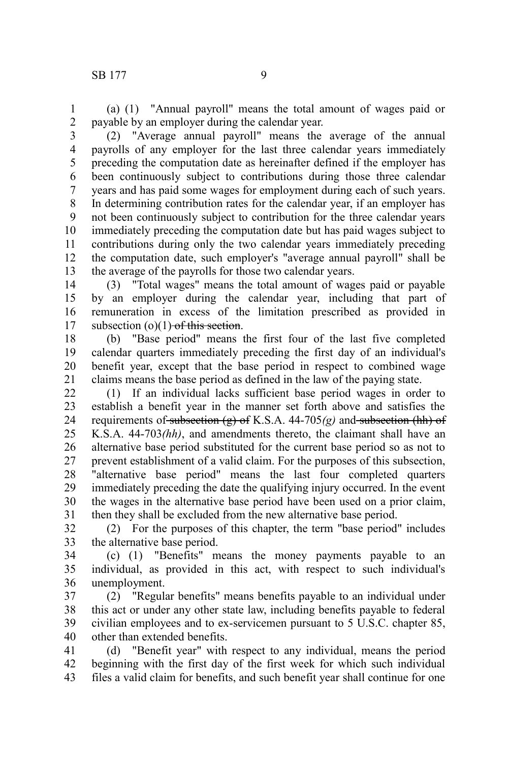(a) (1) "Annual payroll" means the total amount of wages paid or payable by an employer during the calendar year.

(2) "Average annual payroll" means the average of the annual payrolls of any employer for the last three calendar years immediately preceding the computation date as hereinafter defined if the employer has been continuously subject to contributions during those three calendar years and has paid some wages for employment during each of such years. In determining contribution rates for the calendar year, if an employer has not been continuously subject to contribution for the three calendar years immediately preceding the computation date but has paid wages subject to contributions during only the two calendar years immediately preceding the computation date, such employer's "average annual payroll" shall be the average of the payrolls for those two calendar years.

(3) "Total wages" means the total amount of wages paid or payable by an employer during the calendar year, including that part of remuneration in excess of the limitation prescribed as provided in subsection (o)(1) ~~of this section~~.

(b) "Base period" means the first four of the last five completed calendar quarters immediately preceding the first day of an individual's benefit year, except that the base period in respect to combined wage claims means the base period as defined in the law of the paying state.

(1) If an individual lacks sufficient base period wages in order to establish a benefit year in the manner set forth above and satisfies the requirements of ~~subsection (g) of~~ K.S.A. 44-705*(g)* and ~~subsection (hh) of~~ K.S.A. 44-703*(hh)*, and amendments thereto, the claimant shall have an alternative base period substituted for the current base period so as not to prevent establishment of a valid claim. For the purposes of this subsection, "alternative base period" means the last four completed quarters immediately preceding the date the qualifying injury occurred. In the event the wages in the alternative base period have been used on a prior claim, then they shall be excluded from the new alternative base period.

(2) For the purposes of this chapter, the term "base period" includes the alternative base period.

(c) (1) "Benefits" means the money payments payable to an individual, as provided in this act, with respect to such individual's unemployment.

(2) "Regular benefits" means benefits payable to an individual under this act or under any other state law, including benefits payable to federal civilian employees and to ex-servicemen pursuant to 5 U.S.C. chapter 85, other than extended benefits.

(d) "Benefit year" with respect to any individual, means the period beginning with the first day of the first week for which such individual files a valid claim for benefits, and such benefit year shall continue for one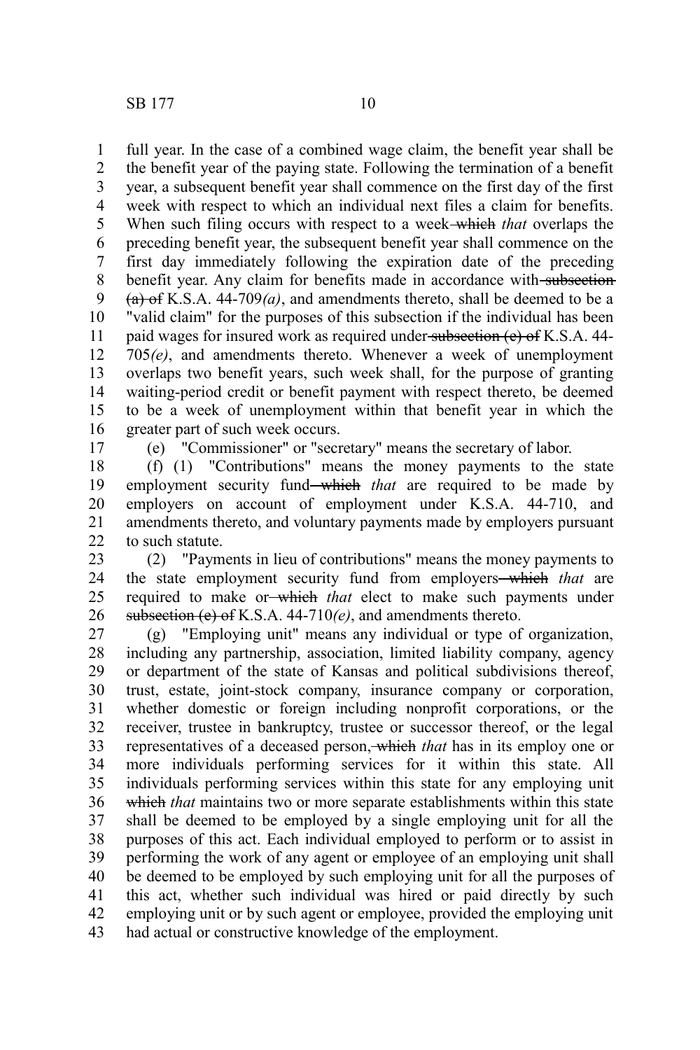full year. In the case of a combined wage claim, the benefit year shall be the benefit year of the paying state. Following the termination of a benefit year, a subsequent benefit year shall commence on the first day of the first week with respect to which an individual next files a claim for benefits. When such filing occurs with respect to a week ~~which~~ *that* overlaps the preceding benefit year, the subsequent benefit year shall commence on the first day immediately following the expiration date of the preceding benefit year. Any claim for benefits made in accordance with ~~subsection (a) of~~ K.S.A. 44-709*(a)*, and amendments thereto, shall be deemed to be a "valid claim" for the purposes of this subsection if the individual has been paid wages for insured work as required under ~~subsection (e) of~~ K.S.A. 44-705*(e)*, and amendments thereto. Whenever a week of unemployment overlaps two benefit years, such week shall, for the purpose of granting waiting-period credit or benefit payment with respect thereto, be deemed to be a week of unemployment within that benefit year in which the greater part of such week occurs.

(e) "Commissioner" or "secretary" means the secretary of labor.

(f) (1) "Contributions" means the money payments to the state employment security fund ~~which~~ *that* are required to be made by employers on account of employment under K.S.A. 44-710, and amendments thereto, and voluntary payments made by employers pursuant to such statute.

(2) "Payments in lieu of contributions" means the money payments to the state employment security fund from employers ~~which~~ *that* are required to make or ~~which~~ *that* elect to make such payments under ~~subsection (e) of~~ K.S.A. 44-710*(e)*, and amendments thereto.

(g) "Employing unit" means any individual or type of organization, including any partnership, association, limited liability company, agency or department of the state of Kansas and political subdivisions thereof, trust, estate, joint-stock company, insurance company or corporation, whether domestic or foreign including nonprofit corporations, or the receiver, trustee in bankruptcy, trustee or successor thereof, or the legal representatives of a deceased person, ~~which~~ *that* has in its employ one or more individuals performing services for it within this state. All individuals performing services within this state for any employing unit ~~which~~ *that* maintains two or more separate establishments within this state shall be deemed to be employed by a single employing unit for all the purposes of this act. Each individual employed to perform or to assist in performing the work of any agent or employee of an employing unit shall be deemed to be employed by such employing unit for all the purposes of this act, whether such individual was hired or paid directly by such employing unit or by such agent or employee, provided the employing unit had actual or constructive knowledge of the employment.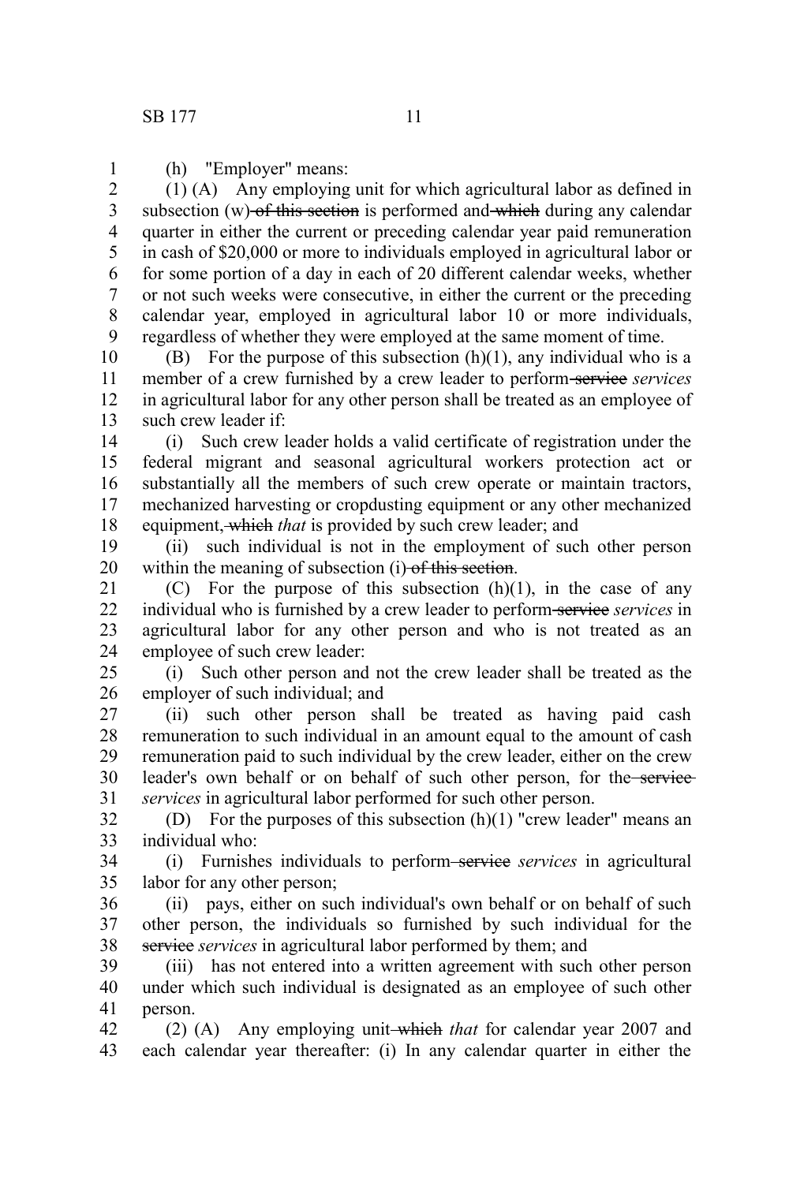(h) "Employer" means:

(1) (A) Any employing unit for which agricultural labor as defined in subsection (w) ~~of this section~~ is performed and ~~which~~ during any calendar quarter in either the current or preceding calendar year paid remuneration in cash of $20,000 or more to individuals employed in agricultural labor or for some portion of a day in each of 20 different calendar weeks, whether or not such weeks were consecutive, in either the current or the preceding calendar year, employed in agricultural labor 10 or more individuals, regardless of whether they were employed at the same moment of time.

(B) For the purpose of this subsection (h)(1), any individual who is a member of a crew furnished by a crew leader to perform ~~service~~ *services* in agricultural labor for any other person shall be treated as an employee of such crew leader if:

(i) Such crew leader holds a valid certificate of registration under the federal migrant and seasonal agricultural workers protection act or substantially all the members of such crew operate or maintain tractors, mechanized harvesting or cropdusting equipment or any other mechanized equipment, ~~which~~ *that* is provided by such crew leader; and

(ii) such individual is not in the employment of such other person within the meaning of subsection (i) ~~of this section~~.

(C) For the purpose of this subsection (h)(1), in the case of any individual who is furnished by a crew leader to perform ~~service~~ *services* in agricultural labor for any other person and who is not treated as an employee of such crew leader:

(i) Such other person and not the crew leader shall be treated as the employer of such individual; and

(ii) such other person shall be treated as having paid cash remuneration to such individual in an amount equal to the amount of cash remuneration paid to such individual by the crew leader, either on the crew leader's own behalf or on behalf of such other person, for the ~~service~~ *services* in agricultural labor performed for such other person.

(D) For the purposes of this subsection (h)(1) "crew leader" means an individual who:

(i) Furnishes individuals to perform ~~service~~ *services* in agricultural labor for any other person;

(ii) pays, either on such individual's own behalf or on behalf of such other person, the individuals so furnished by such individual for the ~~service~~ *services* in agricultural labor performed by them; and

(iii) has not entered into a written agreement with such other person under which such individual is designated as an employee of such other person.

(2) (A) Any employing unit ~~which~~ *that* for calendar year 2007 and each calendar year thereafter: (i) In any calendar quarter in either the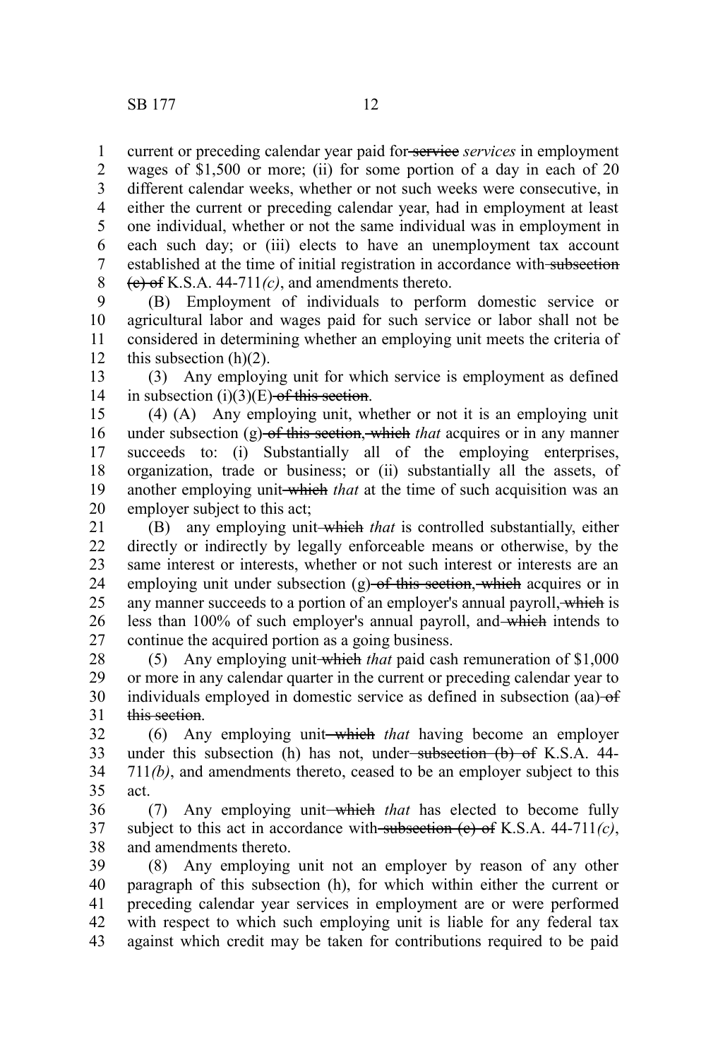current or preceding calendar year paid for ~~service~~ *services* in employment wages of $1,500 or more; (ii) for some portion of a day in each of 20 different calendar weeks, whether or not such weeks were consecutive, in either the current or preceding calendar year, had in employment at least one individual, whether or not the same individual was in employment in each such day; or (iii) elects to have an unemployment tax account established at the time of initial registration in accordance with ~~subsection (c) of~~ K.S.A. 44-711*(c)*, and amendments thereto.

(B) Employment of individuals to perform domestic service or agricultural labor and wages paid for such service or labor shall not be considered in determining whether an employing unit meets the criteria of this subsection (h)(2).

(3) Any employing unit for which service is employment as defined in subsection (i)(3)(E) ~~of this section~~.

(4) (A) Any employing unit, whether or not it is an employing unit under subsection (g) ~~of this section, which~~ *that* acquires or in any manner succeeds to: (i) Substantially all of the employing enterprises, organization, trade or business; or (ii) substantially all the assets, of another employing unit ~~which~~ *that* at the time of such acquisition was an employer subject to this act;

(B) any employing unit ~~which~~ *that* is controlled substantially, either directly or indirectly by legally enforceable means or otherwise, by the same interest or interests, whether or not such interest or interests are an employing unit under subsection (g) ~~of this section, which~~ acquires or in any manner succeeds to a portion of an employer's annual payroll, ~~which~~ is less than 100% of such employer's annual payroll, and ~~which~~ intends to continue the acquired portion as a going business.

(5) Any employing unit ~~which~~ *that* paid cash remuneration of $1,000 or more in any calendar quarter in the current or preceding calendar year to individuals employed in domestic service as defined in subsection (aa) ~~of this section~~.

(6) Any employing unit ~~which~~ *that* having become an employer under this subsection (h) has not, under ~~subsection (b) of~~ K.S.A. 44-711*(b)*, and amendments thereto, ceased to be an employer subject to this act.

(7) Any employing unit ~~which~~ *that* has elected to become fully subject to this act in accordance with ~~subsection (c) of~~ K.S.A. 44-711*(c)*, and amendments thereto.

(8) Any employing unit not an employer by reason of any other paragraph of this subsection (h), for which within either the current or preceding calendar year services in employment are or were performed with respect to which such employing unit is liable for any federal tax against which credit may be taken for contributions required to be paid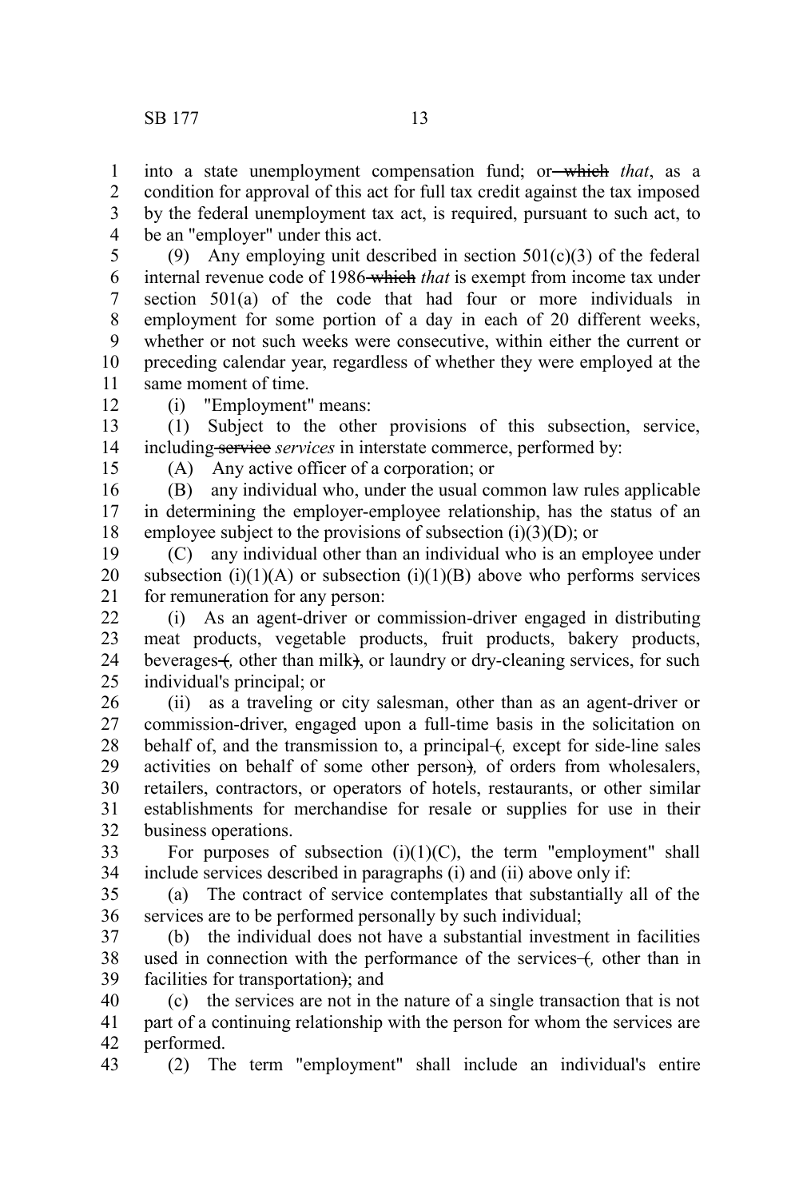into a state unemployment compensation fund; or ~~which~~ *that*, as a condition for approval of this act for full tax credit against the tax imposed by the federal unemployment tax act, is required, pursuant to such act, to be an "employer" under this act.

(9) Any employing unit described in section 501(c)(3) of the federal internal revenue code of 1986 ~~which~~ *that* is exempt from income tax under section 501(a) of the code that had four or more individuals in employment for some portion of a day in each of 20 different weeks, whether or not such weeks were consecutive, within either the current or preceding calendar year, regardless of whether they were employed at the same moment of time.

(i) "Employment" means:

(1) Subject to the other provisions of this subsection, service, including ~~service~~ *services* in interstate commerce, performed by:

(A) Any active officer of a corporation; or

(B) any individual who, under the usual common law rules applicable in determining the employer-employee relationship, has the status of an employee subject to the provisions of subsection (i)(3)(D); or

(C) any individual other than an individual who is an employee under subsection (i)(1)(A) or subsection (i)(1)(B) above who performs services for remuneration for any person:

(i) As an agent-driver or commission-driver engaged in distributing meat products, vegetable products, fruit products, bakery products, beverages ~~(~~*,* other than milk~~)~~, or laundry or dry-cleaning services, for such individual's principal; or

(ii) as a traveling or city salesman, other than as an agent-driver or commission-driver, engaged upon a full-time basis in the solicitation on behalf of, and the transmission to, a principal ~~(~~*,* except for side-line sales activities on behalf of some other person~~)~~*,* of orders from wholesalers, retailers, contractors, or operators of hotels, restaurants, or other similar establishments for merchandise for resale or supplies for use in their business operations.

For purposes of subsection (i)(1)(C), the term "employment" shall include services described in paragraphs (i) and (ii) above only if:

(a) The contract of service contemplates that substantially all of the services are to be performed personally by such individual;

(b) the individual does not have a substantial investment in facilities used in connection with the performance of the services ~~(~~*,* other than in facilities for transportation~~)~~; and

(c) the services are not in the nature of a single transaction that is not part of a continuing relationship with the person for whom the services are performed.

(2) The term "employment" shall include an individual's entire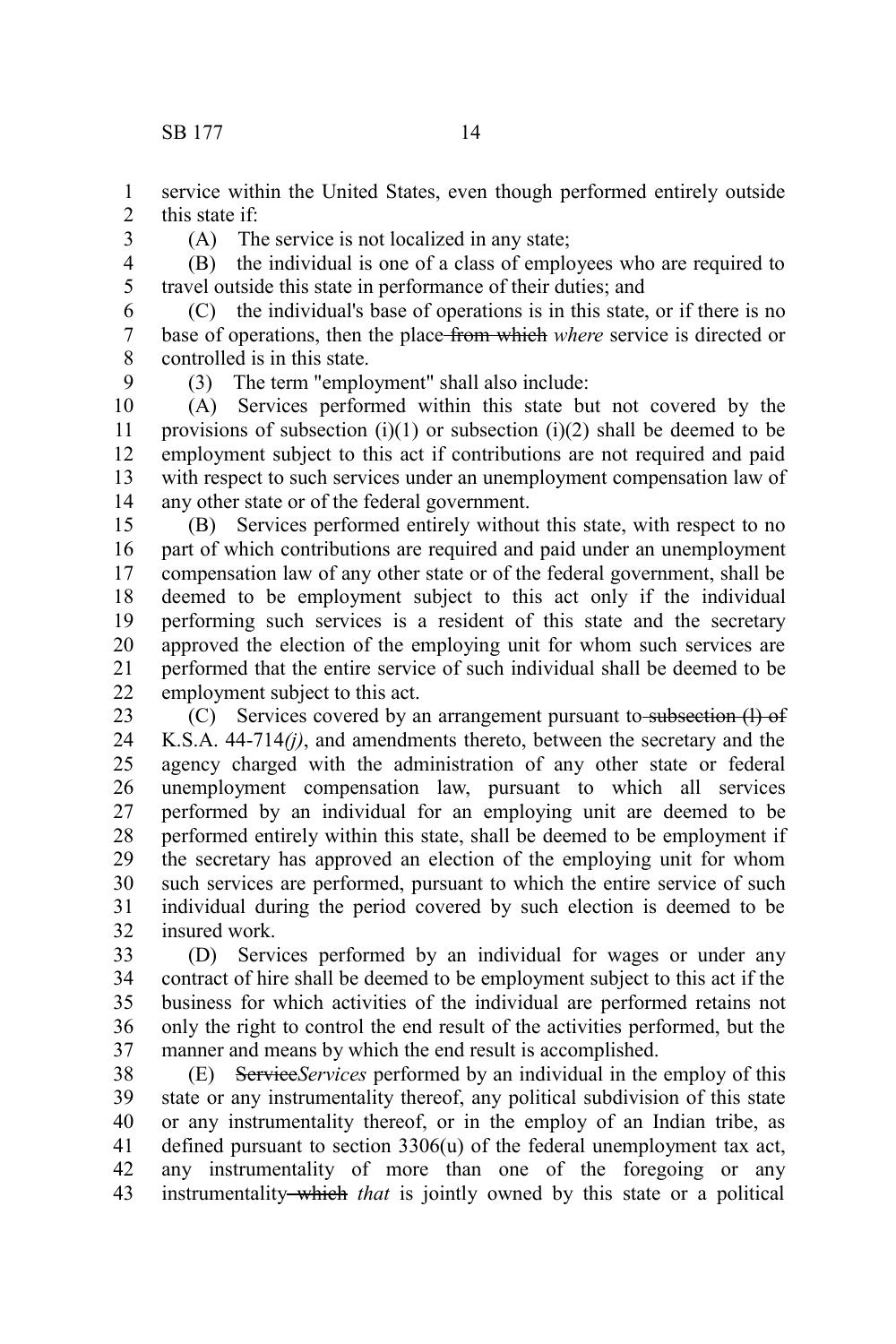service within the United States, even though performed entirely outside this state if:

(A) The service is not localized in any state;

(B) the individual is one of a class of employees who are required to travel outside this state in performance of their duties; and

(C) the individual's base of operations is in this state, or if there is no base of operations, then the place ~~from which~~ *where* service is directed or controlled is in this state.

(3) The term "employment" shall also include:

(A) Services performed within this state but not covered by the provisions of subsection (i)(1) or subsection (i)(2) shall be deemed to be employment subject to this act if contributions are not required and paid with respect to such services under an unemployment compensation law of any other state or of the federal government.

(B) Services performed entirely without this state, with respect to no part of which contributions are required and paid under an unemployment compensation law of any other state or of the federal government, shall be deemed to be employment subject to this act only if the individual performing such services is a resident of this state and the secretary approved the election of the employing unit for whom such services are performed that the entire service of such individual shall be deemed to be employment subject to this act.

(C) Services covered by an arrangement pursuant to ~~subsection (l) of~~ K.S.A. 44-714*(j)*, and amendments thereto, between the secretary and the agency charged with the administration of any other state or federal unemployment compensation law, pursuant to which all services performed by an individual for an employing unit are deemed to be performed entirely within this state, shall be deemed to be employment if the secretary has approved an election of the employing unit for whom such services are performed, pursuant to which the entire service of such individual during the period covered by such election is deemed to be insured work.

(D) Services performed by an individual for wages or under any contract of hire shall be deemed to be employment subject to this act if the business for which activities of the individual are performed retains not only the right to control the end result of the activities performed, but the manner and means by which the end result is accomplished.

(E) ~~Service~~*Services* performed by an individual in the employ of this state or any instrumentality thereof, any political subdivision of this state or any instrumentality thereof, or in the employ of an Indian tribe, as defined pursuant to section 3306(u) of the federal unemployment tax act, any instrumentality of more than one of the foregoing or any instrumentality ~~which~~ *that* is jointly owned by this state or a political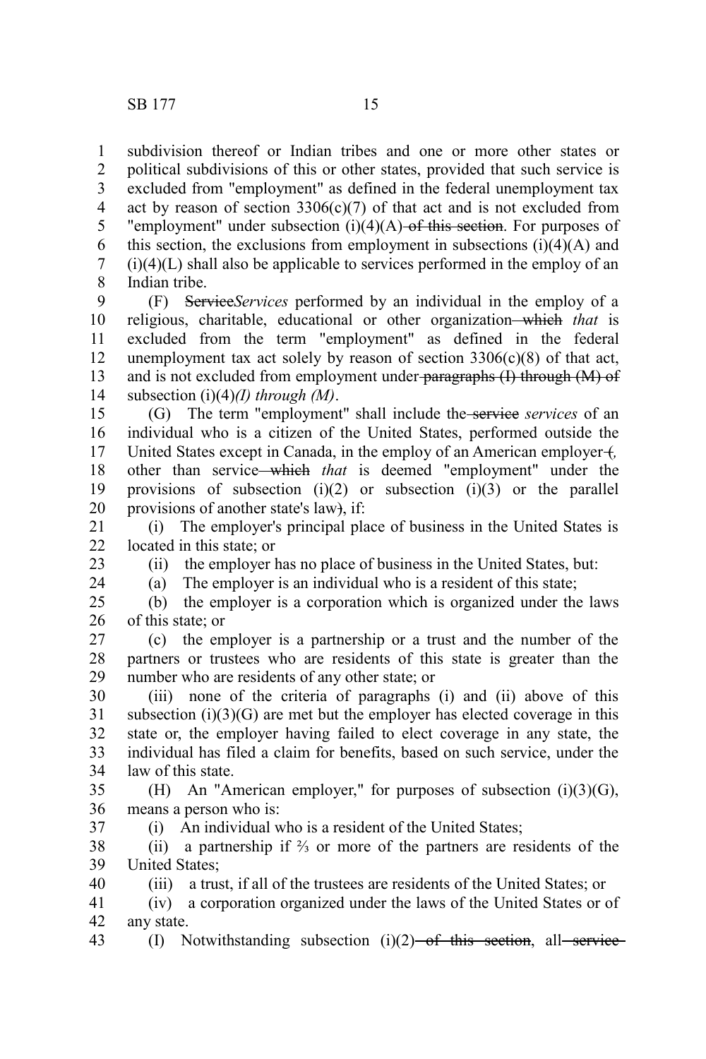subdivision thereof or Indian tribes and one or more other states or political subdivisions of this or other states, provided that such service is excluded from "employment" as defined in the federal unemployment tax act by reason of section 3306(c)(7) of that act and is not excluded from "employment" under subsection (i)(4)(A)~~ of this section~~. For purposes of this section, the exclusions from employment in subsections (i)(4)(A) and (i)(4)(L) shall also be applicable to services performed in the employ of an Indian tribe.

(F) ~~Service~~*Services* performed by an individual in the employ of a religious, charitable, educational or other organization~~ which~~ *that* is excluded from the term "employment" as defined in the federal unemployment tax act solely by reason of section 3306(c)(8) of that act, and is not excluded from employment under~~ paragraphs (I) through (M) of~~ subsection (i)(4)*(I) through (M)*.

(G) The term "employment" shall include the~~ service~~ *services* of an individual who is a citizen of the United States, performed outside the United States except in Canada, in the employ of an American employer~~ (~~*,* other than service~~ which~~ *that* is deemed "employment" under the provisions of subsection (i)(2) or subsection (i)(3) or the parallel provisions of another state's law~~)~~, if:

(i) The employer's principal place of business in the United States is located in this state; or

(ii) the employer has no place of business in the United States, but:

(a) The employer is an individual who is a resident of this state;

(b) the employer is a corporation which is organized under the laws of this state; or

(c) the employer is a partnership or a trust and the number of the partners or trustees who are residents of this state is greater than the number who are residents of any other state; or

(iii) none of the criteria of paragraphs (i) and (ii) above of this subsection (i)(3)(G) are met but the employer has elected coverage in this state or, the employer having failed to elect coverage in any state, the individual has filed a claim for benefits, based on such service, under the law of this state.

(H) An "American employer," for purposes of subsection (i)(3)(G), means a person who is:

(i) An individual who is a resident of the United States;

(ii) a partnership if ⅔ or more of the partners are residents of the United States;

(iii) a trust, if all of the trustees are residents of the United States; or

(iv) a corporation organized under the laws of the United States or of any state.

(I) Notwithstanding subsection (i)(2)~~ of this section~~, all~~ service~~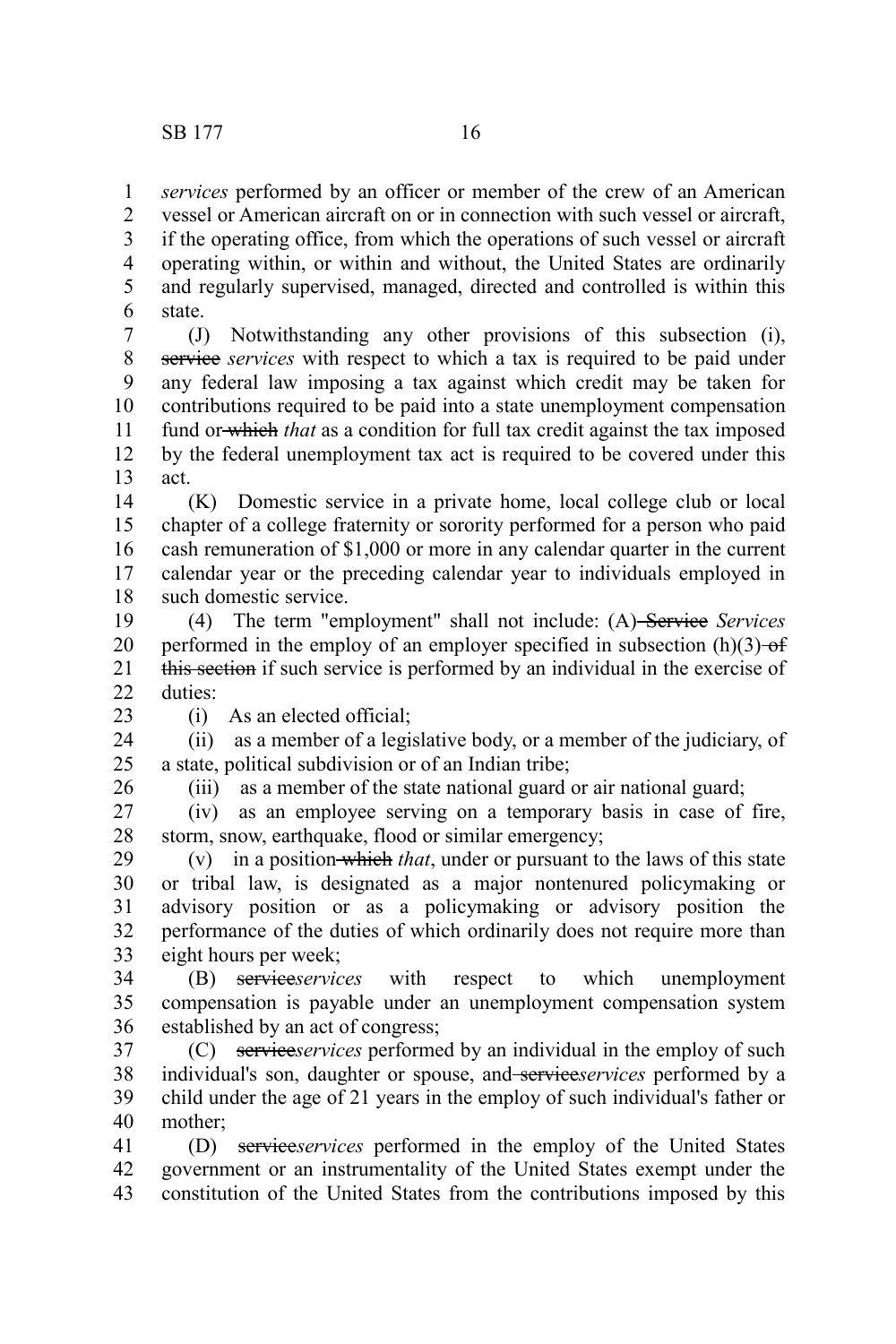*services* performed by an officer or member of the crew of an American vessel or American aircraft on or in connection with such vessel or aircraft, if the operating office, from which the operations of such vessel or aircraft operating within, or within and without, the United States are ordinarily and regularly supervised, managed, directed and controlled is within this state.

(J) Notwithstanding any other provisions of this subsection (i), ~~service~~ *services* with respect to which a tax is required to be paid under any federal law imposing a tax against which credit may be taken for contributions required to be paid into a state unemployment compensation fund or ~~which~~ *that* as a condition for full tax credit against the tax imposed by the federal unemployment tax act is required to be covered under this act.

(K) Domestic service in a private home, local college club or local chapter of a college fraternity or sorority performed for a person who paid cash remuneration of $1,000 or more in any calendar quarter in the current calendar year or the preceding calendar year to individuals employed in such domestic service.

(4) The term "employment" shall not include: (A) ~~Service~~ *Services* performed in the employ of an employer specified in subsection (h)(3) ~~of this section~~ if such service is performed by an individual in the exercise of duties:

(i) As an elected official;

(ii) as a member of a legislative body, or a member of the judiciary, of a state, political subdivision or of an Indian tribe;

(iii) as a member of the state national guard or air national guard;

(iv) as an employee serving on a temporary basis in case of fire, storm, snow, earthquake, flood or similar emergency;

(v) in a position ~~which~~ *that*, under or pursuant to the laws of this state or tribal law, is designated as a major nontenured policymaking or advisory position or as a policymaking or advisory position the performance of the duties of which ordinarily does not require more than eight hours per week;

(B) ~~service~~*services* with respect to which unemployment compensation is payable under an unemployment compensation system established by an act of congress;

(C) ~~service~~*services* performed by an individual in the employ of such individual's son, daughter or spouse, and ~~service~~*services* performed by a child under the age of 21 years in the employ of such individual's father or mother;

(D) ~~service~~*services* performed in the employ of the United States government or an instrumentality of the United States exempt under the constitution of the United States from the contributions imposed by this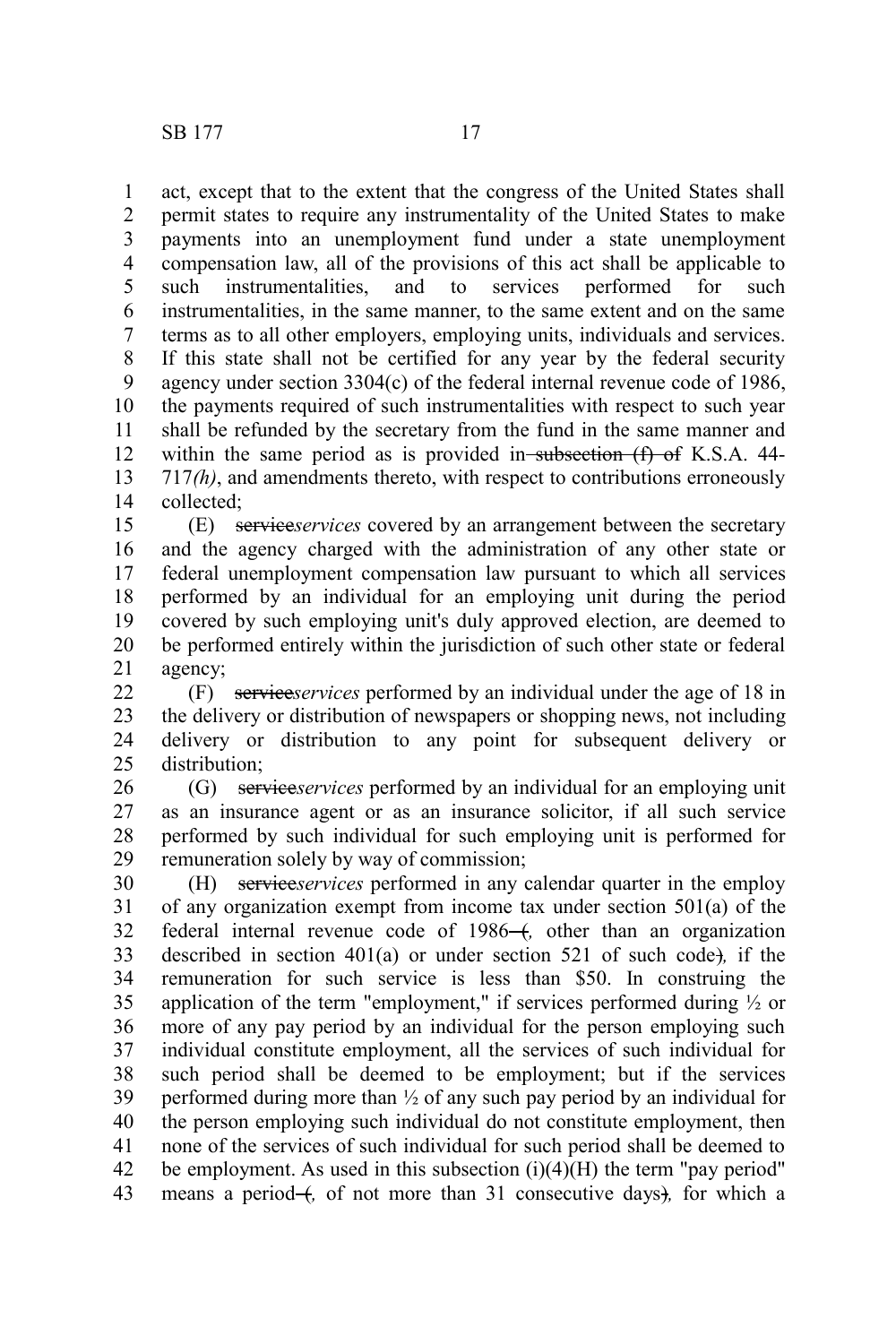act, except that to the extent that the congress of the United States shall permit states to require any instrumentality of the United States to make payments into an unemployment fund under a state unemployment compensation law, all of the provisions of this act shall be applicable to such instrumentalities, and to services performed for such instrumentalities, in the same manner, to the same extent and on the same terms as to all other employers, employing units, individuals and services. If this state shall not be certified for any year by the federal security agency under section 3304(c) of the federal internal revenue code of 1986, the payments required of such instrumentalities with respect to such year shall be refunded by the secretary from the fund in the same manner and within the same period as is provided in ~~subsection (f) of~~ K.S.A. 44-717*(h)*, and amendments thereto, with respect to contributions erroneously collected;

(E) ~~service~~*services* covered by an arrangement between the secretary and the agency charged with the administration of any other state or federal unemployment compensation law pursuant to which all services performed by an individual for an employing unit during the period covered by such employing unit's duly approved election, are deemed to be performed entirely within the jurisdiction of such other state or federal agency;

(F) ~~service~~*services* performed by an individual under the age of 18 in the delivery or distribution of newspapers or shopping news, not including delivery or distribution to any point for subsequent delivery or distribution;

(G) ~~service~~*services* performed by an individual for an employing unit as an insurance agent or as an insurance solicitor, if all such service performed by such individual for such employing unit is performed for remuneration solely by way of commission;

(H) ~~service~~*services* performed in any calendar quarter in the employ of any organization exempt from income tax under section 501(a) of the federal internal revenue code of 1986~~(~~*,* other than an organization described in section 401(a) or under section 521 of such code~~)~~*,* if the remuneration for such service is less than $50. In construing the application of the term "employment," if services performed during ½ or more of any pay period by an individual for the person employing such individual constitute employment, all the services of such individual for such period shall be deemed to be employment; but if the services performed during more than ½ of any such pay period by an individual for the person employing such individual do not constitute employment, then none of the services of such individual for such period shall be deemed to be employment. As used in this subsection (i)(4)(H) the term "pay period" means a period~~(~~*,* of not more than 31 consecutive days~~)~~*,* for which a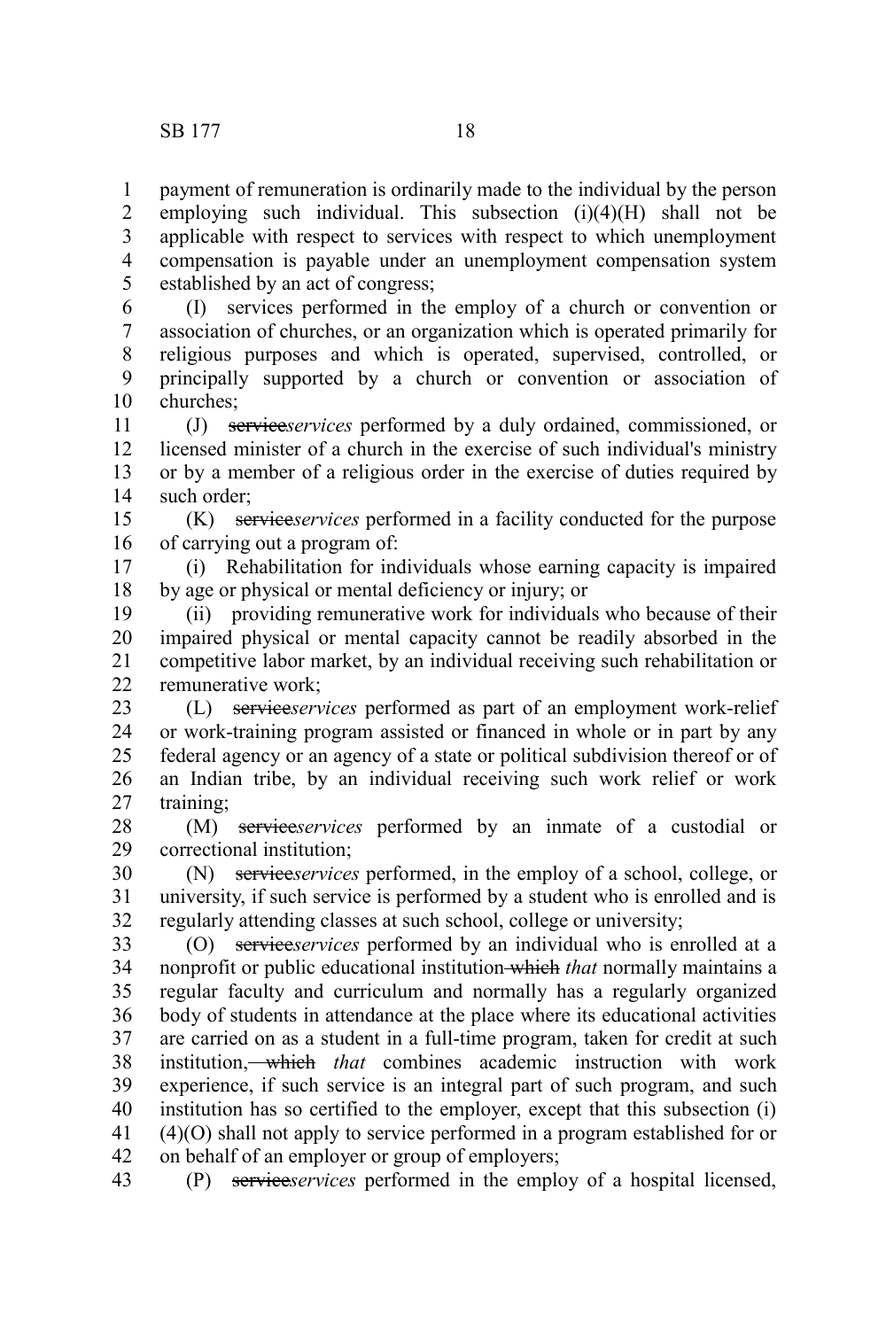payment of remuneration is ordinarily made to the individual by the person employing such individual. This subsection (i)(4)(H) shall not be applicable with respect to services with respect to which unemployment compensation is payable under an unemployment compensation system established by an act of congress;

(I) services performed in the employ of a church or convention or association of churches, or an organization which is operated primarily for religious purposes and which is operated, supervised, controlled, or principally supported by a church or convention or association of churches;

(J) ~~service~~*services* performed by a duly ordained, commissioned, or licensed minister of a church in the exercise of such individual's ministry or by a member of a religious order in the exercise of duties required by such order;

(K) ~~service~~*services* performed in a facility conducted for the purpose of carrying out a program of:

(i) Rehabilitation for individuals whose earning capacity is impaired by age or physical or mental deficiency or injury; or

(ii) providing remunerative work for individuals who because of their impaired physical or mental capacity cannot be readily absorbed in the competitive labor market, by an individual receiving such rehabilitation or remunerative work;

(L) ~~service~~*services* performed as part of an employment work-relief or work-training program assisted or financed in whole or in part by any federal agency or an agency of a state or political subdivision thereof or of an Indian tribe, by an individual receiving such work relief or work training;

(M) ~~service~~*services* performed by an inmate of a custodial or correctional institution;

(N) ~~service~~*services* performed, in the employ of a school, college, or university, if such service is performed by a student who is enrolled and is regularly attending classes at such school, college or university;

(O) ~~service~~*services* performed by an individual who is enrolled at a nonprofit or public educational institution ~~which~~ *that* normally maintains a regular faculty and curriculum and normally has a regularly organized body of students in attendance at the place where its educational activities are carried on as a student in a full-time program, taken for credit at such institution, ~~which~~ *that* combines academic instruction with work experience, if such service is an integral part of such program, and such institution has so certified to the employer, except that this subsection (i)(4)(O) shall not apply to service performed in a program established for or on behalf of an employer or group of employers;

(P) ~~service~~*services* performed in the employ of a hospital licensed,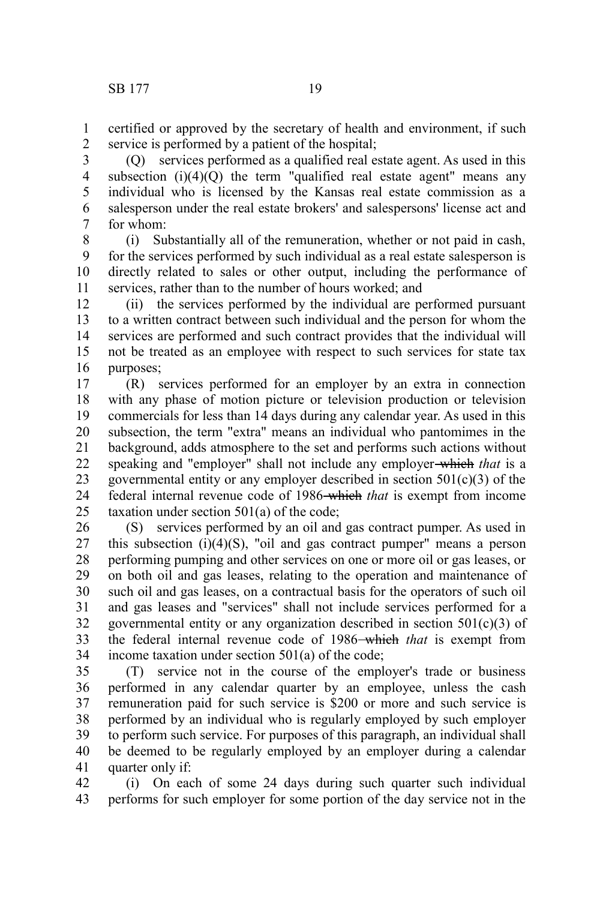certified or approved by the secretary of health and environment, if such service is performed by a patient of the hospital;

(Q) services performed as a qualified real estate agent. As used in this subsection (i)(4)(Q) the term "qualified real estate agent" means any individual who is licensed by the Kansas real estate commission as a salesperson under the real estate brokers' and salespersons' license act and for whom:

(i) Substantially all of the remuneration, whether or not paid in cash, for the services performed by such individual as a real estate salesperson is directly related to sales or other output, including the performance of services, rather than to the number of hours worked; and

(ii) the services performed by the individual are performed pursuant to a written contract between such individual and the person for whom the services are performed and such contract provides that the individual will not be treated as an employee with respect to such services for state tax purposes;

(R) services performed for an employer by an extra in connection with any phase of motion picture or television production or television commercials for less than 14 days during any calendar year. As used in this subsection, the term "extra" means an individual who pantomimes in the background, adds atmosphere to the set and performs such actions without speaking and "employer" shall not include any employer ~~which~~ *that* is a governmental entity or any employer described in section 501(c)(3) of the federal internal revenue code of 1986 ~~which~~ *that* is exempt from income taxation under section 501(a) of the code;

(S) services performed by an oil and gas contract pumper. As used in this subsection (i)(4)(S), "oil and gas contract pumper" means a person performing pumping and other services on one or more oil or gas leases, or on both oil and gas leases, relating to the operation and maintenance of such oil and gas leases, on a contractual basis for the operators of such oil and gas leases and "services" shall not include services performed for a governmental entity or any organization described in section 501(c)(3) of the federal internal revenue code of 1986 ~~which~~ *that* is exempt from income taxation under section 501(a) of the code;

(T) service not in the course of the employer's trade or business performed in any calendar quarter by an employee, unless the cash remuneration paid for such service is $200 or more and such service is performed by an individual who is regularly employed by such employer to perform such service. For purposes of this paragraph, an individual shall be deemed to be regularly employed by an employer during a calendar quarter only if:

(i) On each of some 24 days during such quarter such individual performs for such employer for some portion of the day service not in the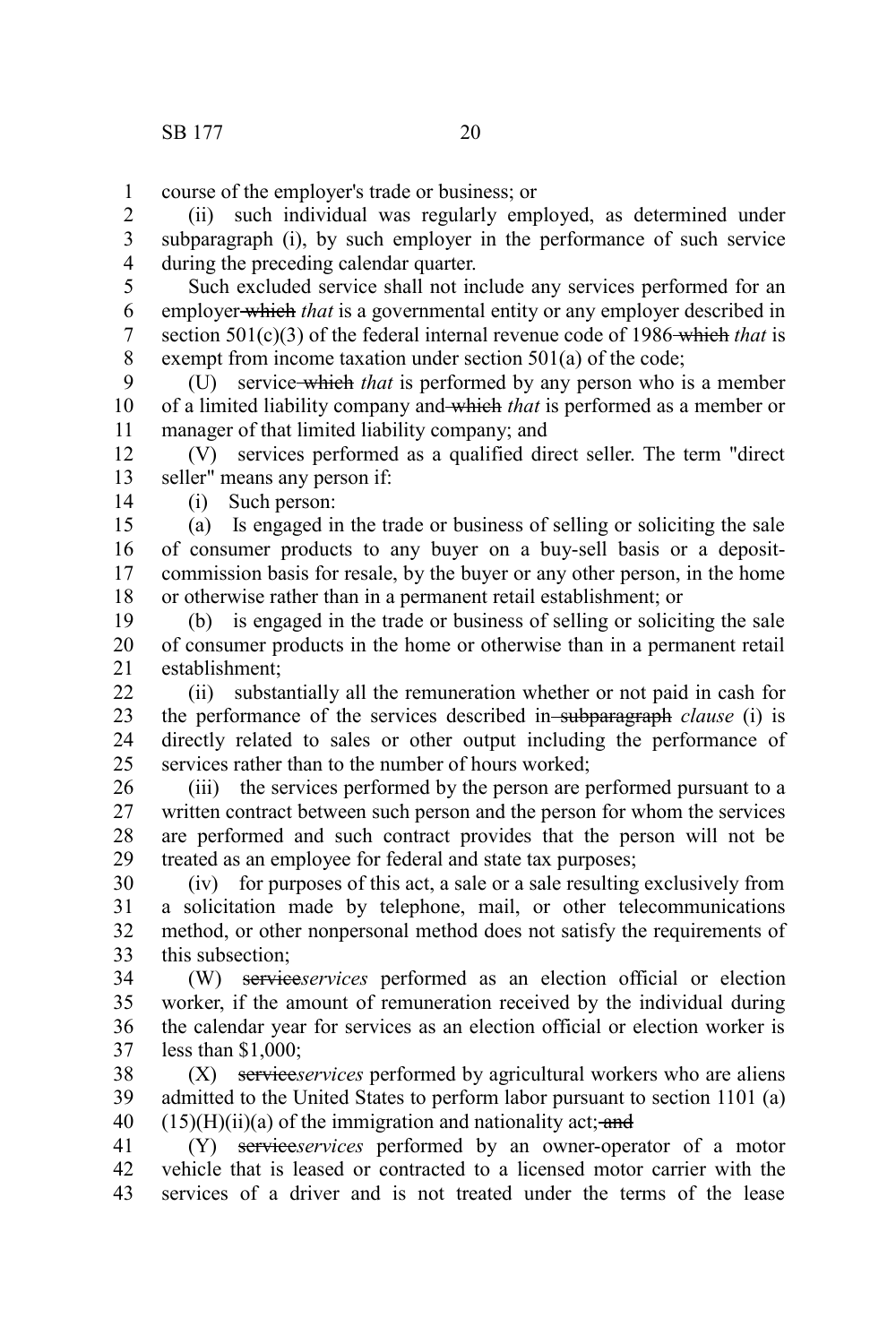course of the employer's trade or business; or

(ii) such individual was regularly employed, as determined under subparagraph (i), by such employer in the performance of such service during the preceding calendar quarter.

Such excluded service shall not include any services performed for an employer ~~which~~ *that* is a governmental entity or any employer described in section 501(c)(3) of the federal internal revenue code of 1986 ~~which~~ *that* is exempt from income taxation under section 501(a) of the code;

(U) service ~~which~~ *that* is performed by any person who is a member of a limited liability company and ~~which~~ *that* is performed as a member or manager of that limited liability company; and

(V) services performed as a qualified direct seller. The term "direct seller" means any person if:

(i) Such person:

(a) Is engaged in the trade or business of selling or soliciting the sale of consumer products to any buyer on a buy-sell basis or a deposit-commission basis for resale, by the buyer or any other person, in the home or otherwise rather than in a permanent retail establishment; or

(b) is engaged in the trade or business of selling or soliciting the sale of consumer products in the home or otherwise than in a permanent retail establishment;

(ii) substantially all the remuneration whether or not paid in cash for the performance of the services described in ~~subparagraph~~ *clause* (i) is directly related to sales or other output including the performance of services rather than to the number of hours worked;

(iii) the services performed by the person are performed pursuant to a written contract between such person and the person for whom the services are performed and such contract provides that the person will not be treated as an employee for federal and state tax purposes;

(iv) for purposes of this act, a sale or a sale resulting exclusively from a solicitation made by telephone, mail, or other telecommunications method, or other nonpersonal method does not satisfy the requirements of this subsection;

(W) ~~service~~*services* performed as an election official or election worker, if the amount of remuneration received by the individual during the calendar year for services as an election official or election worker is less than $1,000;

(X) ~~service~~*services* performed by agricultural workers who are aliens admitted to the United States to perform labor pursuant to section 1101 (a) (15)(H)(ii)(a) of the immigration and nationality act; ~~and~~

(Y) ~~service~~*services* performed by an owner-operator of a motor vehicle that is leased or contracted to a licensed motor carrier with the services of a driver and is not treated under the terms of the lease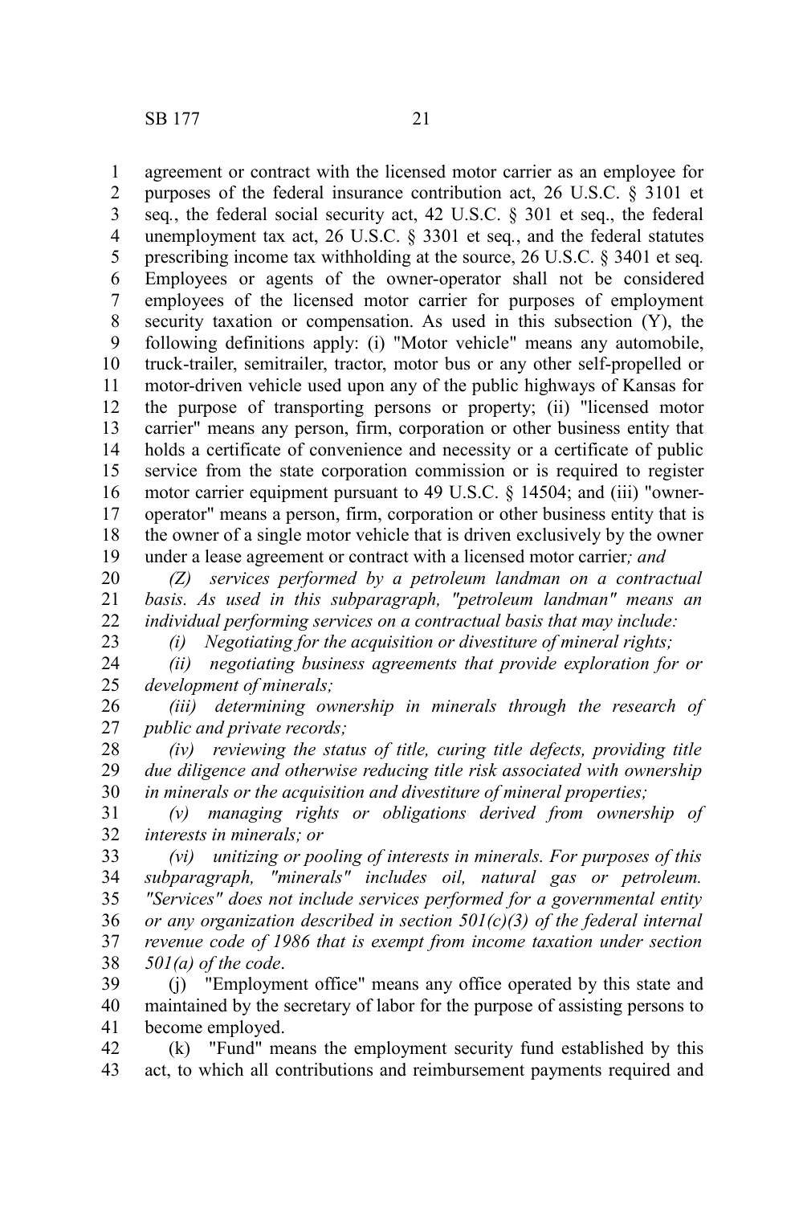agreement or contract with the licensed motor carrier as an employee for purposes of the federal insurance contribution act, 26 U.S.C. § 3101 et seq., the federal social security act, 42 U.S.C. § 301 et seq., the federal unemployment tax act, 26 U.S.C. § 3301 et seq., and the federal statutes prescribing income tax withholding at the source, 26 U.S.C. § 3401 et seq. Employees or agents of the owner-operator shall not be considered employees of the licensed motor carrier for purposes of employment security taxation or compensation. As used in this subsection (Y), the following definitions apply: (i) "Motor vehicle" means any automobile, truck-trailer, semitrailer, tractor, motor bus or any other self-propelled or motor-driven vehicle used upon any of the public highways of Kansas for the purpose of transporting persons or property; (ii) "licensed motor carrier" means any person, firm, corporation or other business entity that holds a certificate of convenience and necessity or a certificate of public service from the state corporation commission or is required to register motor carrier equipment pursuant to 49 U.S.C. § 14504; and (iii) "owner-operator" means a person, firm, corporation or other business entity that is the owner of a single motor vehicle that is driven exclusively by the owner under a lease agreement or contract with a licensed motor carrier*; and*

*(Z) services performed by a petroleum landman on a contractual basis. As used in this subparagraph, "petroleum landman" means an individual performing services on a contractual basis that may include:*

*(i) Negotiating for the acquisition or divestiture of mineral rights;*

*(ii) negotiating business agreements that provide exploration for or development of minerals;*

*(iii) determining ownership in minerals through the research of public and private records;*

*(iv) reviewing the status of title, curing title defects, providing title due diligence and otherwise reducing title risk associated with ownership in minerals or the acquisition and divestiture of mineral properties;*

*(v) managing rights or obligations derived from ownership of interests in minerals; or*

*(vi) unitizing or pooling of interests in minerals. For purposes of this subparagraph, "minerals" includes oil, natural gas or petroleum. "Services" does not include services performed for a governmental entity or any organization described in section 501(c)(3) of the federal internal revenue code of 1986 that is exempt from income taxation under section 501(a) of the code*.

(j) "Employment office" means any office operated by this state and maintained by the secretary of labor for the purpose of assisting persons to become employed.

(k) "Fund" means the employment security fund established by this act, to which all contributions and reimbursement payments required and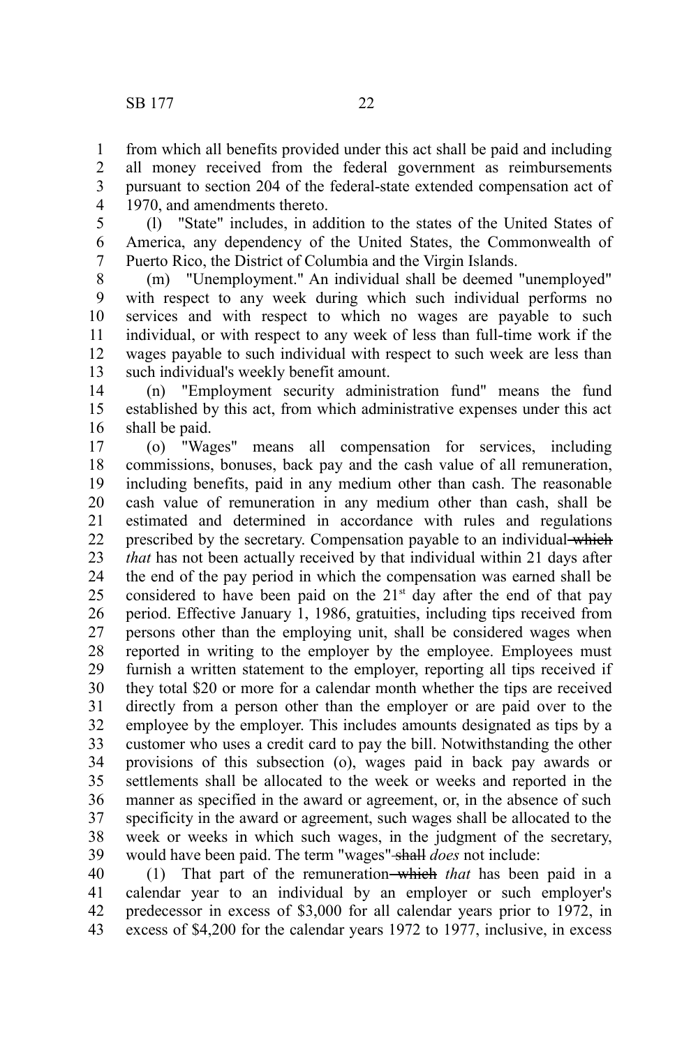from which all benefits provided under this act shall be paid and including all money received from the federal government as reimbursements pursuant to section 204 of the federal-state extended compensation act of 1970, and amendments thereto.

(l) "State" includes, in addition to the states of the United States of America, any dependency of the United States, the Commonwealth of Puerto Rico, the District of Columbia and the Virgin Islands.

(m) "Unemployment." An individual shall be deemed "unemployed" with respect to any week during which such individual performs no services and with respect to which no wages are payable to such individual, or with respect to any week of less than full-time work if the wages payable to such individual with respect to such week are less than such individual's weekly benefit amount.

(n) "Employment security administration fund" means the fund established by this act, from which administrative expenses under this act shall be paid.

(o) "Wages" means all compensation for services, including commissions, bonuses, back pay and the cash value of all remuneration, including benefits, paid in any medium other than cash. The reasonable cash value of remuneration in any medium other than cash, shall be estimated and determined in accordance with rules and regulations prescribed by the secretary. Compensation payable to an individual ~~which~~ *that* has not been actually received by that individual within 21 days after the end of the pay period in which the compensation was earned shall be considered to have been paid on the 21st day after the end of that pay period. Effective January 1, 1986, gratuities, including tips received from persons other than the employing unit, shall be considered wages when reported in writing to the employer by the employee. Employees must furnish a written statement to the employer, reporting all tips received if they total $20 or more for a calendar month whether the tips are received directly from a person other than the employer or are paid over to the employee by the employer. This includes amounts designated as tips by a customer who uses a credit card to pay the bill. Notwithstanding the other provisions of this subsection (o), wages paid in back pay awards or settlements shall be allocated to the week or weeks and reported in the manner as specified in the award or agreement, or, in the absence of such specificity in the award or agreement, such wages shall be allocated to the week or weeks in which such wages, in the judgment of the secretary, would have been paid. The term "wages" ~~shall~~ *does* not include:

(1) That part of the remuneration ~~which~~ *that* has been paid in a calendar year to an individual by an employer or such employer's predecessor in excess of $3,000 for all calendar years prior to 1972, in excess of $4,200 for the calendar years 1972 to 1977, inclusive, in excess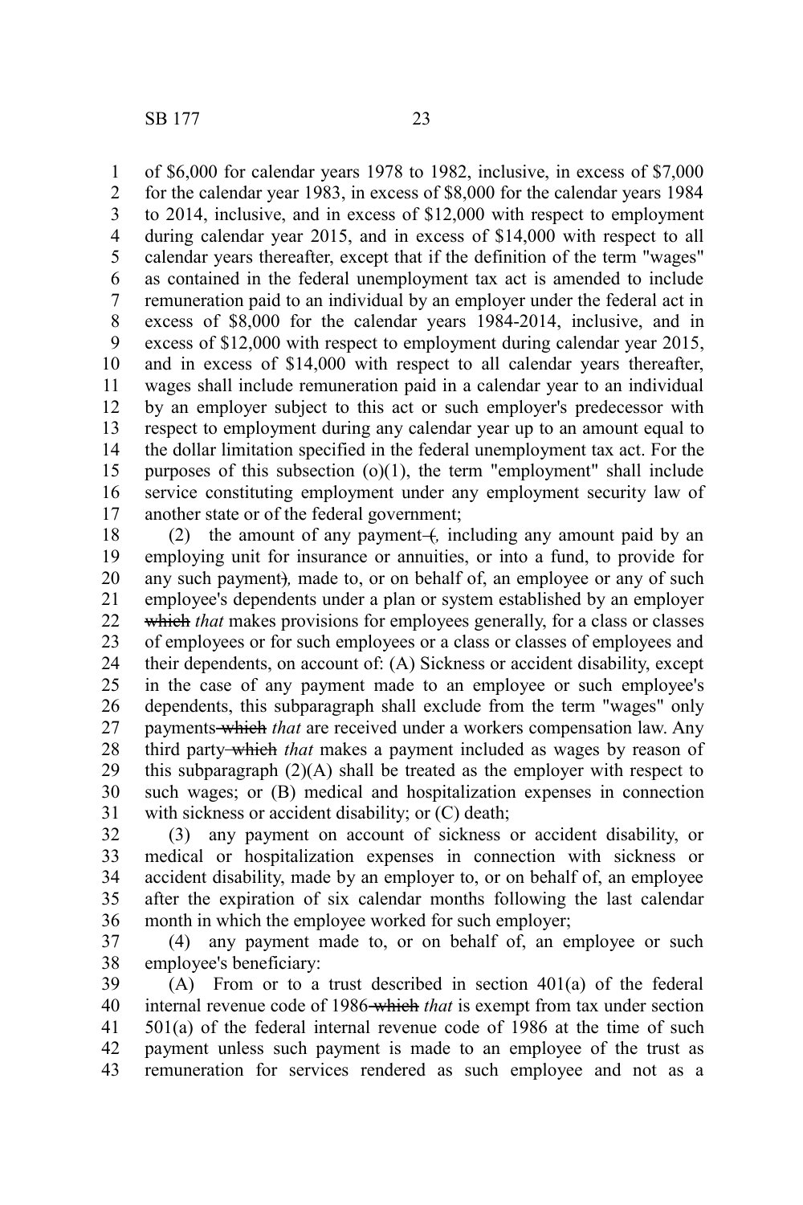of $6,000 for calendar years 1978 to 1982, inclusive, in excess of $7,000 for the calendar year 1983, in excess of $8,000 for the calendar years 1984 to 2014, inclusive, and in excess of $12,000 with respect to employment during calendar year 2015, and in excess of $14,000 with respect to all calendar years thereafter, except that if the definition of the term "wages" as contained in the federal unemployment tax act is amended to include remuneration paid to an individual by an employer under the federal act in excess of $8,000 for the calendar years 1984-2014, inclusive, and in excess of $12,000 with respect to employment during calendar year 2015, and in excess of $14,000 with respect to all calendar years thereafter, wages shall include remuneration paid in a calendar year to an individual by an employer subject to this act or such employer's predecessor with respect to employment during any calendar year up to an amount equal to the dollar limitation specified in the federal unemployment tax act. For the purposes of this subsection (o)(1), the term "employment" shall include service constituting employment under any employment security law of another state or of the federal government;

(2) the amount of any payment ~~(~~*,* including any amount paid by an employing unit for insurance or annuities, or into a fund, to provide for any such payment~~)~~*,* made to, or on behalf of, an employee or any of such employee's dependents under a plan or system established by an employer ~~which~~ *that* makes provisions for employees generally, for a class or classes of employees or for such employees or a class or classes of employees and their dependents, on account of: (A) Sickness or accident disability, except in the case of any payment made to an employee or such employee's dependents, this subparagraph shall exclude from the term "wages" only payments ~~which~~ *that* are received under a workers compensation law. Any third party ~~which~~ *that* makes a payment included as wages by reason of this subparagraph (2)(A) shall be treated as the employer with respect to such wages; or (B) medical and hospitalization expenses in connection with sickness or accident disability; or (C) death;

(3) any payment on account of sickness or accident disability, or medical or hospitalization expenses in connection with sickness or accident disability, made by an employer to, or on behalf of, an employee after the expiration of six calendar months following the last calendar month in which the employee worked for such employer;

(4) any payment made to, or on behalf of, an employee or such employee's beneficiary:

(A) From or to a trust described in section 401(a) of the federal internal revenue code of 1986 ~~which~~ *that* is exempt from tax under section 501(a) of the federal internal revenue code of 1986 at the time of such payment unless such payment is made to an employee of the trust as remuneration for services rendered as such employee and not as a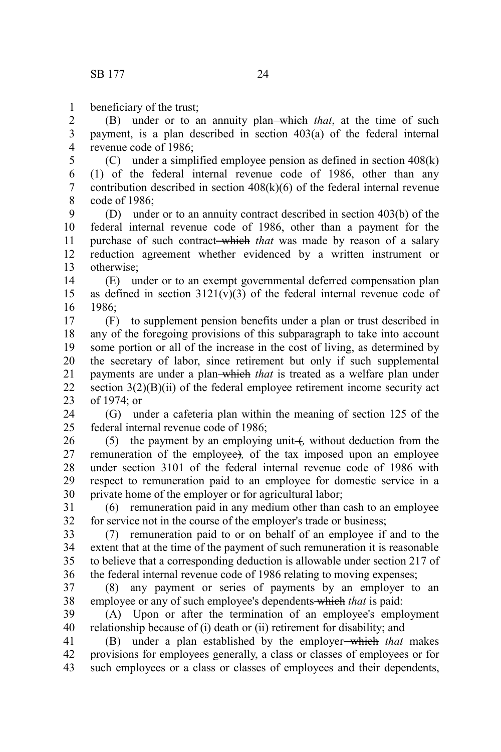beneficiary of the trust;

(B) under or to an annuity plan ~~which~~ *that*, at the time of such payment, is a plan described in section 403(a) of the federal internal revenue code of 1986;

(C) under a simplified employee pension as defined in section 408(k)(1) of the federal internal revenue code of 1986, other than any contribution described in section 408(k)(6) of the federal internal revenue code of 1986;

(D) under or to an annuity contract described in section 403(b) of the federal internal revenue code of 1986, other than a payment for the purchase of such contract ~~which~~ *that* was made by reason of a salary reduction agreement whether evidenced by a written instrument or otherwise;

(E) under or to an exempt governmental deferred compensation plan as defined in section 3121(v)(3) of the federal internal revenue code of 1986;

(F) to supplement pension benefits under a plan or trust described in any of the foregoing provisions of this subparagraph to take into account some portion or all of the increase in the cost of living, as determined by the secretary of labor, since retirement but only if such supplemental payments are under a plan ~~which~~ *that* is treated as a welfare plan under section 3(2)(B)(ii) of the federal employee retirement income security act of 1974; or

(G) under a cafeteria plan within the meaning of section 125 of the federal internal revenue code of 1986;

(5) the payment by an employing unit ~~(~~*,* without deduction from the remuneration of the employee~~)~~*,* of the tax imposed upon an employee under section 3101 of the federal internal revenue code of 1986 with respect to remuneration paid to an employee for domestic service in a private home of the employer or for agricultural labor;

(6) remuneration paid in any medium other than cash to an employee for service not in the course of the employer's trade or business;

(7) remuneration paid to or on behalf of an employee if and to the extent that at the time of the payment of such remuneration it is reasonable to believe that a corresponding deduction is allowable under section 217 of the federal internal revenue code of 1986 relating to moving expenses;

(8) any payment or series of payments by an employer to an employee or any of such employee's dependents ~~which~~ *that* is paid:

(A) Upon or after the termination of an employee's employment relationship because of (i) death or (ii) retirement for disability; and

(B) under a plan established by the employer ~~which~~ *that* makes provisions for employees generally, a class or classes of employees or for such employees or a class or classes of employees and their dependents,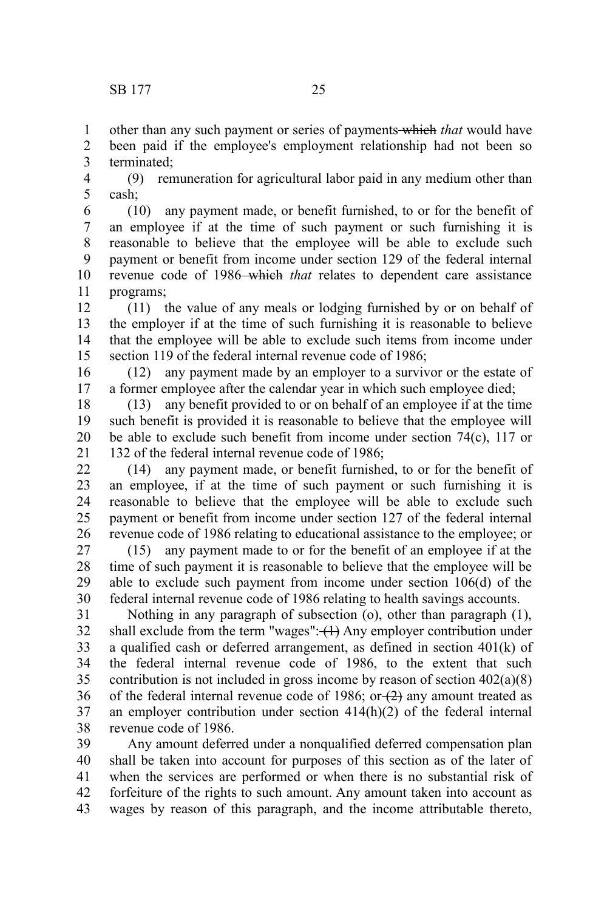other than any such payment or series of payments ~~which~~ *that* would have been paid if the employee's employment relationship had not been so terminated;

(9) remuneration for agricultural labor paid in any medium other than cash;

(10) any payment made, or benefit furnished, to or for the benefit of an employee if at the time of such payment or such furnishing it is reasonable to believe that the employee will be able to exclude such payment or benefit from income under section 129 of the federal internal revenue code of 1986 ~~which~~ *that* relates to dependent care assistance programs;

(11) the value of any meals or lodging furnished by or on behalf of the employer if at the time of such furnishing it is reasonable to believe that the employee will be able to exclude such items from income under section 119 of the federal internal revenue code of 1986;

(12) any payment made by an employer to a survivor or the estate of a former employee after the calendar year in which such employee died;

(13) any benefit provided to or on behalf of an employee if at the time such benefit is provided it is reasonable to believe that the employee will be able to exclude such benefit from income under section 74(c), 117 or 132 of the federal internal revenue code of 1986;

(14) any payment made, or benefit furnished, to or for the benefit of an employee, if at the time of such payment or such furnishing it is reasonable to believe that the employee will be able to exclude such payment or benefit from income under section 127 of the federal internal revenue code of 1986 relating to educational assistance to the employee; or

(15) any payment made to or for the benefit of an employee if at the time of such payment it is reasonable to believe that the employee will be able to exclude such payment from income under section 106(d) of the federal internal revenue code of 1986 relating to health savings accounts.

Nothing in any paragraph of subsection (o), other than paragraph (1), shall exclude from the term "wages": ~~(1)~~ Any employer contribution under a qualified cash or deferred arrangement, as defined in section 401(k) of the federal internal revenue code of 1986, to the extent that such contribution is not included in gross income by reason of section 402(a)(8) of the federal internal revenue code of 1986; or ~~(2)~~ any amount treated as an employer contribution under section 414(h)(2) of the federal internal revenue code of 1986.

Any amount deferred under a nonqualified deferred compensation plan shall be taken into account for purposes of this section as of the later of when the services are performed or when there is no substantial risk of forfeiture of the rights to such amount. Any amount taken into account as wages by reason of this paragraph, and the income attributable thereto,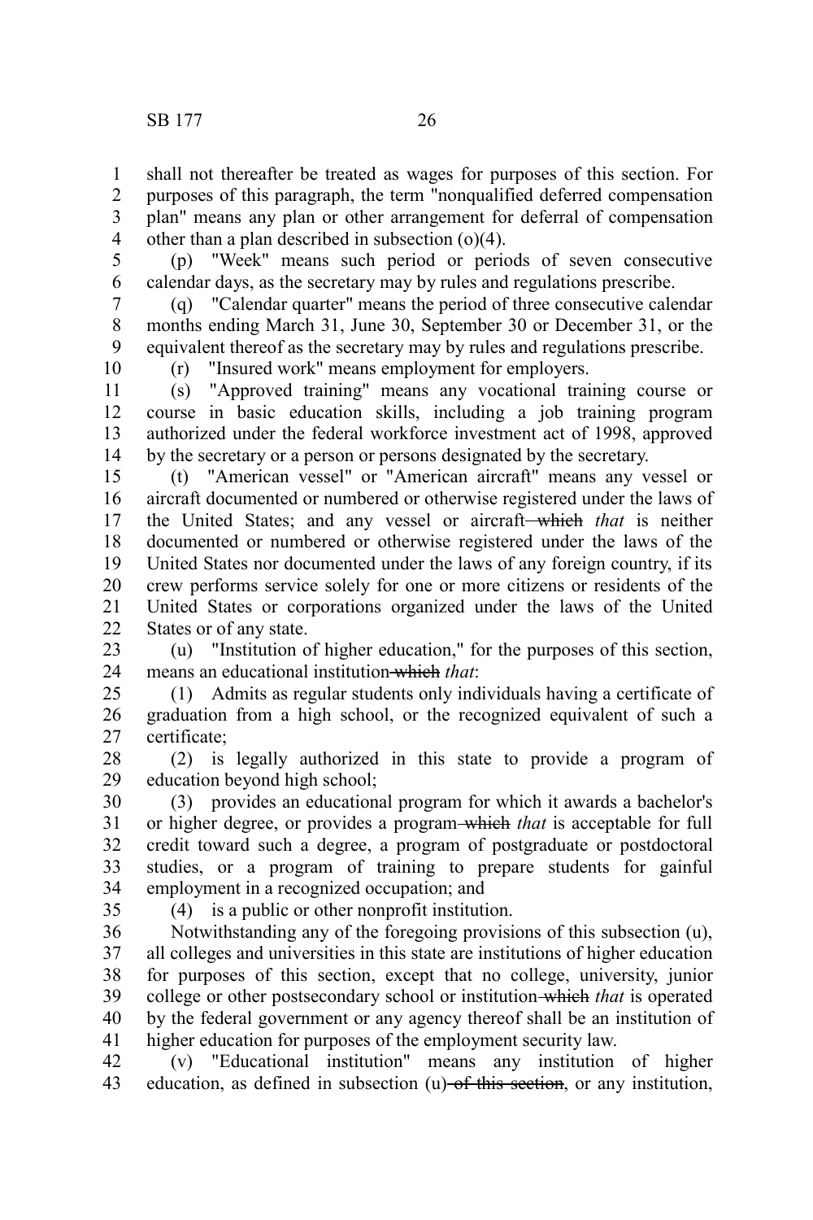shall not thereafter be treated as wages for purposes of this section. For purposes of this paragraph, the term "nonqualified deferred compensation plan" means any plan or other arrangement for deferral of compensation other than a plan described in subsection (o)(4).

(p) "Week" means such period or periods of seven consecutive calendar days, as the secretary may by rules and regulations prescribe.

(q) "Calendar quarter" means the period of three consecutive calendar months ending March 31, June 30, September 30 or December 31, or the equivalent thereof as the secretary may by rules and regulations prescribe.

(r) "Insured work" means employment for employers.

(s) "Approved training" means any vocational training course or course in basic education skills, including a job training program authorized under the federal workforce investment act of 1998, approved by the secretary or a person or persons designated by the secretary.

(t) "American vessel" or "American aircraft" means any vessel or aircraft documented or numbered or otherwise registered under the laws of the United States; and any vessel or aircraft ~~which~~ *that* is neither documented or numbered or otherwise registered under the laws of the United States nor documented under the laws of any foreign country, if its crew performs service solely for one or more citizens or residents of the United States or corporations organized under the laws of the United States or of any state.

(u) "Institution of higher education," for the purposes of this section, means an educational institution ~~which~~ *that*:

(1) Admits as regular students only individuals having a certificate of graduation from a high school, or the recognized equivalent of such a certificate;

(2) is legally authorized in this state to provide a program of education beyond high school;

(3) provides an educational program for which it awards a bachelor's or higher degree, or provides a program ~~which~~ *that* is acceptable for full credit toward such a degree, a program of postgraduate or postdoctoral studies, or a program of training to prepare students for gainful employment in a recognized occupation; and

(4) is a public or other nonprofit institution.

Notwithstanding any of the foregoing provisions of this subsection (u), all colleges and universities in this state are institutions of higher education for purposes of this section, except that no college, university, junior college or other postsecondary school or institution ~~which~~ *that* is operated by the federal government or any agency thereof shall be an institution of higher education for purposes of the employment security law.

(v) "Educational institution" means any institution of higher education, as defined in subsection (u) ~~of this section~~, or any institution,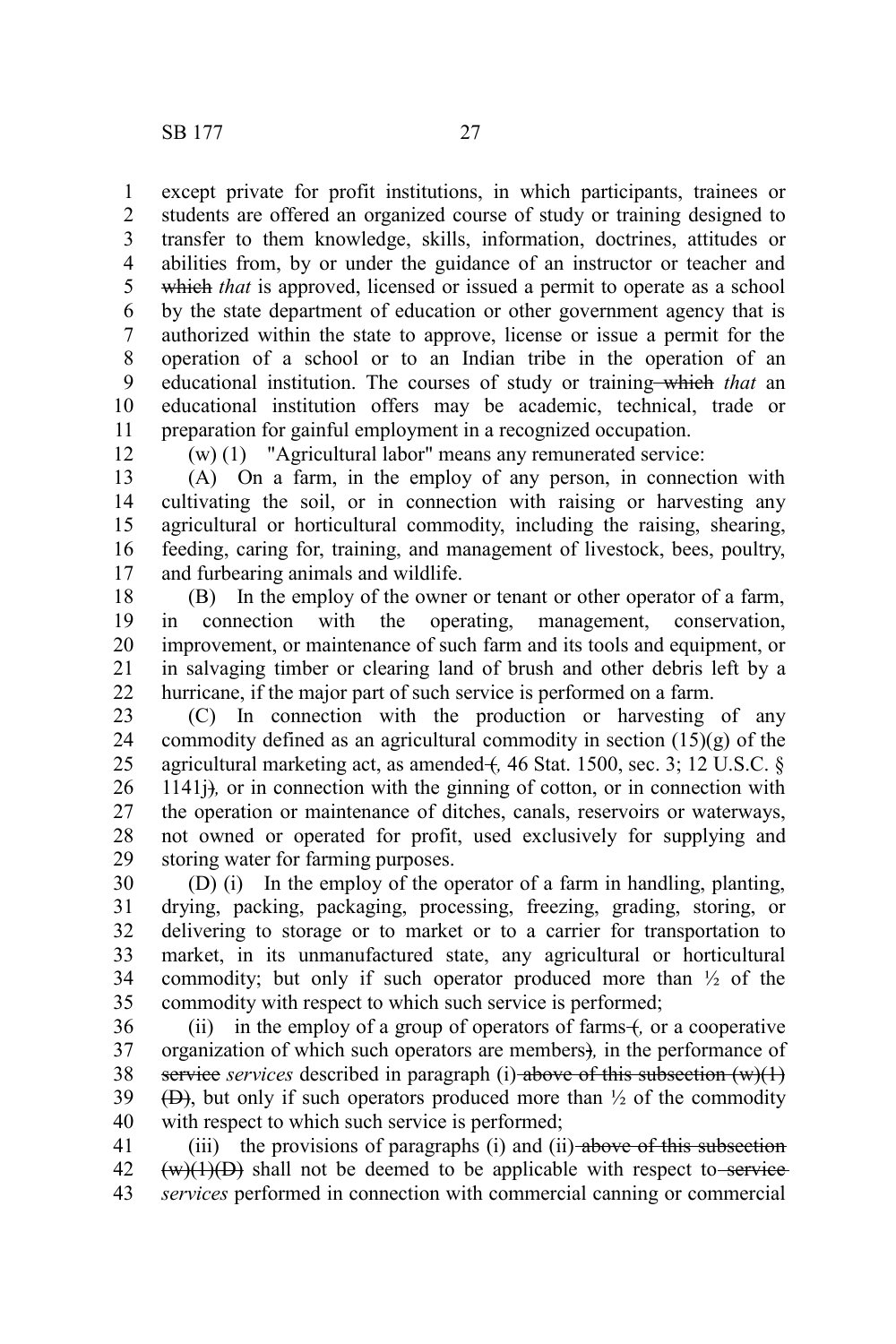except private for profit institutions, in which participants, trainees or students are offered an organized course of study or training designed to transfer to them knowledge, skills, information, doctrines, attitudes or abilities from, by or under the guidance of an instructor or teacher and ~~which~~ *that* is approved, licensed or issued a permit to operate as a school by the state department of education or other government agency that is authorized within the state to approve, license or issue a permit for the operation of a school or to an Indian tribe in the operation of an educational institution. The courses of study or training ~~which~~ *that* an educational institution offers may be academic, technical, trade or preparation for gainful employment in a recognized occupation.

(w) (1) "Agricultural labor" means any remunerated service:

(A) On a farm, in the employ of any person, in connection with cultivating the soil, or in connection with raising or harvesting any agricultural or horticultural commodity, including the raising, shearing, feeding, caring for, training, and management of livestock, bees, poultry, and furbearing animals and wildlife.

(B) In the employ of the owner or tenant or other operator of a farm, in connection with the operating, management, conservation, improvement, or maintenance of such farm and its tools and equipment, or in salvaging timber or clearing land of brush and other debris left by a hurricane, if the major part of such service is performed on a farm.

(C) In connection with the production or harvesting of any commodity defined as an agricultural commodity in section (15)(g) of the agricultural marketing act, as amended ~~(~~*,* 46 Stat. 1500, sec. 3; 12 U.S.C. § 1141j~~)~~*,* or in connection with the ginning of cotton, or in connection with the operation or maintenance of ditches, canals, reservoirs or waterways, not owned or operated for profit, used exclusively for supplying and storing water for farming purposes.

(D) (i) In the employ of the operator of a farm in handling, planting, drying, packing, packaging, processing, freezing, grading, storing, or delivering to storage or to market or to a carrier for transportation to market, in its unmanufactured state, any agricultural or horticultural commodity; but only if such operator produced more than ½ of the commodity with respect to which such service is performed;

(ii) in the employ of a group of operators of farms ~~(~~*,* or a cooperative organization of which such operators are members~~)~~*,* in the performance of ~~service~~ *services* described in paragraph (i) ~~above of this subsection (w)(1)(D)~~, but only if such operators produced more than ½ of the commodity with respect to which such service is performed;

(iii) the provisions of paragraphs (i) and (ii) ~~above of this subsection (w)(1)(D)~~ shall not be deemed to be applicable with respect to ~~service~~ *services* performed in connection with commercial canning or commercial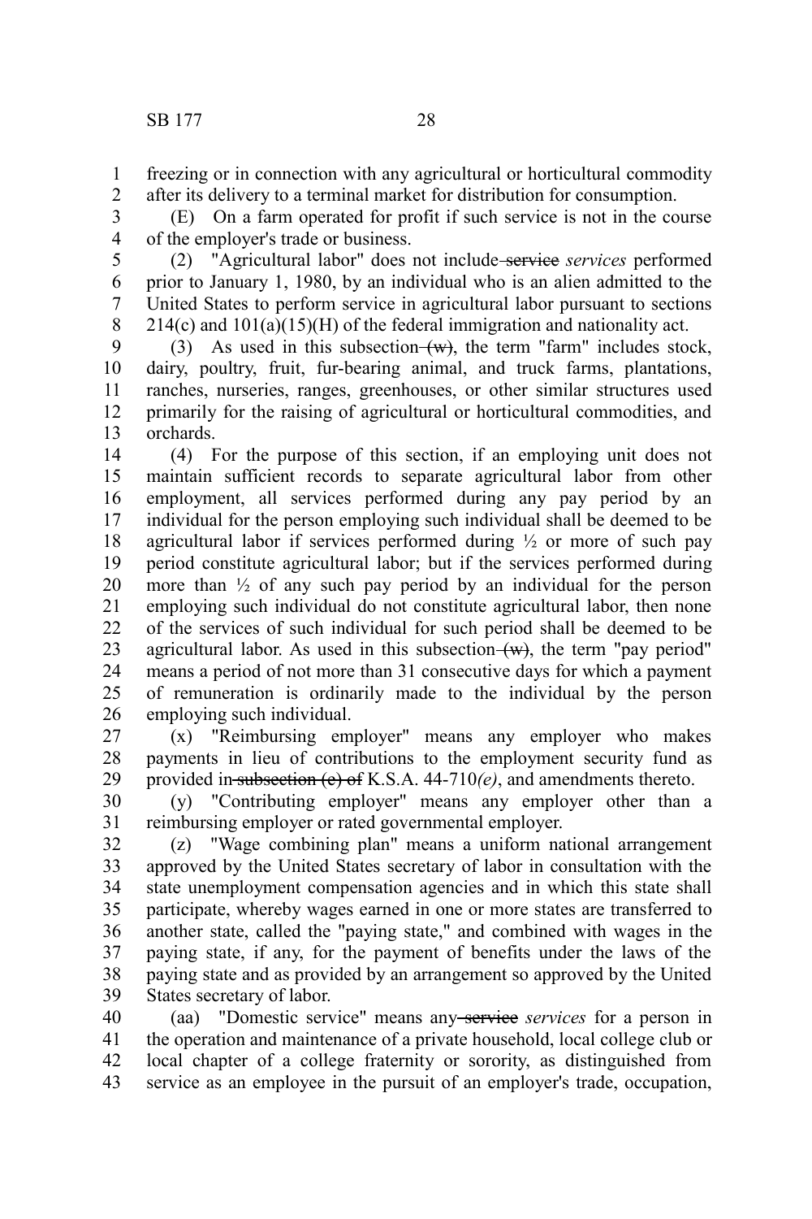freezing or in connection with any agricultural or horticultural commodity after its delivery to a terminal market for distribution for consumption.

(E) On a farm operated for profit if such service is not in the course of the employer's trade or business.

(2) "Agricultural labor" does not include ~~service~~ *services* performed prior to January 1, 1980, by an individual who is an alien admitted to the United States to perform service in agricultural labor pursuant to sections 214(c) and 101(a)(15)(H) of the federal immigration and nationality act.

(3) As used in this subsection ~~(w)~~, the term "farm" includes stock, dairy, poultry, fruit, fur-bearing animal, and truck farms, plantations, ranches, nurseries, ranges, greenhouses, or other similar structures used primarily for the raising of agricultural or horticultural commodities, and orchards.

(4) For the purpose of this section, if an employing unit does not maintain sufficient records to separate agricultural labor from other employment, all services performed during any pay period by an individual for the person employing such individual shall be deemed to be agricultural labor if services performed during ½ or more of such pay period constitute agricultural labor; but if the services performed during more than ½ of any such pay period by an individual for the person employing such individual do not constitute agricultural labor, then none of the services of such individual for such period shall be deemed to be agricultural labor. As used in this subsection ~~(w)~~, the term "pay period" means a period of not more than 31 consecutive days for which a payment of remuneration is ordinarily made to the individual by the person employing such individual.

(x) "Reimbursing employer" means any employer who makes payments in lieu of contributions to the employment security fund as provided in ~~subsection (e) of~~ K.S.A. 44-710*(e)*, and amendments thereto.

(y) "Contributing employer" means any employer other than a reimbursing employer or rated governmental employer.

(z) "Wage combining plan" means a uniform national arrangement approved by the United States secretary of labor in consultation with the state unemployment compensation agencies and in which this state shall participate, whereby wages earned in one or more states are transferred to another state, called the "paying state," and combined with wages in the paying state, if any, for the payment of benefits under the laws of the paying state and as provided by an arrangement so approved by the United States secretary of labor.

(aa) "Domestic service" means any ~~service~~ *services* for a person in the operation and maintenance of a private household, local college club or local chapter of a college fraternity or sorority, as distinguished from service as an employee in the pursuit of an employer's trade, occupation,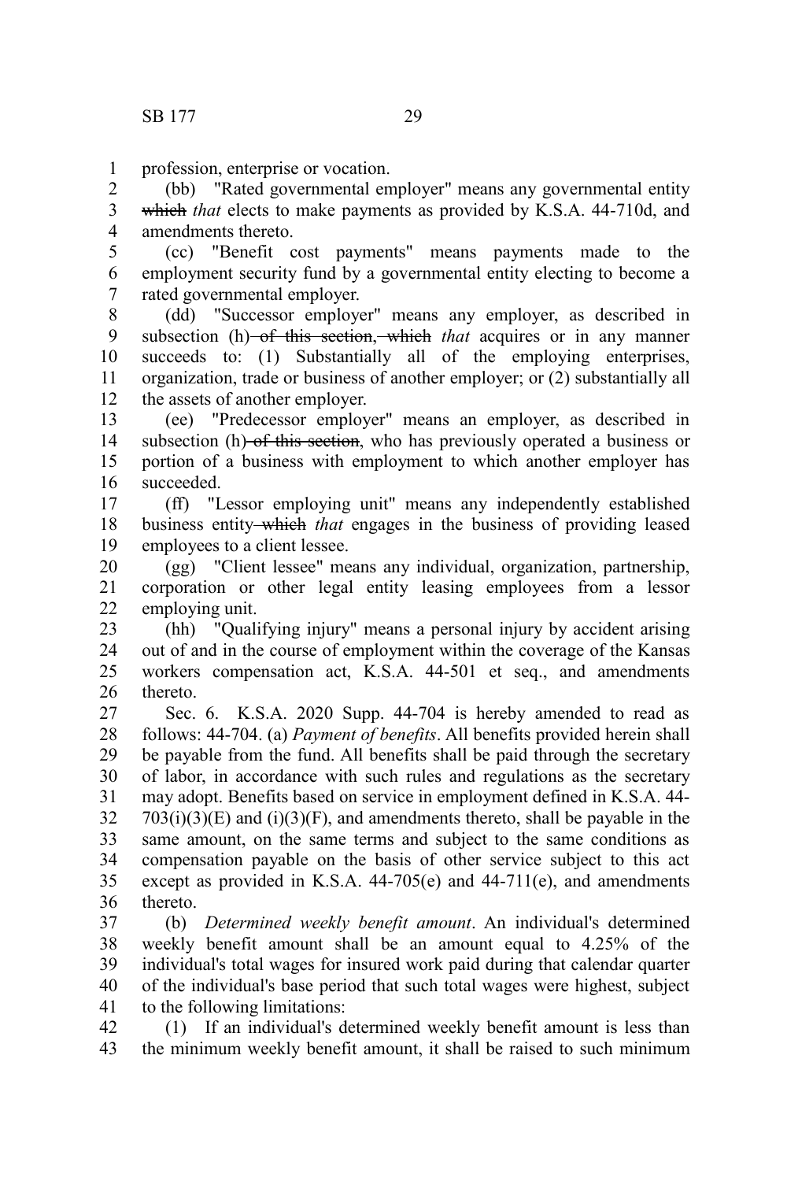profession, enterprise or vocation.

(bb) "Rated governmental employer" means any governmental entity ~~which~~ *that* elects to make payments as provided by K.S.A. 44-710d, and amendments thereto.

(cc) "Benefit cost payments" means payments made to the employment security fund by a governmental entity electing to become a rated governmental employer.

(dd) "Successor employer" means any employer, as described in subsection (h)~~ of this section, which~~ *that* acquires or in any manner succeeds to: (1) Substantially all of the employing enterprises, organization, trade or business of another employer; or (2) substantially all the assets of another employer.

(ee) "Predecessor employer" means an employer, as described in subsection (h)~~ of this section~~, who has previously operated a business or portion of a business with employment to which another employer has succeeded.

(ff) "Lessor employing unit" means any independently established business entity~~ which~~ *that* engages in the business of providing leased employees to a client lessee.

(gg) "Client lessee" means any individual, organization, partnership, corporation or other legal entity leasing employees from a lessor employing unit.

(hh) "Qualifying injury" means a personal injury by accident arising out of and in the course of employment within the coverage of the Kansas workers compensation act, K.S.A. 44-501 et seq., and amendments thereto.

Sec. 6. K.S.A. 2020 Supp. 44-704 is hereby amended to read as follows: 44-704. (a) *Payment of benefits*. All benefits provided herein shall be payable from the fund. All benefits shall be paid through the secretary of labor, in accordance with such rules and regulations as the secretary may adopt. Benefits based on service in employment defined in K.S.A. 44-703(i)(3)(E) and (i)(3)(F), and amendments thereto, shall be payable in the same amount, on the same terms and subject to the same conditions as compensation payable on the basis of other service subject to this act except as provided in K.S.A. 44-705(e) and 44-711(e), and amendments thereto.

(b) *Determined weekly benefit amount*. An individual's determined weekly benefit amount shall be an amount equal to 4.25% of the individual's total wages for insured work paid during that calendar quarter of the individual's base period that such total wages were highest, subject to the following limitations:

(1) If an individual's determined weekly benefit amount is less than the minimum weekly benefit amount, it shall be raised to such minimum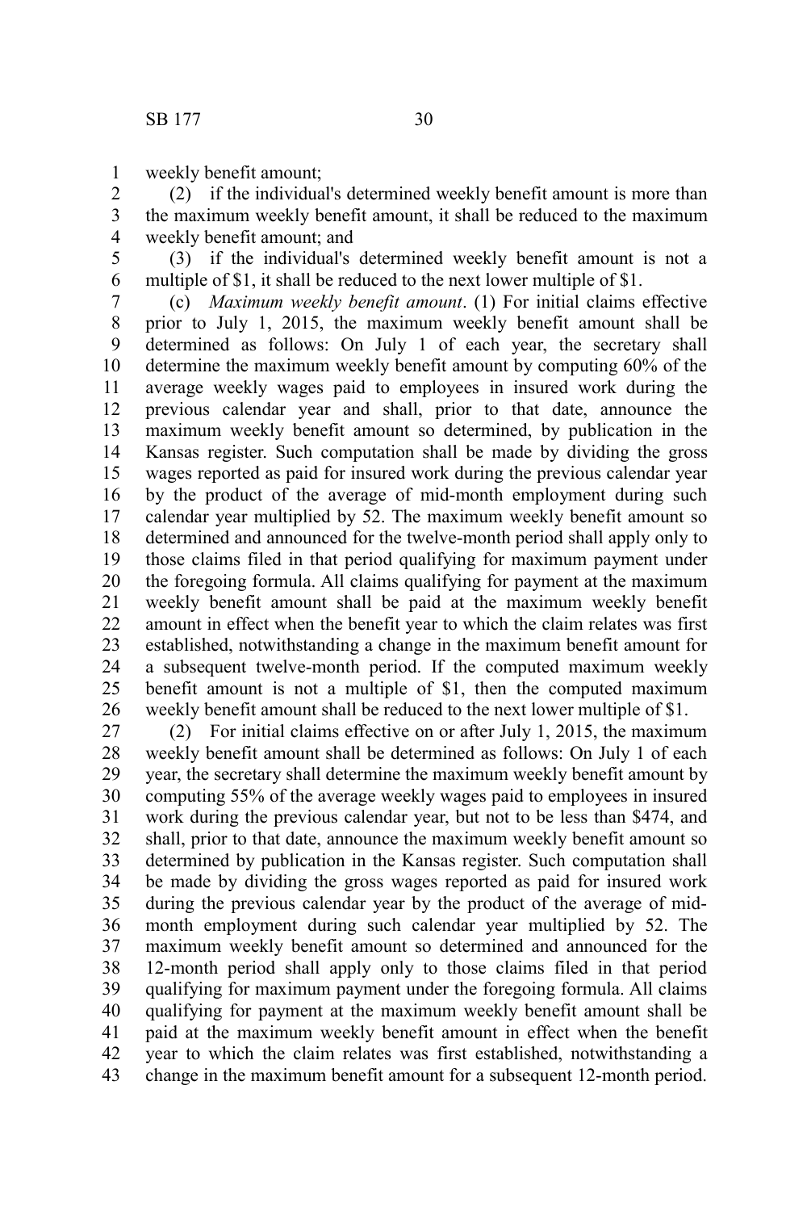weekly benefit amount;

(2) if the individual's determined weekly benefit amount is more than the maximum weekly benefit amount, it shall be reduced to the maximum weekly benefit amount; and

(3) if the individual's determined weekly benefit amount is not a multiple of $1, it shall be reduced to the next lower multiple of $1.

(c) *Maximum weekly benefit amount*. (1) For initial claims effective prior to July 1, 2015, the maximum weekly benefit amount shall be determined as follows: On July 1 of each year, the secretary shall determine the maximum weekly benefit amount by computing 60% of the average weekly wages paid to employees in insured work during the previous calendar year and shall, prior to that date, announce the maximum weekly benefit amount so determined, by publication in the Kansas register. Such computation shall be made by dividing the gross wages reported as paid for insured work during the previous calendar year by the product of the average of mid-month employment during such calendar year multiplied by 52. The maximum weekly benefit amount so determined and announced for the twelve-month period shall apply only to those claims filed in that period qualifying for maximum payment under the foregoing formula. All claims qualifying for payment at the maximum weekly benefit amount shall be paid at the maximum weekly benefit amount in effect when the benefit year to which the claim relates was first established, notwithstanding a change in the maximum benefit amount for a subsequent twelve-month period. If the computed maximum weekly benefit amount is not a multiple of $1, then the computed maximum weekly benefit amount shall be reduced to the next lower multiple of $1.

(2) For initial claims effective on or after July 1, 2015, the maximum weekly benefit amount shall be determined as follows: On July 1 of each year, the secretary shall determine the maximum weekly benefit amount by computing 55% of the average weekly wages paid to employees in insured work during the previous calendar year, but not to be less than $474, and shall, prior to that date, announce the maximum weekly benefit amount so determined by publication in the Kansas register. Such computation shall be made by dividing the gross wages reported as paid for insured work during the previous calendar year by the product of the average of mid-month employment during such calendar year multiplied by 52. The maximum weekly benefit amount so determined and announced for the 12-month period shall apply only to those claims filed in that period qualifying for maximum payment under the foregoing formula. All claims qualifying for payment at the maximum weekly benefit amount shall be paid at the maximum weekly benefit amount in effect when the benefit year to which the claim relates was first established, notwithstanding a change in the maximum benefit amount for a subsequent 12-month period.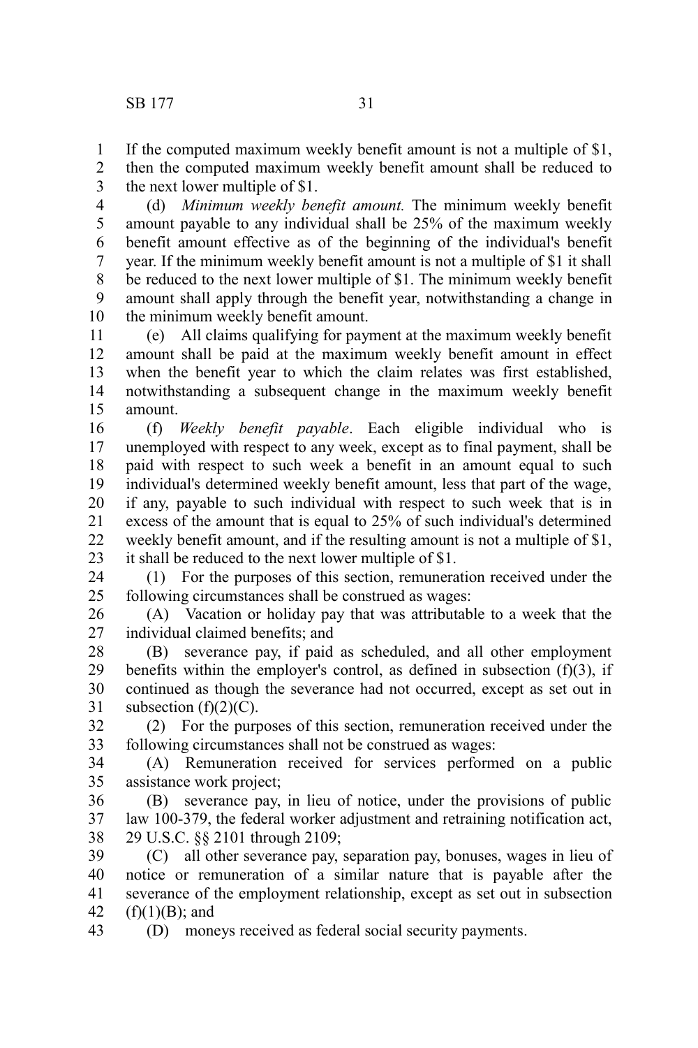If the computed maximum weekly benefit amount is not a multiple of $1, then the computed maximum weekly benefit amount shall be reduced to the next lower multiple of $1.

(d) *Minimum weekly benefit amount.* The minimum weekly benefit amount payable to any individual shall be 25% of the maximum weekly benefit amount effective as of the beginning of the individual's benefit year. If the minimum weekly benefit amount is not a multiple of $1 it shall be reduced to the next lower multiple of $1. The minimum weekly benefit amount shall apply through the benefit year, notwithstanding a change in the minimum weekly benefit amount.

(e) All claims qualifying for payment at the maximum weekly benefit amount shall be paid at the maximum weekly benefit amount in effect when the benefit year to which the claim relates was first established, notwithstanding a subsequent change in the maximum weekly benefit amount.

(f) *Weekly benefit payable*. Each eligible individual who is unemployed with respect to any week, except as to final payment, shall be paid with respect to such week a benefit in an amount equal to such individual's determined weekly benefit amount, less that part of the wage, if any, payable to such individual with respect to such week that is in excess of the amount that is equal to 25% of such individual's determined weekly benefit amount, and if the resulting amount is not a multiple of $1, it shall be reduced to the next lower multiple of $1.

(1) For the purposes of this section, remuneration received under the following circumstances shall be construed as wages:

(A) Vacation or holiday pay that was attributable to a week that the individual claimed benefits; and

(B) severance pay, if paid as scheduled, and all other employment benefits within the employer's control, as defined in subsection (f)(3), if continued as though the severance had not occurred, except as set out in subsection (f)(2)(C).

(2) For the purposes of this section, remuneration received under the following circumstances shall not be construed as wages:

(A) Remuneration received for services performed on a public assistance work project;

(B) severance pay, in lieu of notice, under the provisions of public law 100-379, the federal worker adjustment and retraining notification act, 29 U.S.C. §§ 2101 through 2109;

(C) all other severance pay, separation pay, bonuses, wages in lieu of notice or remuneration of a similar nature that is payable after the severance of the employment relationship, except as set out in subsection (f)(1)(B); and

(D) moneys received as federal social security payments.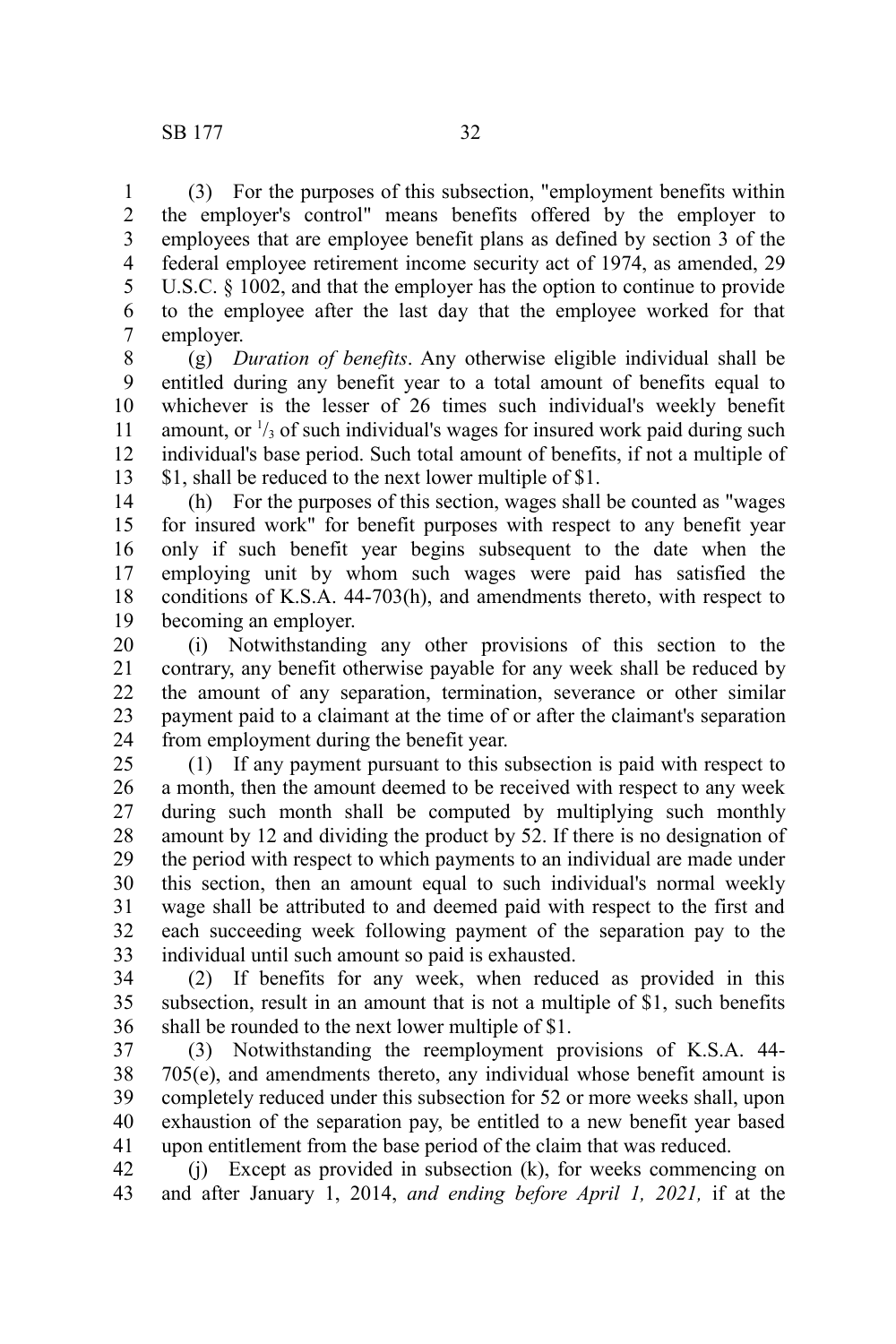(3) For the purposes of this subsection, "employment benefits within the employer's control" means benefits offered by the employer to employees that are employee benefit plans as defined by section 3 of the federal employee retirement income security act of 1974, as amended, 29 U.S.C. § 1002, and that the employer has the option to continue to provide to the employee after the last day that the employee worked for that employer.

(g) *Duration of benefits*. Any otherwise eligible individual shall be entitled during any benefit year to a total amount of benefits equal to whichever is the lesser of 26 times such individual's weekly benefit amount, or $^1/_3$ of such individual's wages for insured work paid during such individual's base period. Such total amount of benefits, if not a multiple of $1, shall be reduced to the next lower multiple of $1.

(h) For the purposes of this section, wages shall be counted as "wages for insured work" for benefit purposes with respect to any benefit year only if such benefit year begins subsequent to the date when the employing unit by whom such wages were paid has satisfied the conditions of K.S.A. 44-703(h), and amendments thereto, with respect to becoming an employer.

(i) Notwithstanding any other provisions of this section to the contrary, any benefit otherwise payable for any week shall be reduced by the amount of any separation, termination, severance or other similar payment paid to a claimant at the time of or after the claimant's separation from employment during the benefit year.

(1) If any payment pursuant to this subsection is paid with respect to a month, then the amount deemed to be received with respect to any week during such month shall be computed by multiplying such monthly amount by 12 and dividing the product by 52. If there is no designation of the period with respect to which payments to an individual are made under this section, then an amount equal to such individual's normal weekly wage shall be attributed to and deemed paid with respect to the first and each succeeding week following payment of the separation pay to the individual until such amount so paid is exhausted.

(2) If benefits for any week, when reduced as provided in this subsection, result in an amount that is not a multiple of $1, such benefits shall be rounded to the next lower multiple of $1.

(3) Notwithstanding the reemployment provisions of K.S.A. 44-705(e), and amendments thereto, any individual whose benefit amount is completely reduced under this subsection for 52 or more weeks shall, upon exhaustion of the separation pay, be entitled to a new benefit year based upon entitlement from the base period of the claim that was reduced.

(j) Except as provided in subsection (k), for weeks commencing on and after January 1, 2014, *and ending before April 1, 2021,* if at the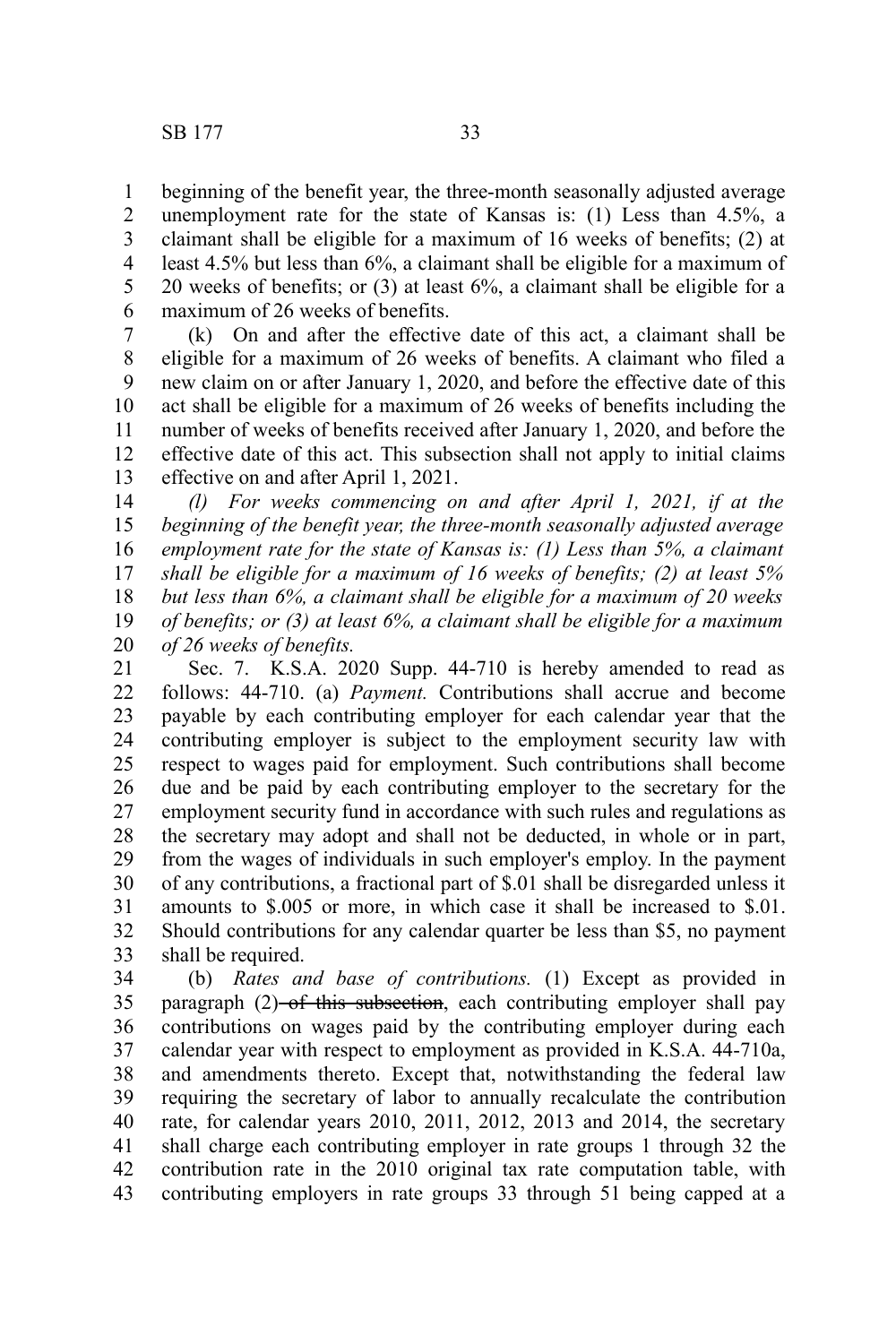beginning of the benefit year, the three-month seasonally adjusted average unemployment rate for the state of Kansas is: (1) Less than 4.5%, a claimant shall be eligible for a maximum of 16 weeks of benefits; (2) at least 4.5% but less than 6%, a claimant shall be eligible for a maximum of 20 weeks of benefits; or (3) at least 6%, a claimant shall be eligible for a maximum of 26 weeks of benefits.

(k) On and after the effective date of this act, a claimant shall be eligible for a maximum of 26 weeks of benefits. A claimant who filed a new claim on or after January 1, 2020, and before the effective date of this act shall be eligible for a maximum of 26 weeks of benefits including the number of weeks of benefits received after January 1, 2020, and before the effective date of this act. This subsection shall not apply to initial claims effective on and after April 1, 2021.

*(l) For weeks commencing on and after April 1, 2021, if at the beginning of the benefit year, the three-month seasonally adjusted average employment rate for the state of Kansas is: (1) Less than 5%, a claimant shall be eligible for a maximum of 16 weeks of benefits; (2) at least 5% but less than 6%, a claimant shall be eligible for a maximum of 20 weeks of benefits; or (3) at least 6%, a claimant shall be eligible for a maximum of 26 weeks of benefits.*

Sec. 7. K.S.A. 2020 Supp. 44-710 is hereby amended to read as follows: 44-710. (a) *Payment.* Contributions shall accrue and become payable by each contributing employer for each calendar year that the contributing employer is subject to the employment security law with respect to wages paid for employment. Such contributions shall become due and be paid by each contributing employer to the secretary for the employment security fund in accordance with such rules and regulations as the secretary may adopt and shall not be deducted, in whole or in part, from the wages of individuals in such employer's employ. In the payment of any contributions, a fractional part of $.01 shall be disregarded unless it amounts to $.005 or more, in which case it shall be increased to $.01. Should contributions for any calendar quarter be less than $5, no payment shall be required.

(b) *Rates and base of contributions.* (1) Except as provided in paragraph (2) ~~of this subsection~~, each contributing employer shall pay contributions on wages paid by the contributing employer during each calendar year with respect to employment as provided in K.S.A. 44-710a, and amendments thereto. Except that, notwithstanding the federal law requiring the secretary of labor to annually recalculate the contribution rate, for calendar years 2010, 2011, 2012, 2013 and 2014, the secretary shall charge each contributing employer in rate groups 1 through 32 the contribution rate in the 2010 original tax rate computation table, with contributing employers in rate groups 33 through 51 being capped at a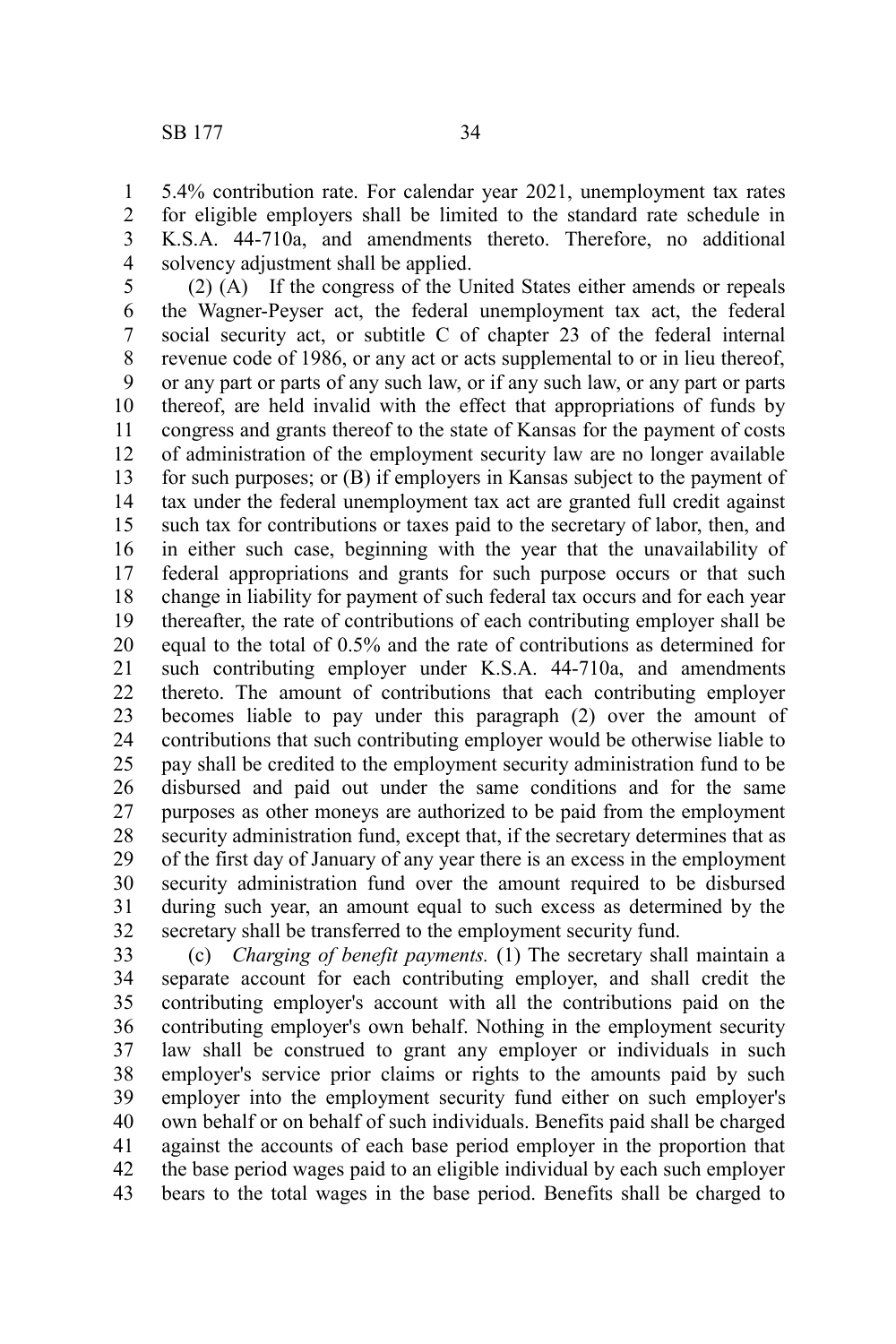5.4% contribution rate. For calendar year 2021, unemployment tax rates for eligible employers shall be limited to the standard rate schedule in K.S.A. 44-710a, and amendments thereto. Therefore, no additional solvency adjustment shall be applied.

(2) (A) If the congress of the United States either amends or repeals the Wagner-Peyser act, the federal unemployment tax act, the federal social security act, or subtitle C of chapter 23 of the federal internal revenue code of 1986, or any act or acts supplemental to or in lieu thereof, or any part or parts of any such law, or if any such law, or any part or parts thereof, are held invalid with the effect that appropriations of funds by congress and grants thereof to the state of Kansas for the payment of costs of administration of the employment security law are no longer available for such purposes; or (B) if employers in Kansas subject to the payment of tax under the federal unemployment tax act are granted full credit against such tax for contributions or taxes paid to the secretary of labor, then, and in either such case, beginning with the year that the unavailability of federal appropriations and grants for such purpose occurs or that such change in liability for payment of such federal tax occurs and for each year thereafter, the rate of contributions of each contributing employer shall be equal to the total of 0.5% and the rate of contributions as determined for such contributing employer under K.S.A. 44-710a, and amendments thereto. The amount of contributions that each contributing employer becomes liable to pay under this paragraph (2) over the amount of contributions that such contributing employer would be otherwise liable to pay shall be credited to the employment security administration fund to be disbursed and paid out under the same conditions and for the same purposes as other moneys are authorized to be paid from the employment security administration fund, except that, if the secretary determines that as of the first day of January of any year there is an excess in the employment security administration fund over the amount required to be disbursed during such year, an amount equal to such excess as determined by the secretary shall be transferred to the employment security fund.

(c) *Charging of benefit payments.* (1) The secretary shall maintain a separate account for each contributing employer, and shall credit the contributing employer's account with all the contributions paid on the contributing employer's own behalf. Nothing in the employment security law shall be construed to grant any employer or individuals in such employer's service prior claims or rights to the amounts paid by such employer into the employment security fund either on such employer's own behalf or on behalf of such individuals. Benefits paid shall be charged against the accounts of each base period employer in the proportion that the base period wages paid to an eligible individual by each such employer bears to the total wages in the base period. Benefits shall be charged to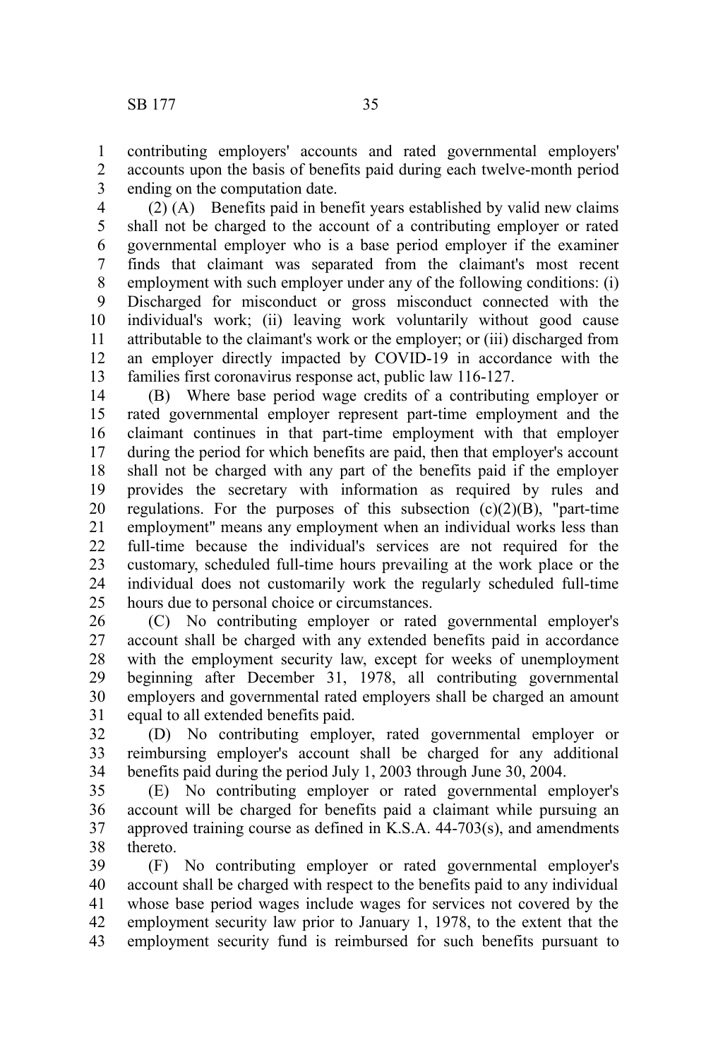contributing employers' accounts and rated governmental employers' accounts upon the basis of benefits paid during each twelve-month period ending on the computation date.

(2) (A) Benefits paid in benefit years established by valid new claims shall not be charged to the account of a contributing employer or rated governmental employer who is a base period employer if the examiner finds that claimant was separated from the claimant's most recent employment with such employer under any of the following conditions: (i) Discharged for misconduct or gross misconduct connected with the individual's work; (ii) leaving work voluntarily without good cause attributable to the claimant's work or the employer; or (iii) discharged from an employer directly impacted by COVID-19 in accordance with the families first coronavirus response act, public law 116-127.

(B) Where base period wage credits of a contributing employer or rated governmental employer represent part-time employment and the claimant continues in that part-time employment with that employer during the period for which benefits are paid, then that employer's account shall not be charged with any part of the benefits paid if the employer provides the secretary with information as required by rules and regulations. For the purposes of this subsection (c)(2)(B), "part-time employment" means any employment when an individual works less than full-time because the individual's services are not required for the customary, scheduled full-time hours prevailing at the work place or the individual does not customarily work the regularly scheduled full-time hours due to personal choice or circumstances.

(C) No contributing employer or rated governmental employer's account shall be charged with any extended benefits paid in accordance with the employment security law, except for weeks of unemployment beginning after December 31, 1978, all contributing governmental employers and governmental rated employers shall be charged an amount equal to all extended benefits paid.

(D) No contributing employer, rated governmental employer or reimbursing employer's account shall be charged for any additional benefits paid during the period July 1, 2003 through June 30, 2004.

(E) No contributing employer or rated governmental employer's account will be charged for benefits paid a claimant while pursuing an approved training course as defined in K.S.A. 44-703(s), and amendments thereto.

(F) No contributing employer or rated governmental employer's account shall be charged with respect to the benefits paid to any individual whose base period wages include wages for services not covered by the employment security law prior to January 1, 1978, to the extent that the employment security fund is reimbursed for such benefits pursuant to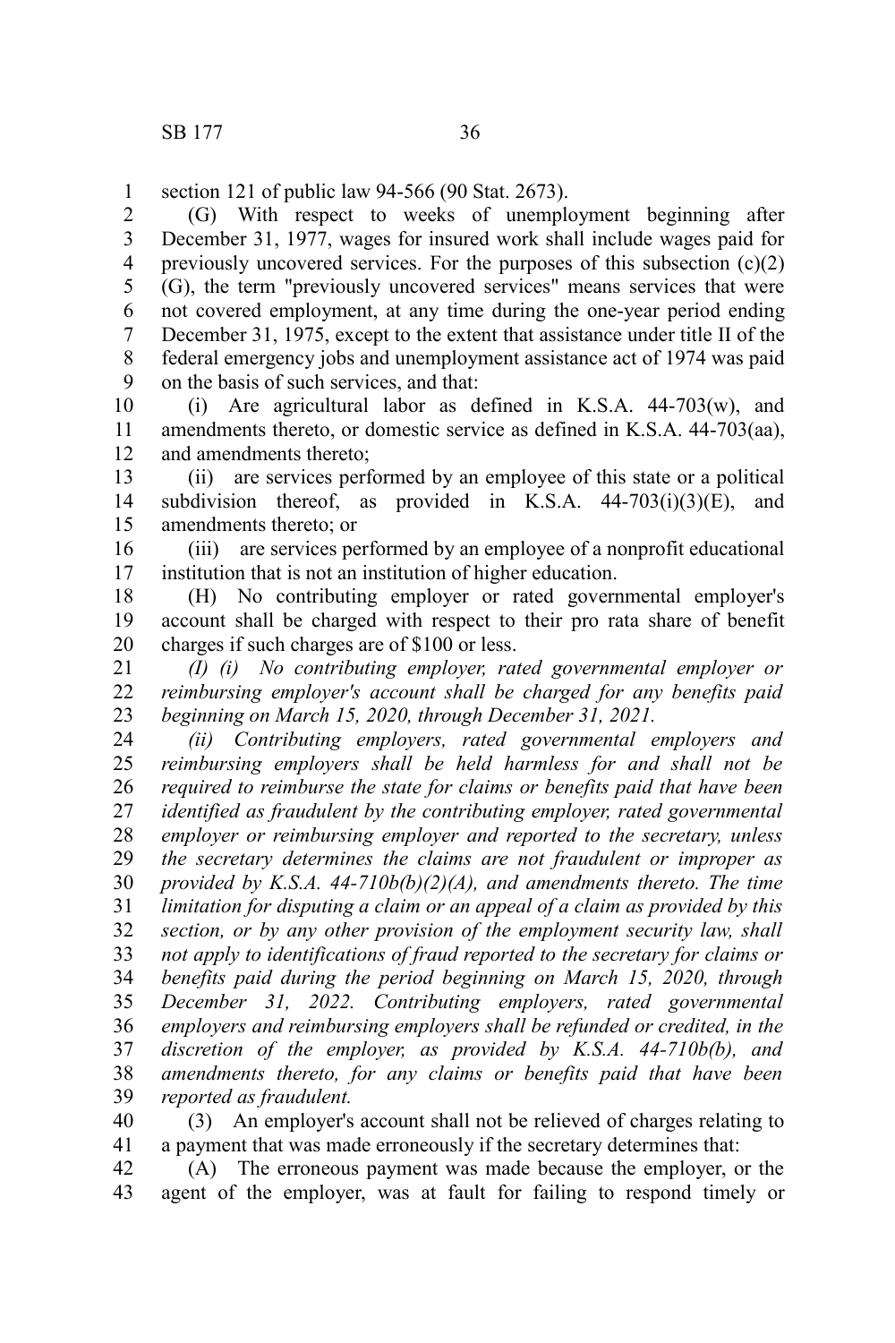section 121 of public law 94-566 (90 Stat. 2673).

(G) With respect to weeks of unemployment beginning after December 31, 1977, wages for insured work shall include wages paid for previously uncovered services. For the purposes of this subsection (c)(2)(G), the term "previously uncovered services" means services that were not covered employment, at any time during the one-year period ending December 31, 1975, except to the extent that assistance under title II of the federal emergency jobs and unemployment assistance act of 1974 was paid on the basis of such services, and that:

(i) Are agricultural labor as defined in K.S.A. 44-703(w), and amendments thereto, or domestic service as defined in K.S.A. 44-703(aa), and amendments thereto;

(ii) are services performed by an employee of this state or a political subdivision thereof, as provided in K.S.A. 44-703(i)(3)(E), and amendments thereto; or

(iii) are services performed by an employee of a nonprofit educational institution that is not an institution of higher education.

(H) No contributing employer or rated governmental employer's account shall be charged with respect to their pro rata share of benefit charges if such charges are of $100 or less.

*(I) (i) No contributing employer, rated governmental employer or reimbursing employer's account shall be charged for any benefits paid beginning on March 15, 2020, through December 31, 2021.*

*(ii) Contributing employers, rated governmental employers and reimbursing employers shall be held harmless for and shall not be required to reimburse the state for claims or benefits paid that have been identified as fraudulent by the contributing employer, rated governmental employer or reimbursing employer and reported to the secretary, unless the secretary determines the claims are not fraudulent or improper as provided by K.S.A. 44-710b(b)(2)(A), and amendments thereto. The time limitation for disputing a claim or an appeal of a claim as provided by this section, or by any other provision of the employment security law, shall not apply to identifications of fraud reported to the secretary for claims or benefits paid during the period beginning on March 15, 2020, through December 31, 2022. Contributing employers, rated governmental employers and reimbursing employers shall be refunded or credited, in the discretion of the employer, as provided by K.S.A. 44-710b(b), and amendments thereto, for any claims or benefits paid that have been reported as fraudulent.*

(3) An employer's account shall not be relieved of charges relating to a payment that was made erroneously if the secretary determines that:

(A) The erroneous payment was made because the employer, or the agent of the employer, was at fault for failing to respond timely or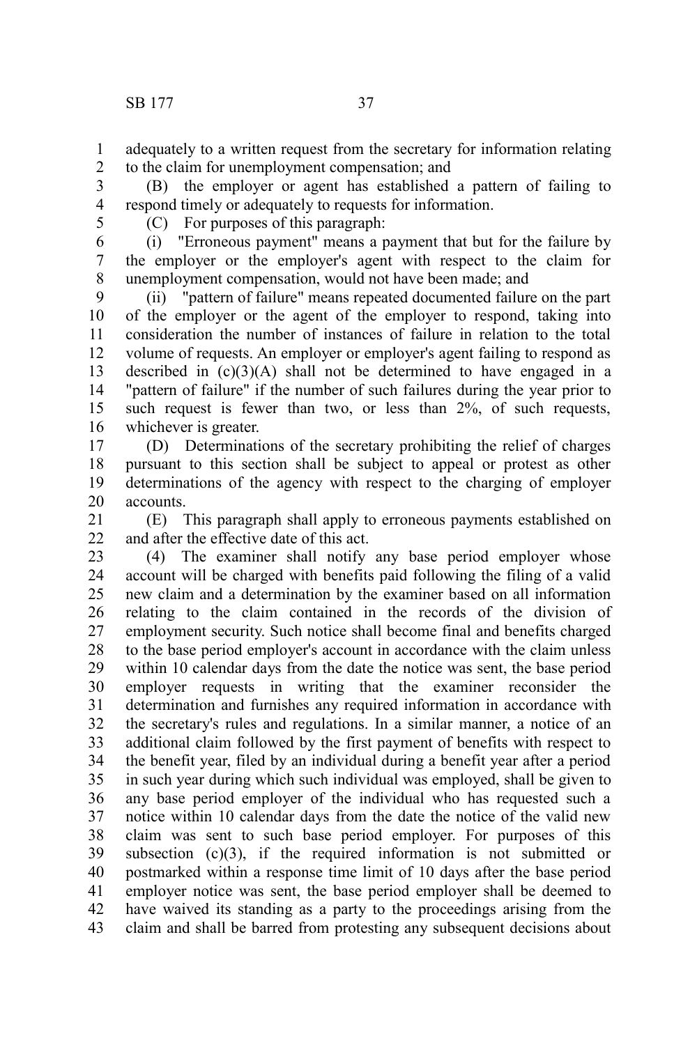adequately to a written request from the secretary for information relating to the claim for unemployment compensation; and

(B) the employer or agent has established a pattern of failing to respond timely or adequately to requests for information.

(C) For purposes of this paragraph:

(i) "Erroneous payment" means a payment that but for the failure by the employer or the employer's agent with respect to the claim for unemployment compensation, would not have been made; and

(ii) "pattern of failure" means repeated documented failure on the part of the employer or the agent of the employer to respond, taking into consideration the number of instances of failure in relation to the total volume of requests. An employer or employer's agent failing to respond as described in (c)(3)(A) shall not be determined to have engaged in a "pattern of failure" if the number of such failures during the year prior to such request is fewer than two, or less than 2%, of such requests, whichever is greater.

(D) Determinations of the secretary prohibiting the relief of charges pursuant to this section shall be subject to appeal or protest as other determinations of the agency with respect to the charging of employer accounts.

(E) This paragraph shall apply to erroneous payments established on and after the effective date of this act.

(4) The examiner shall notify any base period employer whose account will be charged with benefits paid following the filing of a valid new claim and a determination by the examiner based on all information relating to the claim contained in the records of the division of employment security. Such notice shall become final and benefits charged to the base period employer's account in accordance with the claim unless within 10 calendar days from the date the notice was sent, the base period employer requests in writing that the examiner reconsider the determination and furnishes any required information in accordance with the secretary's rules and regulations. In a similar manner, a notice of an additional claim followed by the first payment of benefits with respect to the benefit year, filed by an individual during a benefit year after a period in such year during which such individual was employed, shall be given to any base period employer of the individual who has requested such a notice within 10 calendar days from the date the notice of the valid new claim was sent to such base period employer. For purposes of this subsection (c)(3), if the required information is not submitted or postmarked within a response time limit of 10 days after the base period employer notice was sent, the base period employer shall be deemed to have waived its standing as a party to the proceedings arising from the claim and shall be barred from protesting any subsequent decisions about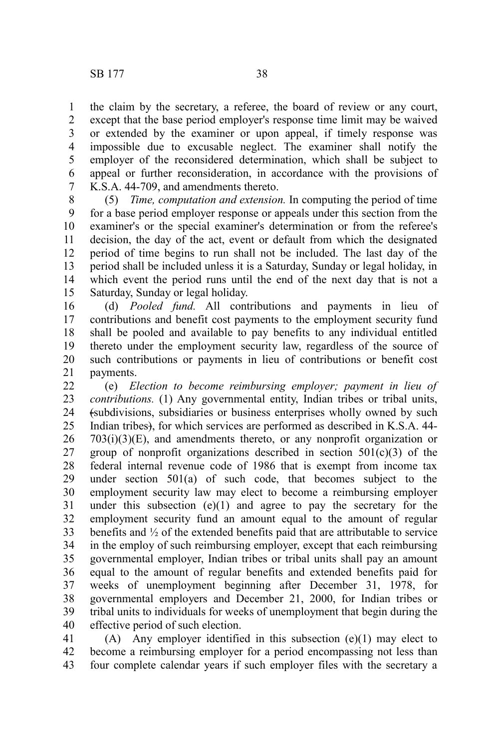the claim by the secretary, a referee, the board of review or any court, except that the base period employer's response time limit may be waived or extended by the examiner or upon appeal, if timely response was impossible due to excusable neglect. The examiner shall notify the employer of the reconsidered determination, which shall be subject to appeal or further reconsideration, in accordance with the provisions of K.S.A. 44-709, and amendments thereto.

(5) *Time, computation and extension.* In computing the period of time for a base period employer response or appeals under this section from the examiner's or the special examiner's determination or from the referee's decision, the day of the act, event or default from which the designated period of time begins to run shall not be included. The last day of the period shall be included unless it is a Saturday, Sunday or legal holiday, in which event the period runs until the end of the next day that is not a Saturday, Sunday or legal holiday.

(d) *Pooled fund.* All contributions and payments in lieu of contributions and benefit cost payments to the employment security fund shall be pooled and available to pay benefits to any individual entitled thereto under the employment security law, regardless of the source of such contributions or payments in lieu of contributions or benefit cost payments.

(e) *Election to become reimbursing employer; payment in lieu of contributions.* (1) Any governmental entity, Indian tribes or tribal units, ~~(~~subdivisions, subsidiaries or business enterprises wholly owned by such Indian tribes~~)~~, for which services are performed as described in K.S.A. 44-703(i)(3)(E), and amendments thereto, or any nonprofit organization or group of nonprofit organizations described in section 501(c)(3) of the federal internal revenue code of 1986 that is exempt from income tax under section 501(a) of such code, that becomes subject to the employment security law may elect to become a reimbursing employer under this subsection (e)(1) and agree to pay the secretary for the employment security fund an amount equal to the amount of regular benefits and ½ of the extended benefits paid that are attributable to service in the employ of such reimbursing employer, except that each reimbursing governmental employer, Indian tribes or tribal units shall pay an amount equal to the amount of regular benefits and extended benefits paid for weeks of unemployment beginning after December 31, 1978, for governmental employers and December 21, 2000, for Indian tribes or tribal units to individuals for weeks of unemployment that begin during the effective period of such election.

(A) Any employer identified in this subsection (e)(1) may elect to become a reimbursing employer for a period encompassing not less than four complete calendar years if such employer files with the secretary a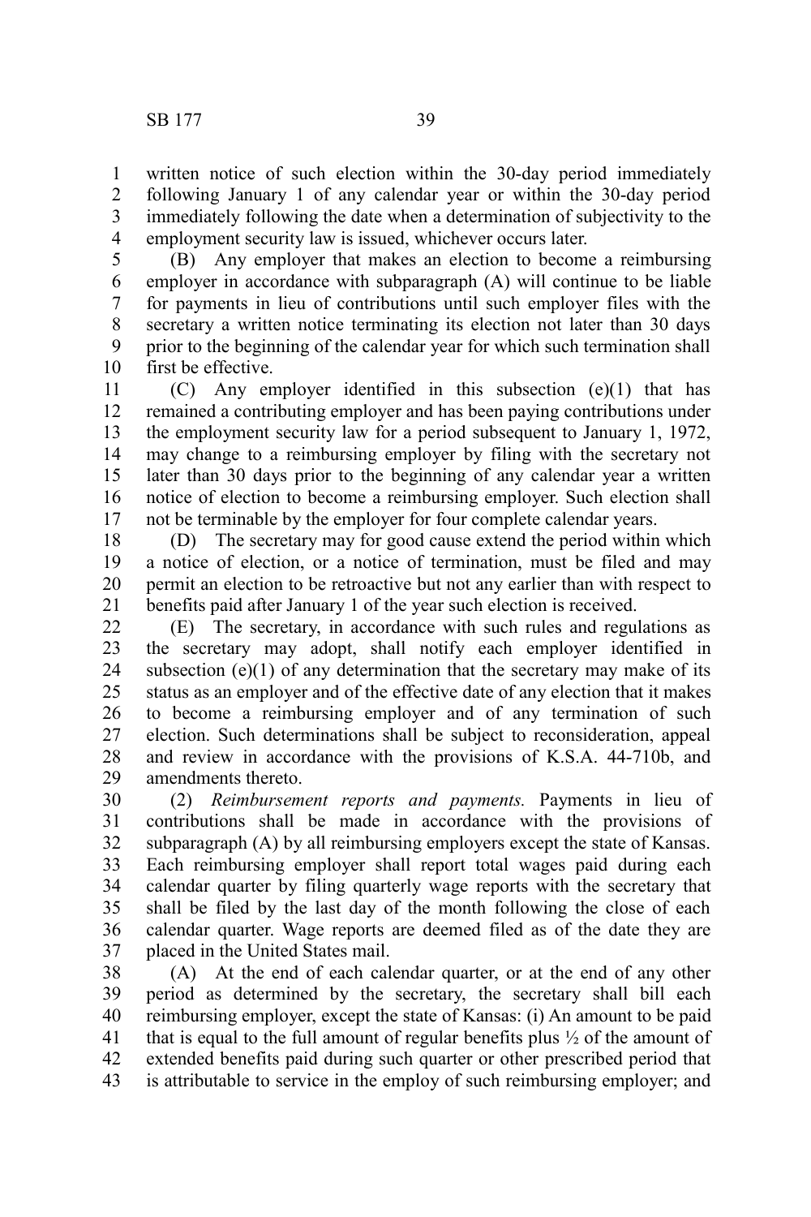written notice of such election within the 30-day period immediately following January 1 of any calendar year or within the 30-day period immediately following the date when a determination of subjectivity to the employment security law is issued, whichever occurs later.

(B) Any employer that makes an election to become a reimbursing employer in accordance with subparagraph (A) will continue to be liable for payments in lieu of contributions until such employer files with the secretary a written notice terminating its election not later than 30 days prior to the beginning of the calendar year for which such termination shall first be effective.

(C) Any employer identified in this subsection (e)(1) that has remained a contributing employer and has been paying contributions under the employment security law for a period subsequent to January 1, 1972, may change to a reimbursing employer by filing with the secretary not later than 30 days prior to the beginning of any calendar year a written notice of election to become a reimbursing employer. Such election shall not be terminable by the employer for four complete calendar years.

(D) The secretary may for good cause extend the period within which a notice of election, or a notice of termination, must be filed and may permit an election to be retroactive but not any earlier than with respect to benefits paid after January 1 of the year such election is received.

(E) The secretary, in accordance with such rules and regulations as the secretary may adopt, shall notify each employer identified in subsection (e)(1) of any determination that the secretary may make of its status as an employer and of the effective date of any election that it makes to become a reimbursing employer and of any termination of such election. Such determinations shall be subject to reconsideration, appeal and review in accordance with the provisions of K.S.A. 44-710b, and amendments thereto.

(2) *Reimbursement reports and payments.* Payments in lieu of contributions shall be made in accordance with the provisions of subparagraph (A) by all reimbursing employers except the state of Kansas. Each reimbursing employer shall report total wages paid during each calendar quarter by filing quarterly wage reports with the secretary that shall be filed by the last day of the month following the close of each calendar quarter. Wage reports are deemed filed as of the date they are placed in the United States mail.

(A) At the end of each calendar quarter, or at the end of any other period as determined by the secretary, the secretary shall bill each reimbursing employer, except the state of Kansas: (i) An amount to be paid that is equal to the full amount of regular benefits plus ½ of the amount of extended benefits paid during such quarter or other prescribed period that is attributable to service in the employ of such reimbursing employer; and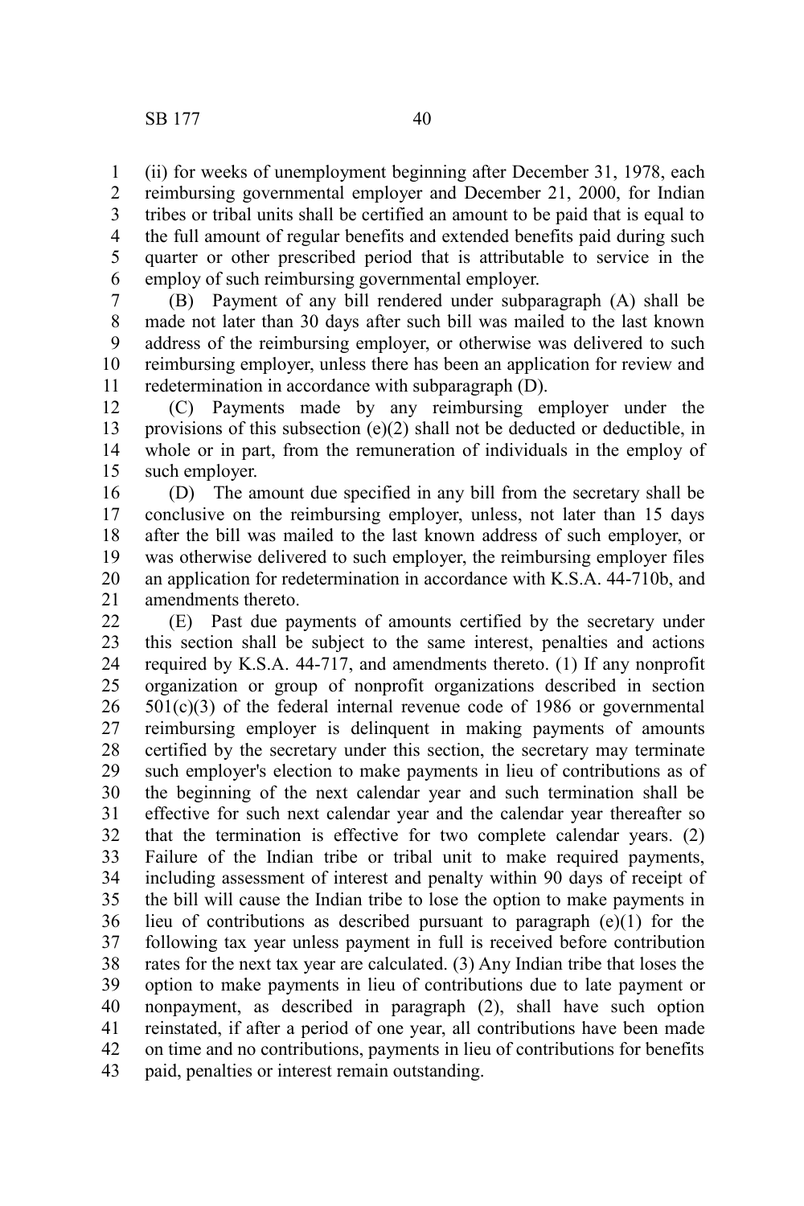(ii) for weeks of unemployment beginning after December 31, 1978, each reimbursing governmental employer and December 21, 2000, for Indian tribes or tribal units shall be certified an amount to be paid that is equal to the full amount of regular benefits and extended benefits paid during such quarter or other prescribed period that is attributable to service in the employ of such reimbursing governmental employer.

(B) Payment of any bill rendered under subparagraph (A) shall be made not later than 30 days after such bill was mailed to the last known address of the reimbursing employer, or otherwise was delivered to such reimbursing employer, unless there has been an application for review and redetermination in accordance with subparagraph (D).

(C) Payments made by any reimbursing employer under the provisions of this subsection (e)(2) shall not be deducted or deductible, in whole or in part, from the remuneration of individuals in the employ of such employer.

(D) The amount due specified in any bill from the secretary shall be conclusive on the reimbursing employer, unless, not later than 15 days after the bill was mailed to the last known address of such employer, or was otherwise delivered to such employer, the reimbursing employer files an application for redetermination in accordance with K.S.A. 44-710b, and amendments thereto.

(E) Past due payments of amounts certified by the secretary under this section shall be subject to the same interest, penalties and actions required by K.S.A. 44-717, and amendments thereto. (1) If any nonprofit organization or group of nonprofit organizations described in section 501(c)(3) of the federal internal revenue code of 1986 or governmental reimbursing employer is delinquent in making payments of amounts certified by the secretary under this section, the secretary may terminate such employer's election to make payments in lieu of contributions as of the beginning of the next calendar year and such termination shall be effective for such next calendar year and the calendar year thereafter so that the termination is effective for two complete calendar years. (2) Failure of the Indian tribe or tribal unit to make required payments, including assessment of interest and penalty within 90 days of receipt of the bill will cause the Indian tribe to lose the option to make payments in lieu of contributions as described pursuant to paragraph (e)(1) for the following tax year unless payment in full is received before contribution rates for the next tax year are calculated. (3) Any Indian tribe that loses the option to make payments in lieu of contributions due to late payment or nonpayment, as described in paragraph (2), shall have such option reinstated, if after a period of one year, all contributions have been made on time and no contributions, payments in lieu of contributions for benefits paid, penalties or interest remain outstanding.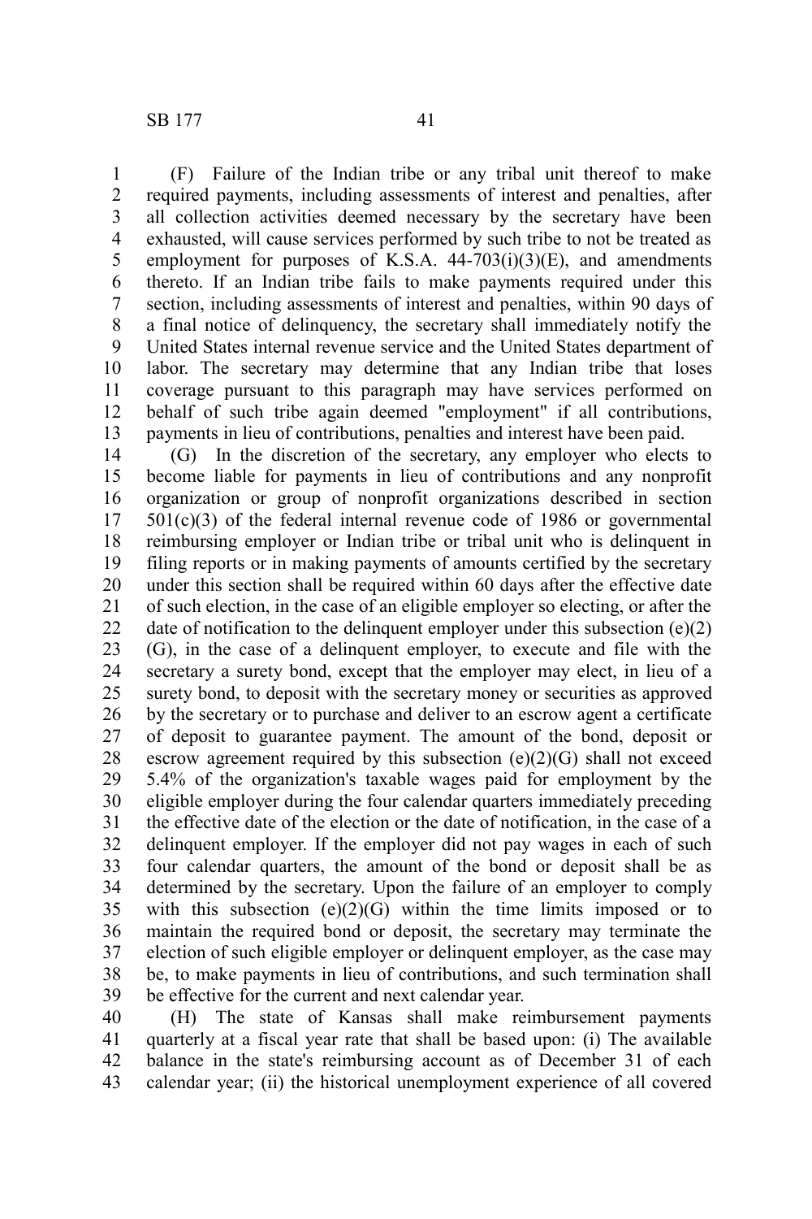(F) Failure of the Indian tribe or any tribal unit thereof to make required payments, including assessments of interest and penalties, after all collection activities deemed necessary by the secretary have been exhausted, will cause services performed by such tribe to not be treated as employment for purposes of K.S.A. 44-703(i)(3)(E), and amendments thereto. If an Indian tribe fails to make payments required under this section, including assessments of interest and penalties, within 90 days of a final notice of delinquency, the secretary shall immediately notify the United States internal revenue service and the United States department of labor. The secretary may determine that any Indian tribe that loses coverage pursuant to this paragraph may have services performed on behalf of such tribe again deemed "employment" if all contributions, payments in lieu of contributions, penalties and interest have been paid.

(G) In the discretion of the secretary, any employer who elects to become liable for payments in lieu of contributions and any nonprofit organization or group of nonprofit organizations described in section 501(c)(3) of the federal internal revenue code of 1986 or governmental reimbursing employer or Indian tribe or tribal unit who is delinquent in filing reports or in making payments of amounts certified by the secretary under this section shall be required within 60 days after the effective date of such election, in the case of an eligible employer so electing, or after the date of notification to the delinquent employer under this subsection (e)(2)(G), in the case of a delinquent employer, to execute and file with the secretary a surety bond, except that the employer may elect, in lieu of a surety bond, to deposit with the secretary money or securities as approved by the secretary or to purchase and deliver to an escrow agent a certificate of deposit to guarantee payment. The amount of the bond, deposit or escrow agreement required by this subsection (e)(2)(G) shall not exceed 5.4% of the organization's taxable wages paid for employment by the eligible employer during the four calendar quarters immediately preceding the effective date of the election or the date of notification, in the case of a delinquent employer. If the employer did not pay wages in each of such four calendar quarters, the amount of the bond or deposit shall be as determined by the secretary. Upon the failure of an employer to comply with this subsection (e)(2)(G) within the time limits imposed or to maintain the required bond or deposit, the secretary may terminate the election of such eligible employer or delinquent employer, as the case may be, to make payments in lieu of contributions, and such termination shall be effective for the current and next calendar year.

(H) The state of Kansas shall make reimbursement payments quarterly at a fiscal year rate that shall be based upon: (i) The available balance in the state's reimbursing account as of December 31 of each calendar year; (ii) the historical unemployment experience of all covered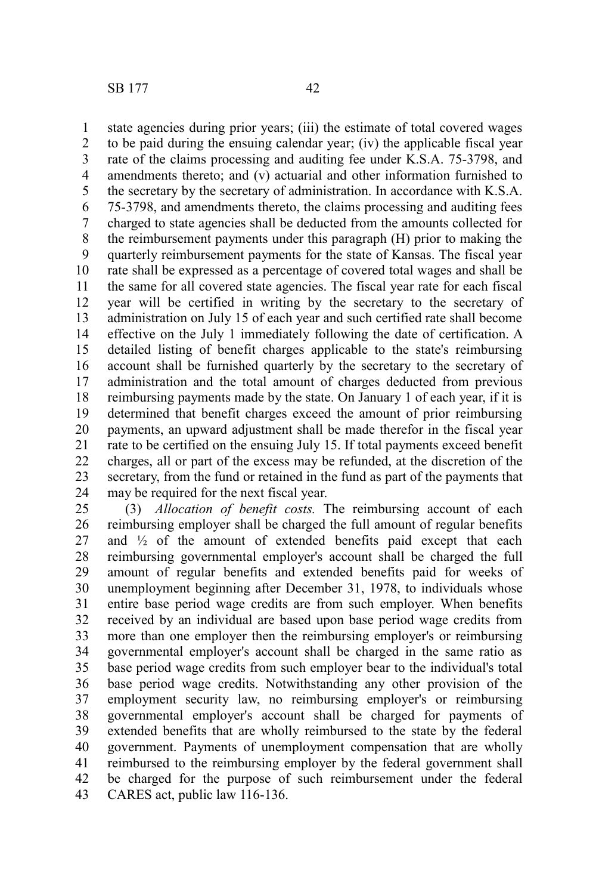state agencies during prior years; (iii) the estimate of total covered wages to be paid during the ensuing calendar year; (iv) the applicable fiscal year rate of the claims processing and auditing fee under K.S.A. 75-3798, and amendments thereto; and (v) actuarial and other information furnished to the secretary by the secretary of administration. In accordance with K.S.A. 75-3798, and amendments thereto, the claims processing and auditing fees charged to state agencies shall be deducted from the amounts collected for the reimbursement payments under this paragraph (H) prior to making the quarterly reimbursement payments for the state of Kansas. The fiscal year rate shall be expressed as a percentage of covered total wages and shall be the same for all covered state agencies. The fiscal year rate for each fiscal year will be certified in writing by the secretary to the secretary of administration on July 15 of each year and such certified rate shall become effective on the July 1 immediately following the date of certification. A detailed listing of benefit charges applicable to the state's reimbursing account shall be furnished quarterly by the secretary to the secretary of administration and the total amount of charges deducted from previous reimbursing payments made by the state. On January 1 of each year, if it is determined that benefit charges exceed the amount of prior reimbursing payments, an upward adjustment shall be made therefor in the fiscal year rate to be certified on the ensuing July 15. If total payments exceed benefit charges, all or part of the excess may be refunded, at the discretion of the secretary, from the fund or retained in the fund as part of the payments that may be required for the next fiscal year.

(3) *Allocation of benefit costs.* The reimbursing account of each reimbursing employer shall be charged the full amount of regular benefits and ½ of the amount of extended benefits paid except that each reimbursing governmental employer's account shall be charged the full amount of regular benefits and extended benefits paid for weeks of unemployment beginning after December 31, 1978, to individuals whose entire base period wage credits are from such employer. When benefits received by an individual are based upon base period wage credits from more than one employer then the reimbursing employer's or reimbursing governmental employer's account shall be charged in the same ratio as base period wage credits from such employer bear to the individual's total base period wage credits. Notwithstanding any other provision of the employment security law, no reimbursing employer's or reimbursing governmental employer's account shall be charged for payments of extended benefits that are wholly reimbursed to the state by the federal government. Payments of unemployment compensation that are wholly reimbursed to the reimbursing employer by the federal government shall be charged for the purpose of such reimbursement under the federal CARES act, public law 116-136.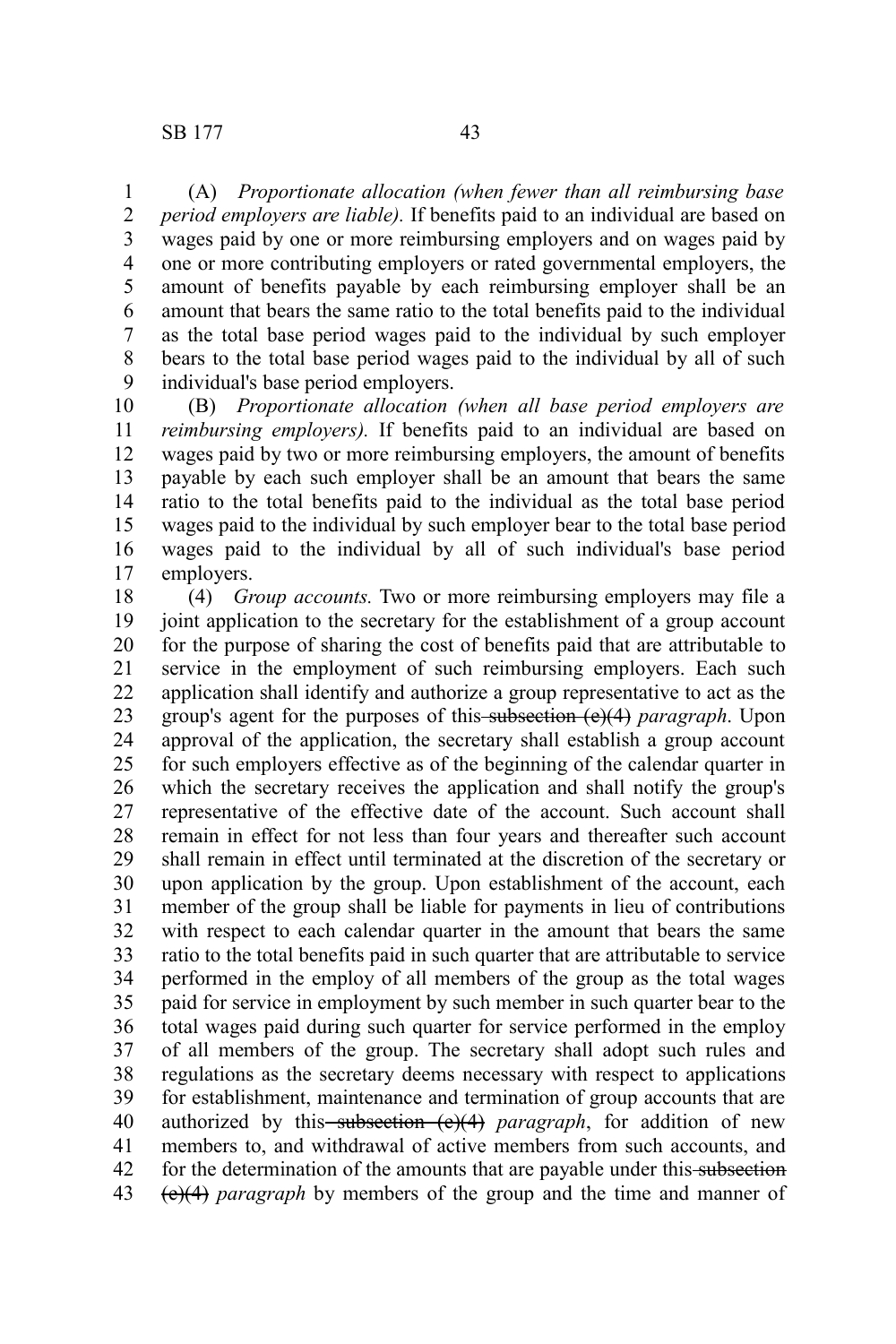(A) *Proportionate allocation (when fewer than all reimbursing base period employers are liable).* If benefits paid to an individual are based on wages paid by one or more reimbursing employers and on wages paid by one or more contributing employers or rated governmental employers, the amount of benefits payable by each reimbursing employer shall be an amount that bears the same ratio to the total benefits paid to the individual as the total base period wages paid to the individual by such employer bears to the total base period wages paid to the individual by all of such individual's base period employers.

(B) *Proportionate allocation (when all base period employers are reimbursing employers).* If benefits paid to an individual are based on wages paid by two or more reimbursing employers, the amount of benefits payable by each such employer shall be an amount that bears the same ratio to the total benefits paid to the individual as the total base period wages paid to the individual by such employer bear to the total base period wages paid to the individual by all of such individual's base period employers.

(4) *Group accounts.* Two or more reimbursing employers may file a joint application to the secretary for the establishment of a group account for the purpose of sharing the cost of benefits paid that are attributable to service in the employment of such reimbursing employers. Each such application shall identify and authorize a group representative to act as the group's agent for the purposes of this ~~subsection (e)(4)~~ *paragraph*. Upon approval of the application, the secretary shall establish a group account for such employers effective as of the beginning of the calendar quarter in which the secretary receives the application and shall notify the group's representative of the effective date of the account. Such account shall remain in effect for not less than four years and thereafter such account shall remain in effect until terminated at the discretion of the secretary or upon application by the group. Upon establishment of the account, each member of the group shall be liable for payments in lieu of contributions with respect to each calendar quarter in the amount that bears the same ratio to the total benefits paid in such quarter that are attributable to service performed in the employ of all members of the group as the total wages paid for service in employment by such member in such quarter bear to the total wages paid during such quarter for service performed in the employ of all members of the group. The secretary shall adopt such rules and regulations as the secretary deems necessary with respect to applications for establishment, maintenance and termination of group accounts that are authorized by this ~~subsection (e)(4)~~ *paragraph*, for addition of new members to, and withdrawal of active members from such accounts, and for the determination of the amounts that are payable under this ~~subsection (e)(4)~~ *paragraph* by members of the group and the time and manner of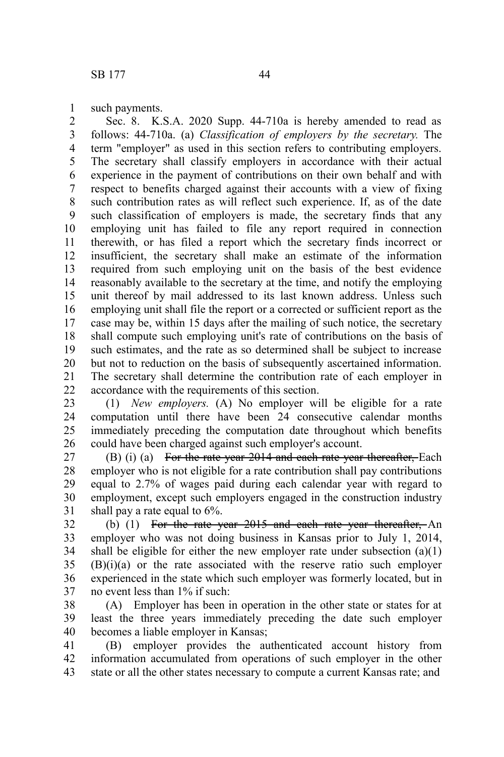such payments.

Sec. 8. K.S.A. 2020 Supp. 44-710a is hereby amended to read as follows: 44-710a. (a) *Classification of employers by the secretary.* The term "employer" as used in this section refers to contributing employers. The secretary shall classify employers in accordance with their actual experience in the payment of contributions on their own behalf and with respect to benefits charged against their accounts with a view of fixing such contribution rates as will reflect such experience. If, as of the date such classification of employers is made, the secretary finds that any employing unit has failed to file any report required in connection therewith, or has filed a report which the secretary finds incorrect or insufficient, the secretary shall make an estimate of the information required from such employing unit on the basis of the best evidence reasonably available to the secretary at the time, and notify the employing unit thereof by mail addressed to its last known address. Unless such employing unit shall file the report or a corrected or sufficient report as the case may be, within 15 days after the mailing of such notice, the secretary shall compute such employing unit's rate of contributions on the basis of such estimates, and the rate as so determined shall be subject to increase but not to reduction on the basis of subsequently ascertained information. The secretary shall determine the contribution rate of each employer in accordance with the requirements of this section.

(1) *New employers.* (A) No employer will be eligible for a rate computation until there have been 24 consecutive calendar months immediately preceding the computation date throughout which benefits could have been charged against such employer's account.

(B) (i) (a) ~~For the rate year 2014 and each rate year thereafter,~~ Each employer who is not eligible for a rate contribution shall pay contributions equal to 2.7% of wages paid during each calendar year with regard to employment, except such employers engaged in the construction industry shall pay a rate equal to 6%.

(b) (1) ~~For the rate year 2015 and each rate year thereafter,~~ An employer who was not doing business in Kansas prior to July 1, 2014, shall be eligible for either the new employer rate under subsection (a)(1)(B)(i)(a) or the rate associated with the reserve ratio such employer experienced in the state which such employer was formerly located, but in no event less than 1% if such:

(A) Employer has been in operation in the other state or states for at least the three years immediately preceding the date such employer becomes a liable employer in Kansas;

(B) employer provides the authenticated account history from information accumulated from operations of such employer in the other state or all the other states necessary to compute a current Kansas rate; and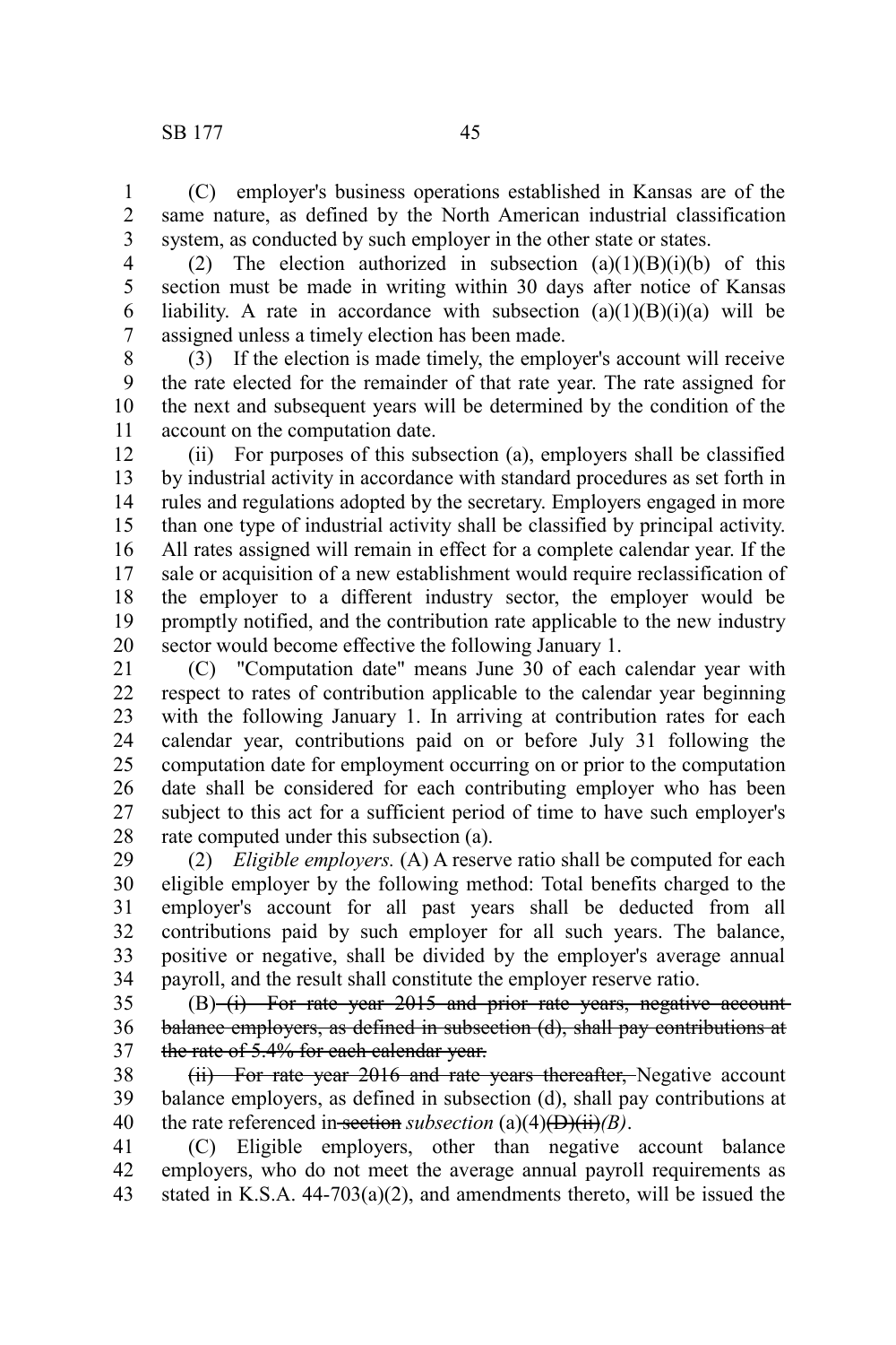(C) employer's business operations established in Kansas are of the same nature, as defined by the North American industrial classification system, as conducted by such employer in the other state or states.

(2) The election authorized in subsection (a)(1)(B)(i)(b) of this section must be made in writing within 30 days after notice of Kansas liability. A rate in accordance with subsection (a)(1)(B)(i)(a) will be assigned unless a timely election has been made.

(3) If the election is made timely, the employer's account will receive the rate elected for the remainder of that rate year. The rate assigned for the next and subsequent years will be determined by the condition of the account on the computation date.

(ii) For purposes of this subsection (a), employers shall be classified by industrial activity in accordance with standard procedures as set forth in rules and regulations adopted by the secretary. Employers engaged in more than one type of industrial activity shall be classified by principal activity. All rates assigned will remain in effect for a complete calendar year. If the sale or acquisition of a new establishment would require reclassification of the employer to a different industry sector, the employer would be promptly notified, and the contribution rate applicable to the new industry sector would become effective the following January 1.

(C) "Computation date" means June 30 of each calendar year with respect to rates of contribution applicable to the calendar year beginning with the following January 1. In arriving at contribution rates for each calendar year, contributions paid on or before July 31 following the computation date for employment occurring on or prior to the computation date shall be considered for each contributing employer who has been subject to this act for a sufficient period of time to have such employer's rate computed under this subsection (a).

(2) *Eligible employers.* (A) A reserve ratio shall be computed for each eligible employer by the following method: Total benefits charged to the employer's account for all past years shall be deducted from all contributions paid by such employer for all such years. The balance, positive or negative, shall be divided by the employer's average annual payroll, and the result shall constitute the employer reserve ratio.

(B) ~~(i) For rate year 2015 and prior rate years, negative account balance employers, as defined in subsection (d), shall pay contributions at the rate of 5.4% for each calendar year.~~

~~(ii) For rate year 2016 and rate years thereafter,~~ Negative account balance employers, as defined in subsection (d), shall pay contributions at the rate referenced in ~~section~~ *subsection* (a)(4)~~(D)(ii)~~*(B)*.

(C) Eligible employers, other than negative account balance employers, who do not meet the average annual payroll requirements as stated in K.S.A. 44-703(a)(2), and amendments thereto, will be issued the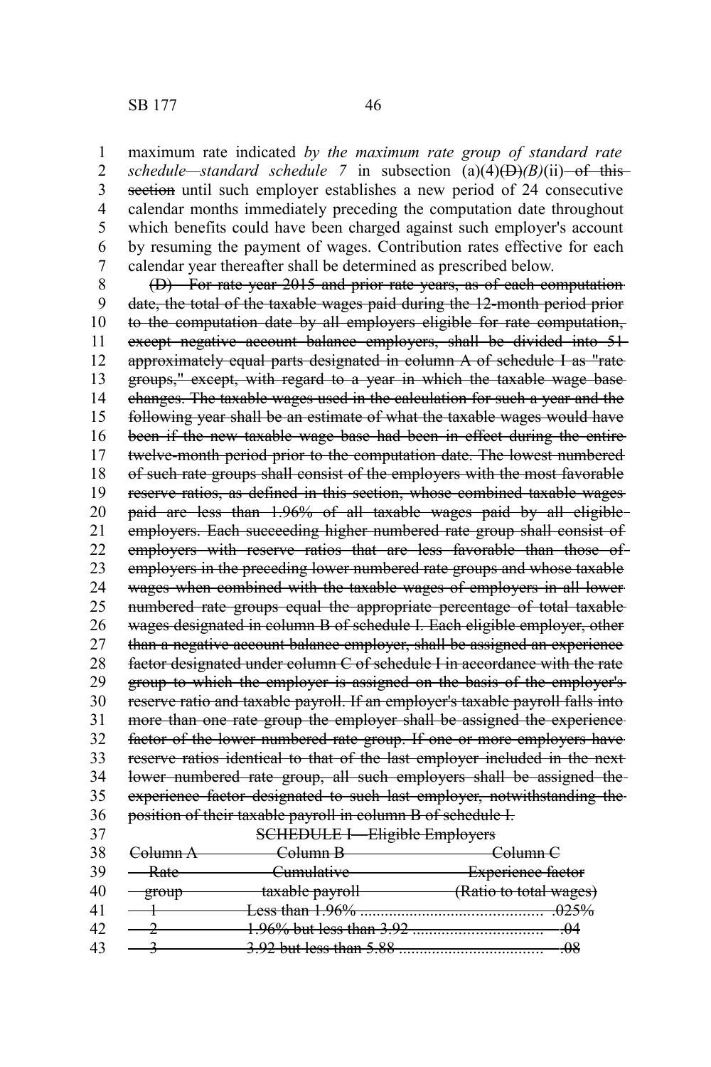maximum rate indicated *by the maximum rate group of standard rate schedule—standard schedule 7* in subsection (a)(4)~~(D)~~*(B)*(ii) ~~of this section~~ until such employer establishes a new period of 24 consecutive calendar months immediately preceding the computation date throughout which benefits could have been charged against such employer's account by resuming the payment of wages. Contribution rates effective for each calendar year thereafter shall be determined as prescribed below.

~~(D) For rate year 2015 and prior rate years, as of each computation date, the total of the taxable wages paid during the 12-month period prior to the computation date by all employers eligible for rate computation, except negative account balance employers, shall be divided into 51 approximately equal parts designated in column A of schedule I as "rate groups," except, with regard to a year in which the taxable wage base changes. The taxable wages used in the calculation for such a year and the following year shall be an estimate of what the taxable wages would have been if the new taxable wage base had been in effect during the entire twelve-month period prior to the computation date. The lowest numbered of such rate groups shall consist of the employers with the most favorable reserve ratios, as defined in this section, whose combined taxable wages paid are less than 1.96% of all taxable wages paid by all eligible employers. Each succeeding higher numbered rate group shall consist of employers with reserve ratios that are less favorable than those of employers in the preceding lower numbered rate groups and whose taxable wages when combined with the taxable wages of employers in all lower numbered rate groups equal the appropriate percentage of total taxable wages designated in column B of schedule I. Each eligible employer, other than a negative account balance employer, shall be assigned an experience factor designated under column C of schedule I in accordance with the rate group to which the employer is assigned on the basis of the employer's reserve ratio and taxable payroll. If an employer's taxable payroll falls into more than one rate group the employer shall be assigned the experience factor of the lower numbered rate group. If one or more employers have reserve ratios identical to that of the last employer included in the next lower numbered rate group, all such employers shall be assigned the experience factor designated to such last employer, notwithstanding the position of their taxable payroll in column B of schedule I.~~

~~SCHEDULE I—Eligible Employers~~

| ~~Column A~~ | ~~Column B~~ | ~~Column C~~ |
|---|---|---|
| ~~Rate group~~ | ~~Cumulative taxable payroll~~ | ~~Experience factor (Ratio to total wages)~~ |
| ~~1~~ | ~~Less than 1.96%~~ | ~~.025%~~ |
| ~~2~~ | ~~1.96% but less than 3.92~~ | ~~.04~~ |
| ~~3~~ | ~~3.92 but less than 5.88~~ | ~~.08~~ |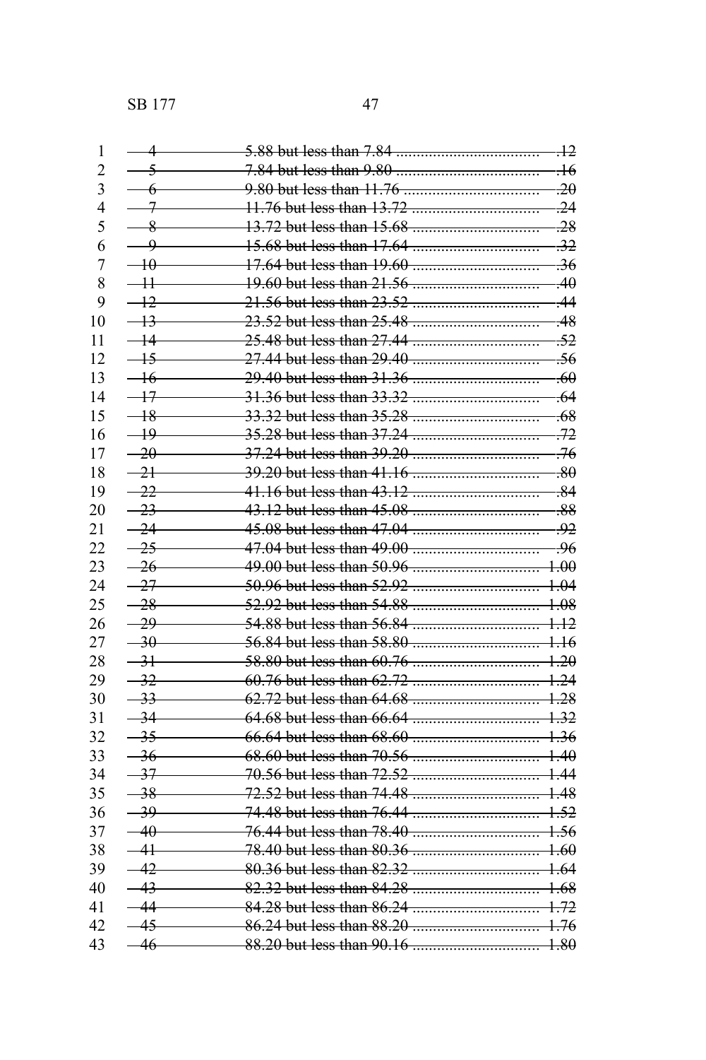| | | |
|---|---|---|
| ~~4~~ | ~~5.88 but less than 7.84~~ | ~~.12~~ |
| ~~5~~ | ~~7.84 but less than 9.80~~ | ~~.16~~ |
| ~~6~~ | ~~9.80 but less than 11.76~~ | ~~.20~~ |
| ~~7~~ | ~~11.76 but less than 13.72~~ | ~~.24~~ |
| ~~8~~ | ~~13.72 but less than 15.68~~ | ~~.28~~ |
| ~~9~~ | ~~15.68 but less than 17.64~~ | ~~.32~~ |
| ~~10~~ | ~~17.64 but less than 19.60~~ | ~~.36~~ |
| ~~11~~ | ~~19.60 but less than 21.56~~ | ~~.40~~ |
| ~~12~~ | ~~21.56 but less than 23.52~~ | ~~.44~~ |
| ~~13~~ | ~~23.52 but less than 25.48~~ | ~~.48~~ |
| ~~14~~ | ~~25.48 but less than 27.44~~ | ~~.52~~ |
| ~~15~~ | ~~27.44 but less than 29.40~~ | ~~.56~~ |
| ~~16~~ | ~~29.40 but less than 31.36~~ | ~~.60~~ |
| ~~17~~ | ~~31.36 but less than 33.32~~ | ~~.64~~ |
| ~~18~~ | ~~33.32 but less than 35.28~~ | ~~.68~~ |
| ~~19~~ | ~~35.28 but less than 37.24~~ | ~~.72~~ |
| ~~20~~ | ~~37.24 but less than 39.20~~ | ~~.76~~ |
| ~~21~~ | ~~39.20 but less than 41.16~~ | ~~.80~~ |
| ~~22~~ | ~~41.16 but less than 43.12~~ | ~~.84~~ |
| ~~23~~ | ~~43.12 but less than 45.08~~ | ~~.88~~ |
| ~~24~~ | ~~45.08 but less than 47.04~~ | ~~.92~~ |
| ~~25~~ | ~~47.04 but less than 49.00~~ | ~~.96~~ |
| ~~26~~ | ~~49.00 but less than 50.96~~ | ~~1.00~~ |
| ~~27~~ | ~~50.96 but less than 52.92~~ | ~~1.04~~ |
| ~~28~~ | ~~52.92 but less than 54.88~~ | ~~1.08~~ |
| ~~29~~ | ~~54.88 but less than 56.84~~ | ~~1.12~~ |
| ~~30~~ | ~~56.84 but less than 58.80~~ | ~~1.16~~ |
| ~~31~~ | ~~58.80 but less than 60.76~~ | ~~1.20~~ |
| ~~32~~ | ~~60.76 but less than 62.72~~ | ~~1.24~~ |
| ~~33~~ | ~~62.72 but less than 64.68~~ | ~~1.28~~ |
| ~~34~~ | ~~64.68 but less than 66.64~~ | ~~1.32~~ |
| ~~35~~ | ~~66.64 but less than 68.60~~ | ~~1.36~~ |
| ~~36~~ | ~~68.60 but less than 70.56~~ | ~~1.40~~ |
| ~~37~~ | ~~70.56 but less than 72.52~~ | ~~1.44~~ |
| ~~38~~ | ~~72.52 but less than 74.48~~ | ~~1.48~~ |
| ~~39~~ | ~~74.48 but less than 76.44~~ | ~~1.52~~ |
| ~~40~~ | ~~76.44 but less than 78.40~~ | ~~1.56~~ |
| ~~41~~ | ~~78.40 but less than 80.36~~ | ~~1.60~~ |
| ~~42~~ | ~~80.36 but less than 82.32~~ | ~~1.64~~ |
| ~~43~~ | ~~82.32 but less than 84.28~~ | ~~1.68~~ |
| ~~44~~ | ~~84.28 but less than 86.24~~ | ~~1.72~~ |
| ~~45~~ | ~~86.24 but less than 88.20~~ | ~~1.76~~ |
| ~~46~~ | ~~88.20 but less than 90.16~~ | ~~1.80~~ |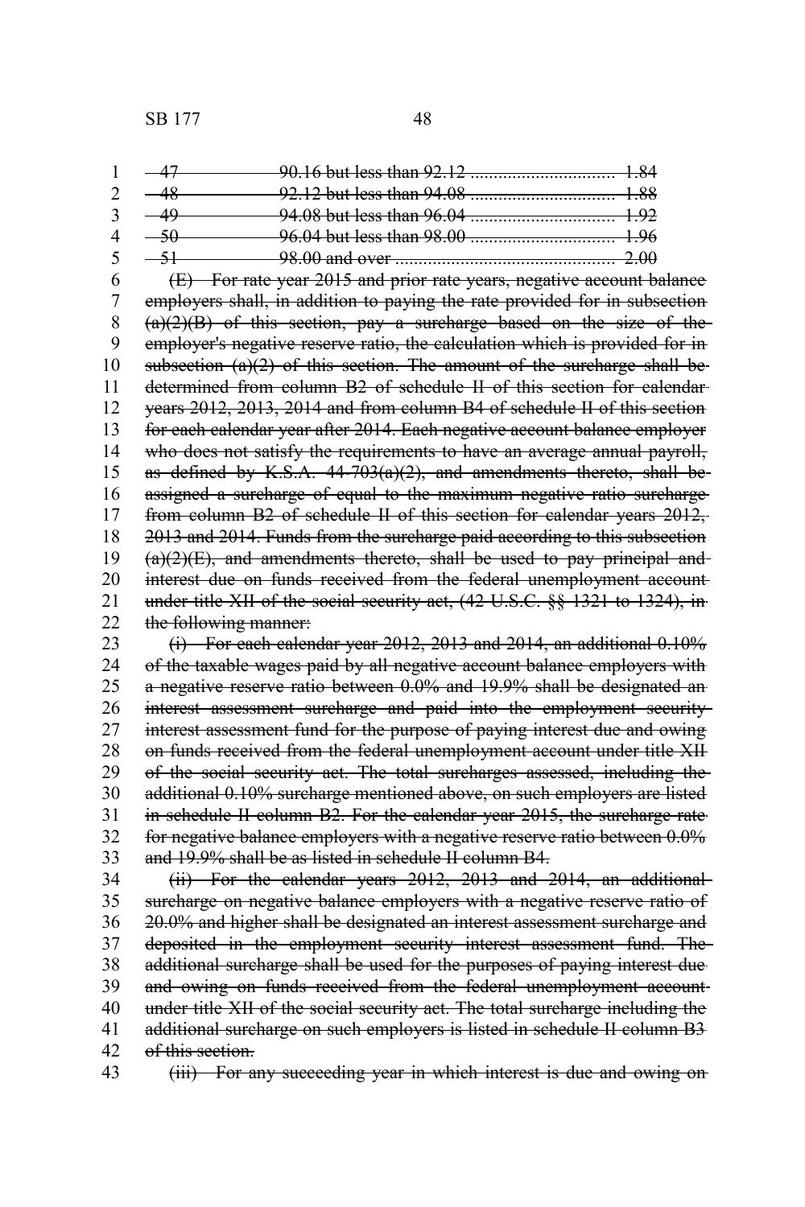| | | |
|---|---|---|
| ~~47~~ | ~~90.16 but less than 92.12~~ | ~~1.84~~ |
| ~~48~~ | ~~92.12 but less than 94.08~~ | ~~1.88~~ |
| ~~49~~ | ~~94.08 but less than 96.04~~ | ~~1.92~~ |
| ~~50~~ | ~~96.04 but less than 98.00~~ | ~~1.96~~ |
| ~~51~~ | ~~98.00 and over~~ | ~~2.00~~ |

~~(E) For rate year 2015 and prior rate years, negative account balance employers shall, in addition to paying the rate provided for in subsection (a)(2)(B) of this section, pay a surcharge based on the size of the employer's negative reserve ratio, the calculation which is provided for in subsection (a)(2) of this section. The amount of the surcharge shall be determined from column B2 of schedule II of this section for calendar years 2012, 2013, 2014 and from column B4 of schedule II of this section for each calendar year after 2014. Each negative account balance employer who does not satisfy the requirements to have an average annual payroll, as defined by K.S.A. 44-703(a)(2), and amendments thereto, shall be assigned a surcharge of equal to the maximum negative ratio surcharge from column B2 of schedule II of this section for calendar years 2012, 2013 and 2014. Funds from the surcharge paid according to this subsection (a)(2)(E), and amendments thereto, shall be used to pay principal and interest due on funds received from the federal unemployment account under title XII of the social security act, (42 U.S.C. §§ 1321 to 1324), in the following manner:~~

~~(i) For each calendar year 2012, 2013 and 2014, an additional 0.10% of the taxable wages paid by all negative account balance employers with a negative reserve ratio between 0.0% and 19.9% shall be designated an interest assessment surcharge and paid into the employment security interest assessment fund for the purpose of paying interest due and owing on funds received from the federal unemployment account under title XII of the social security act. The total surcharges assessed, including the additional 0.10% surcharge mentioned above, on such employers are listed in schedule II column B2. For the calendar year 2015, the surcharge rate for negative balance employers with a negative reserve ratio between 0.0% and 19.9% shall be as listed in schedule II column B4.~~

~~(ii) For the calendar years 2012, 2013 and 2014, an additional surcharge on negative balance employers with a negative reserve ratio of 20.0% and higher shall be designated an interest assessment surcharge and deposited in the employment security interest assessment fund. The additional surcharge shall be used for the purposes of paying interest due and owing on funds received from the federal unemployment account under title XII of the social security act. The total surcharge including the additional surcharge on such employers is listed in schedule II column B3 of this section.~~

~~(iii) For any succeeding year in which interest is due and owing on~~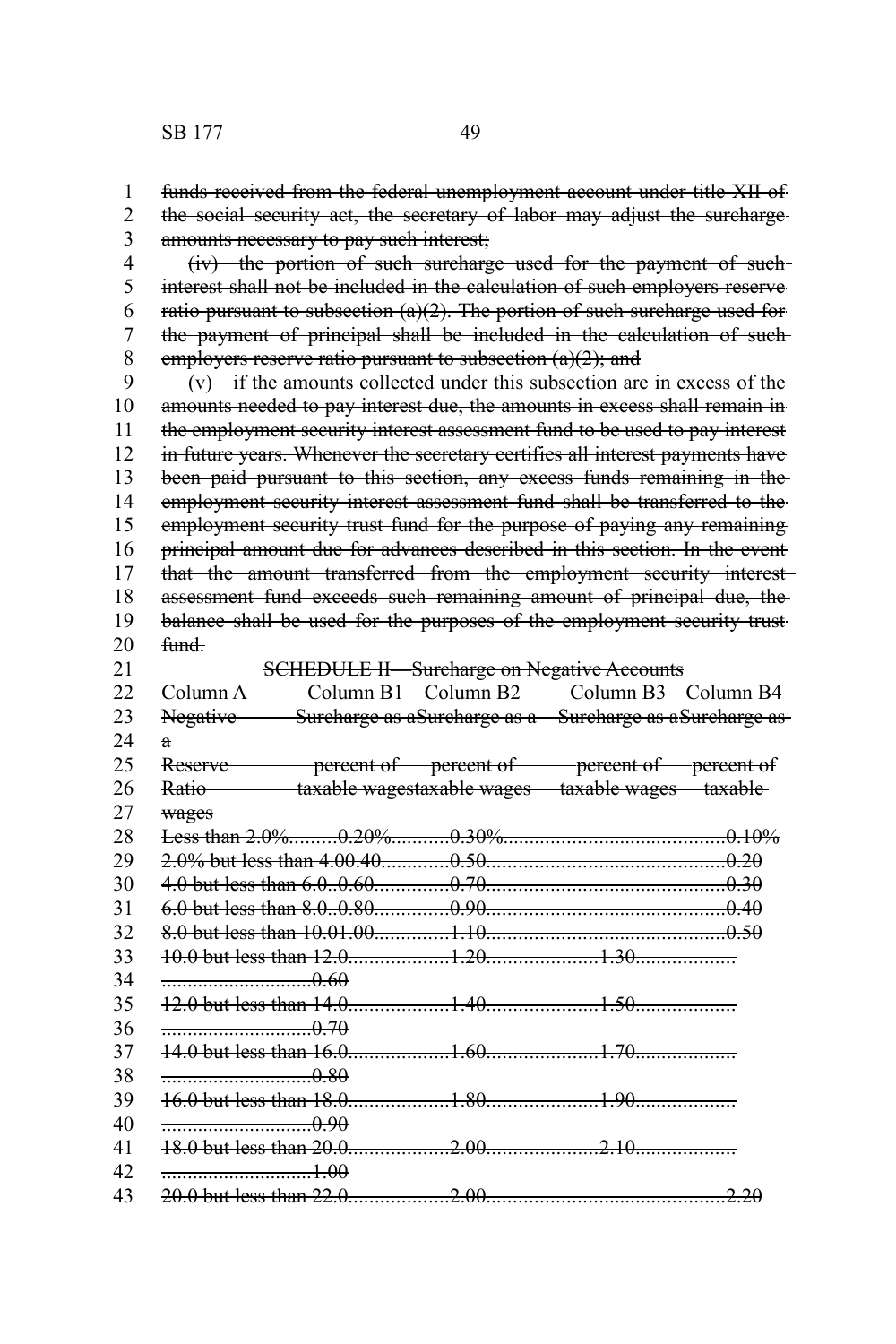~~funds received from the federal unemployment account under title XII of the social security act, the secretary of labor may adjust the surcharge amounts necessary to pay such interest;~~

~~(iv) the portion of such surcharge used for the payment of such interest shall not be included in the calculation of such employers reserve ratio pursuant to subsection (a)(2). The portion of such surcharge used for the payment of principal shall be included in the calculation of such employers reserve ratio pursuant to subsection (a)(2); and~~

~~(v) if the amounts collected under this subsection are in excess of the amounts needed to pay interest due, the amounts in excess shall remain in the employment security interest assessment fund to be used to pay interest in future years. Whenever the secretary certifies all interest payments have been paid pursuant to this section, any excess funds remaining in the employment security interest assessment fund shall be transferred to the employment security trust fund for the purpose of paying any remaining principal amount due for advances described in this section. In the event that the amount transferred from the employment security interest assessment fund exceeds such remaining amount of principal due, the balance shall be used for the purposes of the employment security trust fund.~~

~~SCHEDULE II—Surcharge on Negative Accounts~~

| ~~Column A~~ | ~~Column B1~~ | ~~Column B2~~ | ~~Column B3~~ | ~~Column B4~~ |
|---|---|---|---|---|
| ~~Negative Reserve Ratio~~ | ~~Surcharge as a percent of taxable wages~~ | ~~Surcharge as a percent of taxable wages~~ | ~~Surcharge as a percent of taxable wages~~ | ~~Surcharge as a percent of taxable wages~~ |
| ~~Less than 2.0%~~ | ~~0.20%~~ | ~~0.30%~~ | | ~~0.10%~~ |
| ~~2.0% but less than 4.0~~ | ~~0.40~~ | ~~0.50~~ | | ~~0.20~~ |
| ~~4.0 but less than 6.0~~ | ~~0.60~~ | ~~0.70~~ | | ~~0.30~~ |
| ~~6.0 but less than 8.0~~ | ~~0.80~~ | ~~0.90~~ | | ~~0.40~~ |
| ~~8.0 but less than 10.0~~ | ~~1.00~~ | ~~1.10~~ | | ~~0.50~~ |
| ~~10.0 but less than 12.0~~ | ~~1.20~~ | ~~1.30~~ | | ~~0.60~~ |
| ~~12.0 but less than 14.0~~ | ~~1.40~~ | ~~1.50~~ | | ~~0.70~~ |
| ~~14.0 but less than 16.0~~ | ~~1.60~~ | ~~1.70~~ | | ~~0.80~~ |
| ~~16.0 but less than 18.0~~ | ~~1.80~~ | ~~1.90~~ | | ~~0.90~~ |
| ~~18.0 but less than 20.0~~ | ~~2.00~~ | ~~2.10~~ | | ~~1.00~~ |
| ~~20.0 but less than 22.0~~ | ~~2.00~~ | ~~2.20~~ | | |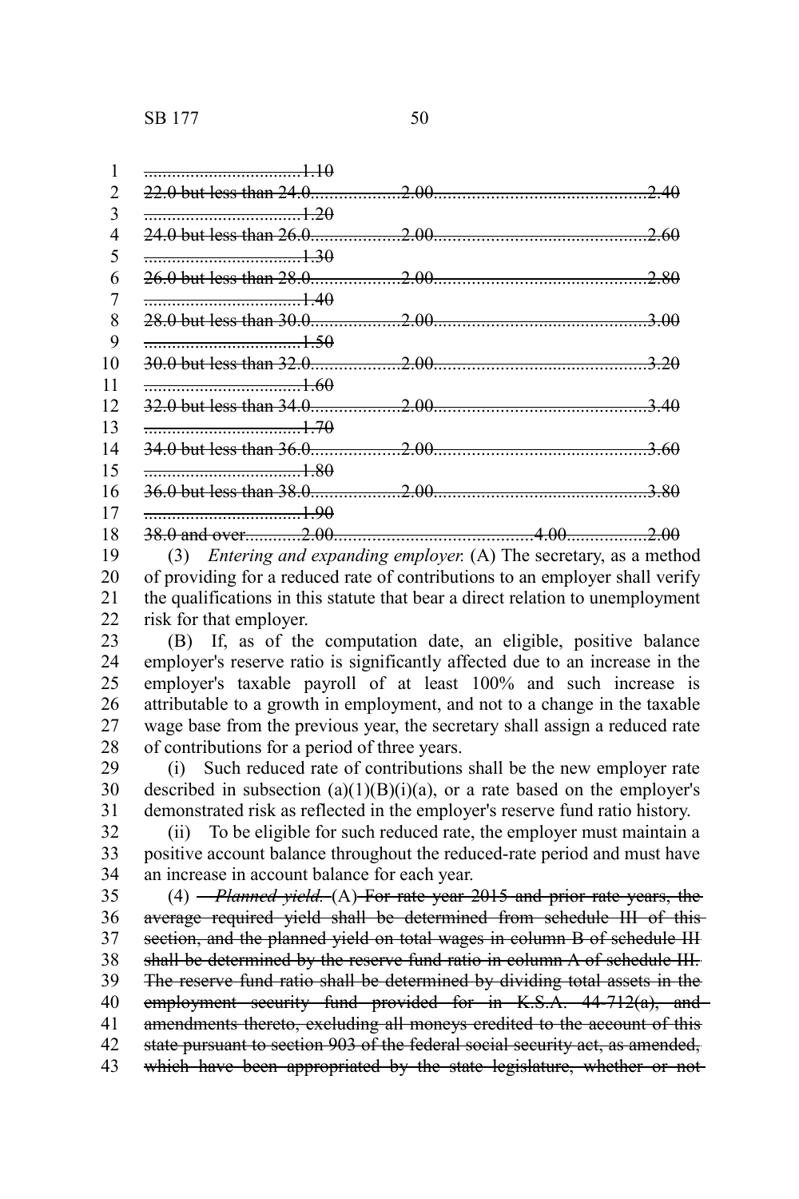~~..................................1.10~~
~~22.0 but less than 24.0...................2.00.............................................2.40~~
~~..................................1.20~~
~~24.0 but less than 26.0...................2.00.............................................2.60~~
~~..................................1.30~~
~~26.0 but less than 28.0...................2.00.............................................2.80~~
~~..................................1.40~~
~~28.0 but less than 30.0...................2.00.............................................3.00~~
~~..................................1.50~~
~~30.0 but less than 32.0...................2.00.............................................3.20~~
~~..................................1.60~~
~~32.0 but less than 34.0...................2.00.............................................3.40~~
~~..................................1.70~~
~~34.0 but less than 36.0...................2.00.............................................3.60~~
~~..................................1.80~~
~~36.0 but less than 38.0...................2.00.............................................3.80~~
~~..................................1.90~~
~~38.0 and over............2.00..........................................4.00.................2.00~~

(3) *Entering and expanding employer.* (A) The secretary, as a method of providing for a reduced rate of contributions to an employer shall verify the qualifications in this statute that bear a direct relation to unemployment risk for that employer.

(B) If, as of the computation date, an eligible, positive balance employer's reserve ratio is significantly affected due to an increase in the employer's taxable payroll of at least 100% and such increase is attributable to a growth in employment, and not to a change in the taxable wage base from the previous year, the secretary shall assign a reduced rate of contributions for a period of three years.

(i) Such reduced rate of contributions shall be the new employer rate described in subsection (a)(1)(B)(i)(a), or a rate based on the employer's demonstrated risk as reflected in the employer's reserve fund ratio history.

(ii) To be eligible for such reduced rate, the employer must maintain a positive account balance throughout the reduced-rate period and must have an increase in account balance for each year.

(4) ~~*Planned yield.*~~ (A) ~~For rate year 2015 and prior rate years, the average required yield shall be determined from schedule III of this section, and the planned yield on total wages in column B of schedule III shall be determined by the reserve fund ratio in column A of schedule III. The reserve fund ratio shall be determined by dividing total assets in the employment security fund provided for in K.S.A. 44-712(a), and amendments thereto, excluding all moneys credited to the account of this state pursuant to section 903 of the federal social security act, as amended, which have been appropriated by the state legislature, whether or not~~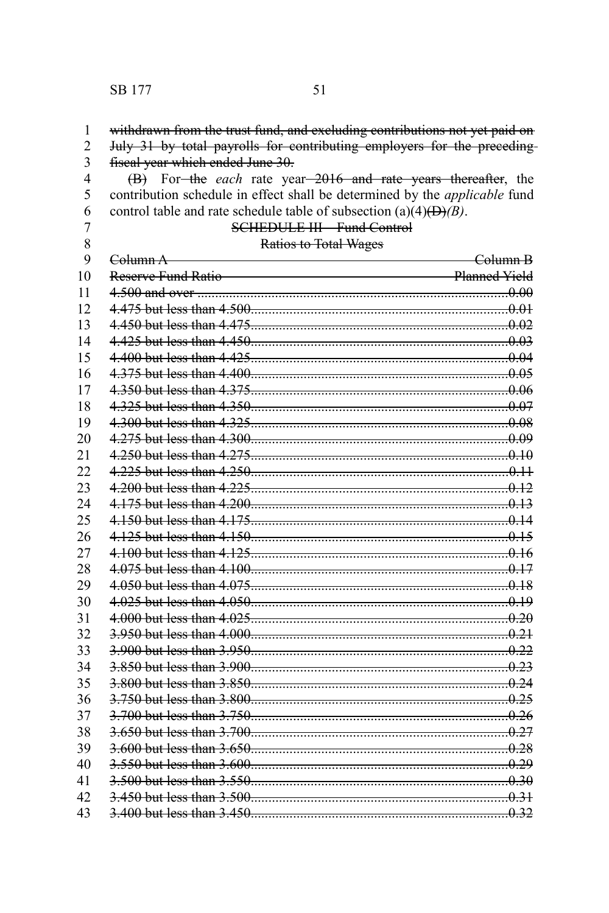~~withdrawn from the trust fund, and excluding contributions not yet paid on July 31 by total payrolls for contributing employers for the preceding fiscal year which ended June 30.~~

~~(B)~~ For ~~the~~ *each* rate year ~~2016 and rate years thereafter~~, the contribution schedule in effect shall be determined by the *applicable* fund control table and rate schedule table of subsection (a)(4)~~(D)~~*(B)*.

~~SCHEDULE III—Fund Control~~

~~Ratios to Total Wages~~

| ~~Column A~~ | ~~Column B~~ |
|---|---|
| ~~Reserve Fund Ratio~~ | ~~Planned Yield~~ |
| ~~4.500 and over~~ | ~~0.00~~ |
| ~~4.475 but less than 4.500~~ | ~~0.01~~ |
| ~~4.450 but less than 4.475~~ | ~~0.02~~ |
| ~~4.425 but less than 4.450~~ | ~~0.03~~ |
| ~~4.400 but less than 4.425~~ | ~~0.04~~ |
| ~~4.375 but less than 4.400~~ | ~~0.05~~ |
| ~~4.350 but less than 4.375~~ | ~~0.06~~ |
| ~~4.325 but less than 4.350~~ | ~~0.07~~ |
| ~~4.300 but less than 4.325~~ | ~~0.08~~ |
| ~~4.275 but less than 4.300~~ | ~~0.09~~ |
| ~~4.250 but less than 4.275~~ | ~~0.10~~ |
| ~~4.225 but less than 4.250~~ | ~~0.11~~ |
| ~~4.200 but less than 4.225~~ | ~~0.12~~ |
| ~~4.175 but less than 4.200~~ | ~~0.13~~ |
| ~~4.150 but less than 4.175~~ | ~~0.14~~ |
| ~~4.125 but less than 4.150~~ | ~~0.15~~ |
| ~~4.100 but less than 4.125~~ | ~~0.16~~ |
| ~~4.075 but less than 4.100~~ | ~~0.17~~ |
| ~~4.050 but less than 4.075~~ | ~~0.18~~ |
| ~~4.025 but less than 4.050~~ | ~~0.19~~ |
| ~~4.000 but less than 4.025~~ | ~~0.20~~ |
| ~~3.950 but less than 4.000~~ | ~~0.21~~ |
| ~~3.900 but less than 3.950~~ | ~~0.22~~ |
| ~~3.850 but less than 3.900~~ | ~~0.23~~ |
| ~~3.800 but less than 3.850~~ | ~~0.24~~ |
| ~~3.750 but less than 3.800~~ | ~~0.25~~ |
| ~~3.700 but less than 3.750~~ | ~~0.26~~ |
| ~~3.650 but less than 3.700~~ | ~~0.27~~ |
| ~~3.600 but less than 3.650~~ | ~~0.28~~ |
| ~~3.550 but less than 3.600~~ | ~~0.29~~ |
| ~~3.500 but less than 3.550~~ | ~~0.30~~ |
| ~~3.450 but less than 3.500~~ | ~~0.31~~ |
| ~~3.400 but less than 3.450~~ | ~~0.32~~ |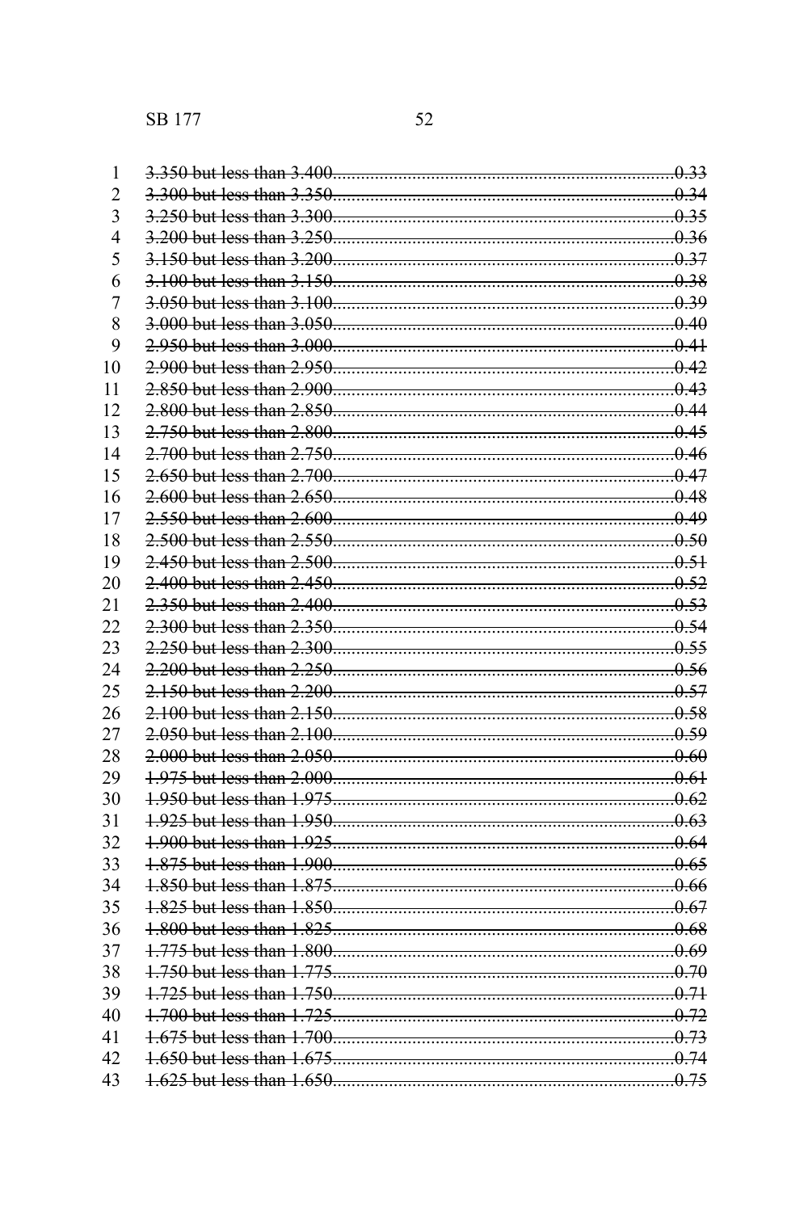~~3.350 but less than 3.400..........................................................................0.33~~
~~3.300 but less than 3.350..........................................................................0.34~~
~~3.250 but less than 3.300..........................................................................0.35~~
~~3.200 but less than 3.250..........................................................................0.36~~
~~3.150 but less than 3.200..........................................................................0.37~~
~~3.100 but less than 3.150..........................................................................0.38~~
~~3.050 but less than 3.100..........................................................................0.39~~
~~3.000 but less than 3.050..........................................................................0.40~~
~~2.950 but less than 3.000..........................................................................0.41~~
~~2.900 but less than 2.950..........................................................................0.42~~
~~2.850 but less than 2.900..........................................................................0.43~~
~~2.800 but less than 2.850..........................................................................0.44~~
~~2.750 but less than 2.800..........................................................................0.45~~
~~2.700 but less than 2.750..........................................................................0.46~~
~~2.650 but less than 2.700..........................................................................0.47~~
~~2.600 but less than 2.650..........................................................................0.48~~
~~2.550 but less than 2.600..........................................................................0.49~~
~~2.500 but less than 2.550..........................................................................0.50~~
~~2.450 but less than 2.500..........................................................................0.51~~
~~2.400 but less than 2.450..........................................................................0.52~~
~~2.350 but less than 2.400..........................................................................0.53~~
~~2.300 but less than 2.350..........................................................................0.54~~
~~2.250 but less than 2.300..........................................................................0.55~~
~~2.200 but less than 2.250..........................................................................0.56~~
~~2.150 but less than 2.200..........................................................................0.57~~
~~2.100 but less than 2.150..........................................................................0.58~~
~~2.050 but less than 2.100..........................................................................0.59~~
~~2.000 but less than 2.050..........................................................................0.60~~
~~1.975 but less than 2.000..........................................................................0.61~~
~~1.950 but less than 1.975..........................................................................0.62~~
~~1.925 but less than 1.950..........................................................................0.63~~
~~1.900 but less than 1.925..........................................................................0.64~~
~~1.875 but less than 1.900..........................................................................0.65~~
~~1.850 but less than 1.875..........................................................................0.66~~
~~1.825 but less than 1.850..........................................................................0.67~~
~~1.800 but less than 1.825..........................................................................0.68~~
~~1.775 but less than 1.800..........................................................................0.69~~
~~1.750 but less than 1.775..........................................................................0.70~~
~~1.725 but less than 1.750..........................................................................0.71~~
~~1.700 but less than 1.725..........................................................................0.72~~
~~1.675 but less than 1.700..........................................................................0.73~~
~~1.650 but less than 1.675..........................................................................0.74~~
~~1.625 but less than 1.650..........................................................................0.75~~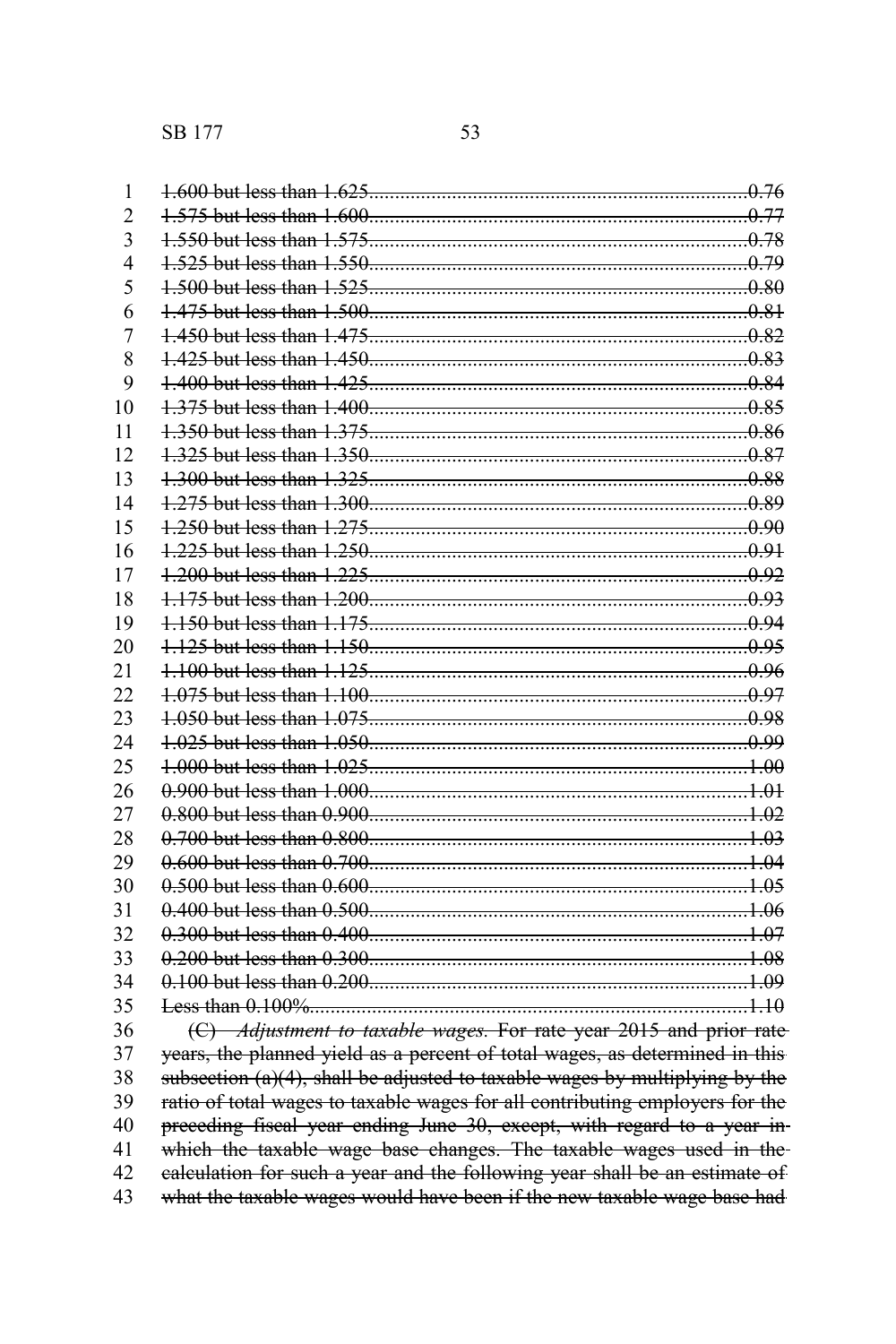~~1.600 but less than 1.625........................................................................0.76~~
~~1.575 but less than 1.600........................................................................0.77~~
~~1.550 but less than 1.575........................................................................0.78~~
~~1.525 but less than 1.550........................................................................0.79~~
~~1.500 but less than 1.525........................................................................0.80~~
~~1.475 but less than 1.500........................................................................0.81~~
~~1.450 but less than 1.475........................................................................0.82~~
~~1.425 but less than 1.450........................................................................0.83~~
~~1.400 but less than 1.425........................................................................0.84~~
~~1.375 but less than 1.400........................................................................0.85~~
~~1.350 but less than 1.375........................................................................0.86~~
~~1.325 but less than 1.350........................................................................0.87~~
~~1.300 but less than 1.325........................................................................0.88~~
~~1.275 but less than 1.300........................................................................0.89~~
~~1.250 but less than 1.275........................................................................0.90~~
~~1.225 but less than 1.250........................................................................0.91~~
~~1.200 but less than 1.225........................................................................0.92~~
~~1.175 but less than 1.200........................................................................0.93~~
~~1.150 but less than 1.175........................................................................0.94~~
~~1.125 but less than 1.150........................................................................0.95~~
~~1.100 but less than 1.125........................................................................0.96~~
~~1.075 but less than 1.100........................................................................0.97~~
~~1.050 but less than 1.075........................................................................0.98~~
~~1.025 but less than 1.050........................................................................0.99~~
~~1.000 but less than 1.025........................................................................1.00~~
~~0.900 but less than 1.000........................................................................1.01~~
~~0.800 but less than 0.900........................................................................1.02~~
~~0.700 but less than 0.800........................................................................1.03~~
~~0.600 but less than 0.700........................................................................1.04~~
~~0.500 but less than 0.600........................................................................1.05~~
~~0.400 but less than 0.500........................................................................1.06~~
~~0.300 but less than 0.400........................................................................1.07~~
~~0.200 but less than 0.300........................................................................1.08~~
~~0.100 but less than 0.200........................................................................1.09~~
~~Less than 0.100%....................................................................................1.10~~

~~(C) *Adjustment to taxable wages.* For rate year 2015 and prior rate years, the planned yield as a percent of total wages, as determined in this subsection (a)(4), shall be adjusted to taxable wages by multiplying by the ratio of total wages to taxable wages for all contributing employers for the preceding fiscal year ending June 30, except, with regard to a year in which the taxable wage base changes. The taxable wages used in the calculation for such a year and the following year shall be an estimate of what the taxable wages would have been if the new taxable wage base had~~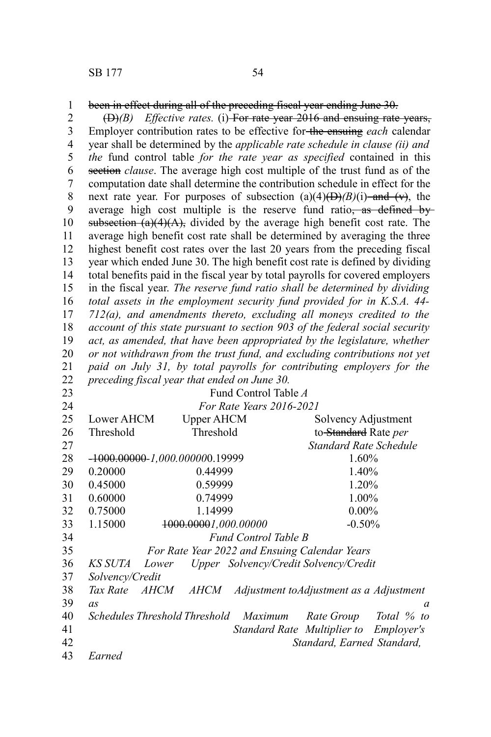~~been in effect during all of the preceding fiscal year ending June 30.~~

~~(D)~~*(B)* *Effective rates.* (i) ~~For rate year 2016 and ensuing rate years,~~ Employer contribution rates to be effective for ~~the ensuing~~ *each* calendar year shall be determined by the *applicable rate schedule in clause (ii) and the* fund control table *for the rate year as specified* contained in this ~~section~~ *clause*. The average high cost multiple of the trust fund as of the computation date shall determine the contribution schedule in effect for the next rate year. For purposes of subsection (a)(4)~~(D)~~*(B)*(i) ~~and (v)~~, the average high cost multiple is the reserve fund ratio~~, as defined by subsection (a)(4)(A),~~ divided by the average high benefit cost rate. The average high benefit cost rate shall be determined by averaging the three highest benefit cost rates over the last 20 years from the preceding fiscal year which ended June 30. The high benefit cost rate is defined by dividing total benefits paid in the fiscal year by total payrolls for covered employers in the fiscal year. *The reserve fund ratio shall be determined by dividing total assets in the employment security fund provided for in K.S.A. 44-712(a), and amendments thereto, excluding all moneys credited to the account of this state pursuant to section 903 of the federal social security act, as amended, that have been appropriated by the legislature, whether or not withdrawn from the trust fund, and excluding contributions not yet paid on July 31, by total payrolls for contributing employers for the preceding fiscal year that ended on June 30.*

Fund Control Table *A*

*For Rate Years 2016-2021*

| Lower AHCM Threshold | Upper AHCM Threshold | Solvency Adjustment to ~~Standard~~ Rate *per Standard Rate Schedule* |
|---|---|---|
| ~~-1000.00000~~ *-1,000.00000* | 0.19999 | 1.60% |
| 0.20000 | 0.44999 | 1.40% |
| 0.45000 | 0.59999 | 1.20% |
| 0.60000 | 0.74999 | 1.00% |
| 0.75000 | 1.14999 | 0.00% |
| 1.15000 | ~~1000.0000~~ *1,000.00000* | -0.50% |

*Fund Control Table B*

*For Rate Year 2022 and Ensuing Calendar Years*

| *KS SUTA Tax Rate Schedules* | *Lower AHCM Threshold* | *Upper AHCM Threshold* | *Solvency/Credit Adjustment to Maximum Standard Rate* | *Solvency/Credit Adjustment as a Rate Group Multiplier to Standard, Earned* | *Solvency/Credit Adjustment as a Total % to Employer's Standard, Earned* |
|---|---|---|---|---|---|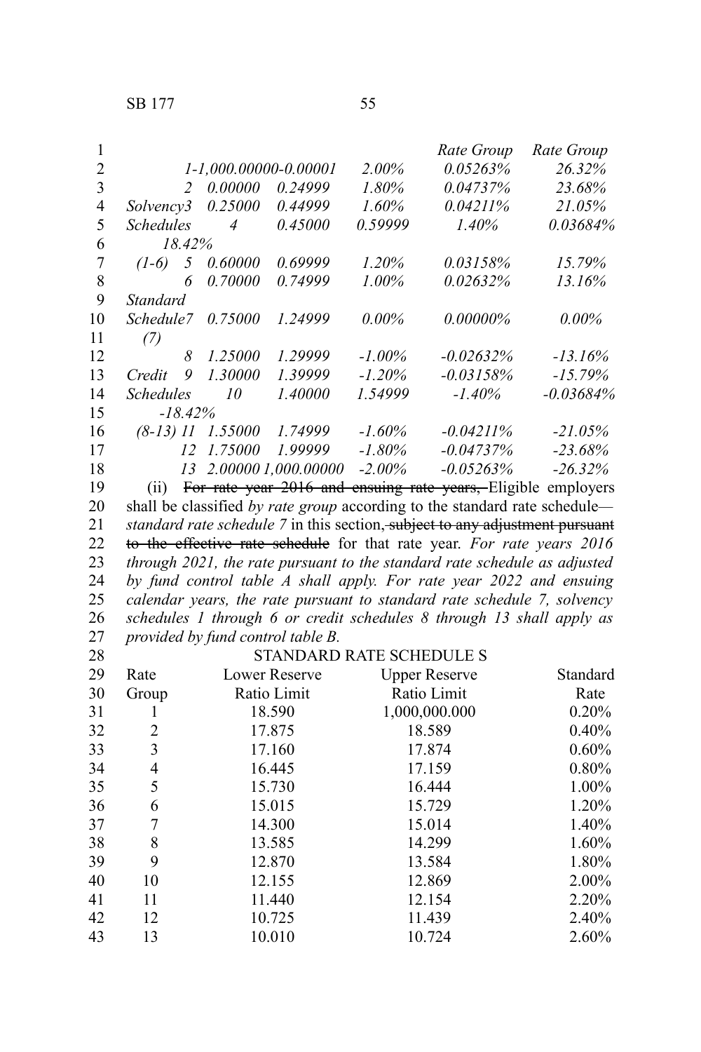| | | | | Rate Group | Rate Group |
|---|---|---|---|---|---|
| | *1* | *1,000.00000* | *0.00001* | *2.00%* | *0.05263%* | *26.32%* |
| | *2* | *0.00000* | *0.24999* | *1.80%* | *0.04737%* | *23.68%* |
| *Solvency* | *3* | *0.25000* | *0.44999* | *1.60%* | *0.04211%* | *21.05%* |
| *Schedules* | *4* | *0.45000* | *0.59999* | *1.40%* | *0.03684%* | *18.42%* |
| *(1-6)* | *5* | *0.60000* | *0.69999* | *1.20%* | *0.03158%* | *15.79%* |
| | *6* | *0.70000* | *0.74999* | *1.00%* | *0.02632%* | *13.16%* |
| *Standard Schedule (7)* | *7* | *0.75000* | *1.24999* | *0.00%* | *0.00000%* | *0.00%* |
| | *8* | *1.25000* | *1.29999* | *-1.00%* | *-0.02632%* | *-13.16%* |
| *Credit* | *9* | *1.30000* | *1.39999* | *-1.20%* | *-0.03158%* | *-15.79%* |
| *Schedules* | *10* | *1.40000* | *1.54999* | *-1.40%* | *-0.03684%* | *-18.42%* |
| *(8-13)* | *11* | *1.55000* | *1.74999* | *-1.60%* | *-0.04211%* | *-21.05%* |
| | *12* | *1.75000* | *1.99999* | *-1.80%* | *-0.04737%* | *-23.68%* |
| | *13* | *2.00000* | *1,000.00000* | *-2.00%* | *-0.05263%* | *-26.32%* |

(ii) ~~For rate year 2016 and ensuing rate years,~~ Eligible employers shall be classified *by rate group* according to the standard rate schedule—*standard rate schedule 7* in this section~~, subject to any adjustment pursuant to the effective rate schedule~~ for that rate year. *For rate years 2016 through 2021, the rate pursuant to the standard rate schedule as adjusted by fund control table A shall apply. For rate year 2022 and ensuing calendar years, the rate pursuant to standard rate schedule 7, solvency schedules 1 through 6 or credit schedules 8 through 13 shall apply as provided by fund control table B.*

STANDARD RATE SCHEDULE S

| Rate Group | Lower Reserve Ratio Limit | Upper Reserve Ratio Limit | Standard Rate |
|---|---|---|---|
| 1 | 18.590 | 1,000,000.000 | 0.20% |
| 2 | 17.875 | 18.589 | 0.40% |
| 3 | 17.160 | 17.874 | 0.60% |
| 4 | 16.445 | 17.159 | 0.80% |
| 5 | 15.730 | 16.444 | 1.00% |
| 6 | 15.015 | 15.729 | 1.20% |
| 7 | 14.300 | 15.014 | 1.40% |
| 8 | 13.585 | 14.299 | 1.60% |
| 9 | 12.870 | 13.584 | 1.80% |
| 10 | 12.155 | 12.869 | 2.00% |
| 11 | 11.440 | 12.154 | 2.20% |
| 12 | 10.725 | 11.439 | 2.40% |
| 13 | 10.010 | 10.724 | 2.60% |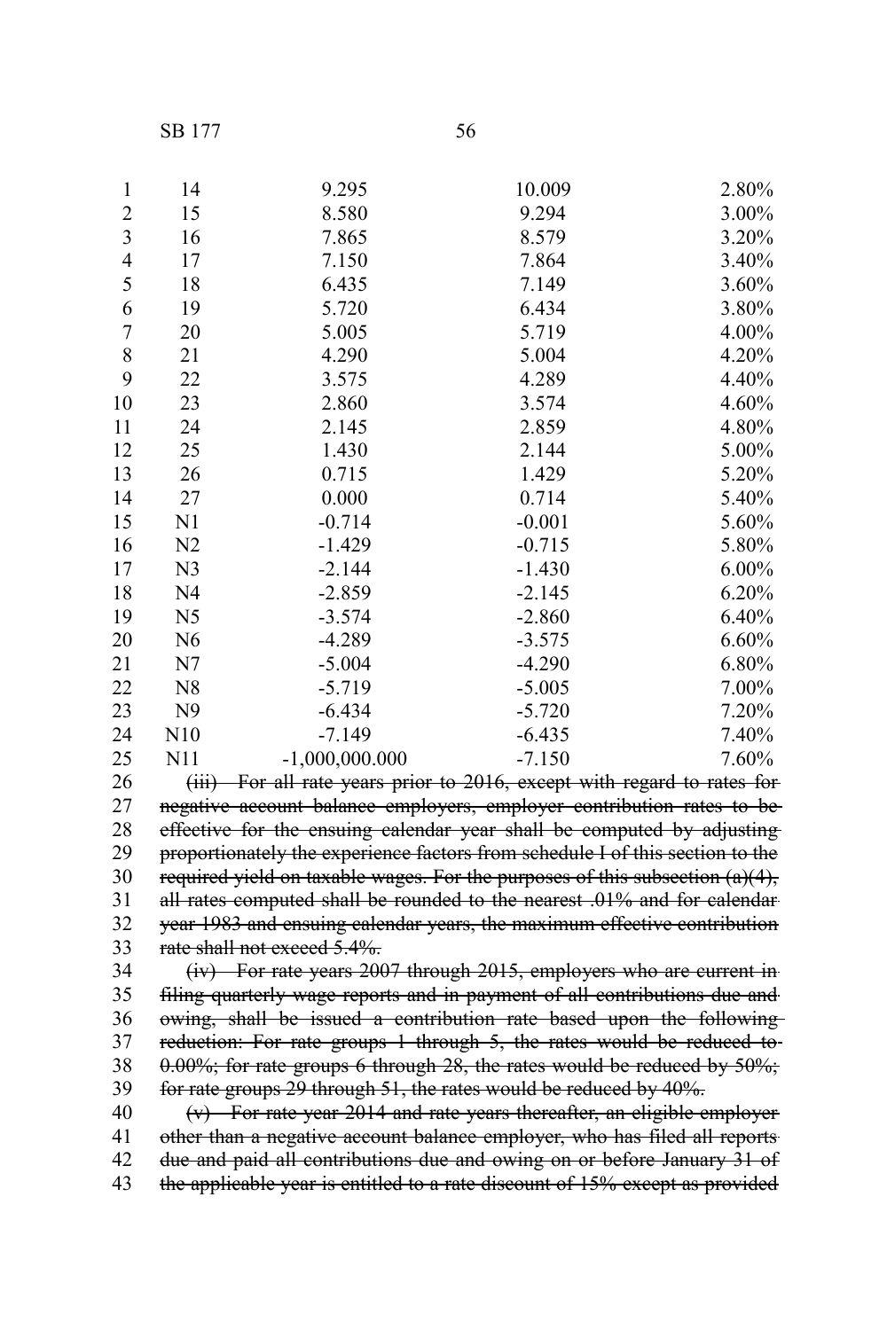| | | | |
|---|---|---|---|
| 14 | 9.295 | 10.009 | 2.80% |
| 15 | 8.580 | 9.294 | 3.00% |
| 16 | 7.865 | 8.579 | 3.20% |
| 17 | 7.150 | 7.864 | 3.40% |
| 18 | 6.435 | 7.149 | 3.60% |
| 19 | 5.720 | 6.434 | 3.80% |
| 20 | 5.005 | 5.719 | 4.00% |
| 21 | 4.290 | 5.004 | 4.20% |
| 22 | 3.575 | 4.289 | 4.40% |
| 23 | 2.860 | 3.574 | 4.60% |
| 24 | 2.145 | 2.859 | 4.80% |
| 25 | 1.430 | 2.144 | 5.00% |
| 26 | 0.715 | 1.429 | 5.20% |
| 27 | 0.000 | 0.714 | 5.40% |
| N1 | -0.714 | -0.001 | 5.60% |
| N2 | -1.429 | -0.715 | 5.80% |
| N3 | -2.144 | -1.430 | 6.00% |
| N4 | -2.859 | -2.145 | 6.20% |
| N5 | -3.574 | -2.860 | 6.40% |
| N6 | -4.289 | -3.575 | 6.60% |
| N7 | -5.004 | -4.290 | 6.80% |
| N8 | -5.719 | -5.005 | 7.00% |
| N9 | -6.434 | -5.720 | 7.20% |
| N10 | -7.149 | -6.435 | 7.40% |
| N11 | -1,000,000.000 | -7.150 | 7.60% |

~~(iii) For all rate years prior to 2016, except with regard to rates for negative account balance employers, employer contribution rates to be effective for the ensuing calendar year shall be computed by adjusting proportionately the experience factors from schedule I of this section to the required yield on taxable wages. For the purposes of this subsection (a)(4), all rates computed shall be rounded to the nearest .01% and for calendar year 1983 and ensuing calendar years, the maximum effective contribution rate shall not exceed 5.4%.~~

~~(iv) For rate years 2007 through 2015, employers who are current in filing quarterly wage reports and in payment of all contributions due and owing, shall be issued a contribution rate based upon the following reduction: For rate groups 1 through 5, the rates would be reduced to 0.00%; for rate groups 6 through 28, the rates would be reduced by 50%; for rate groups 29 through 51, the rates would be reduced by 40%.~~

~~(v) For rate year 2014 and rate years thereafter, an eligible employer other than a negative account balance employer, who has filed all reports due and paid all contributions due and owing on or before January 31 of the applicable year is entitled to a rate discount of 15% except as provided~~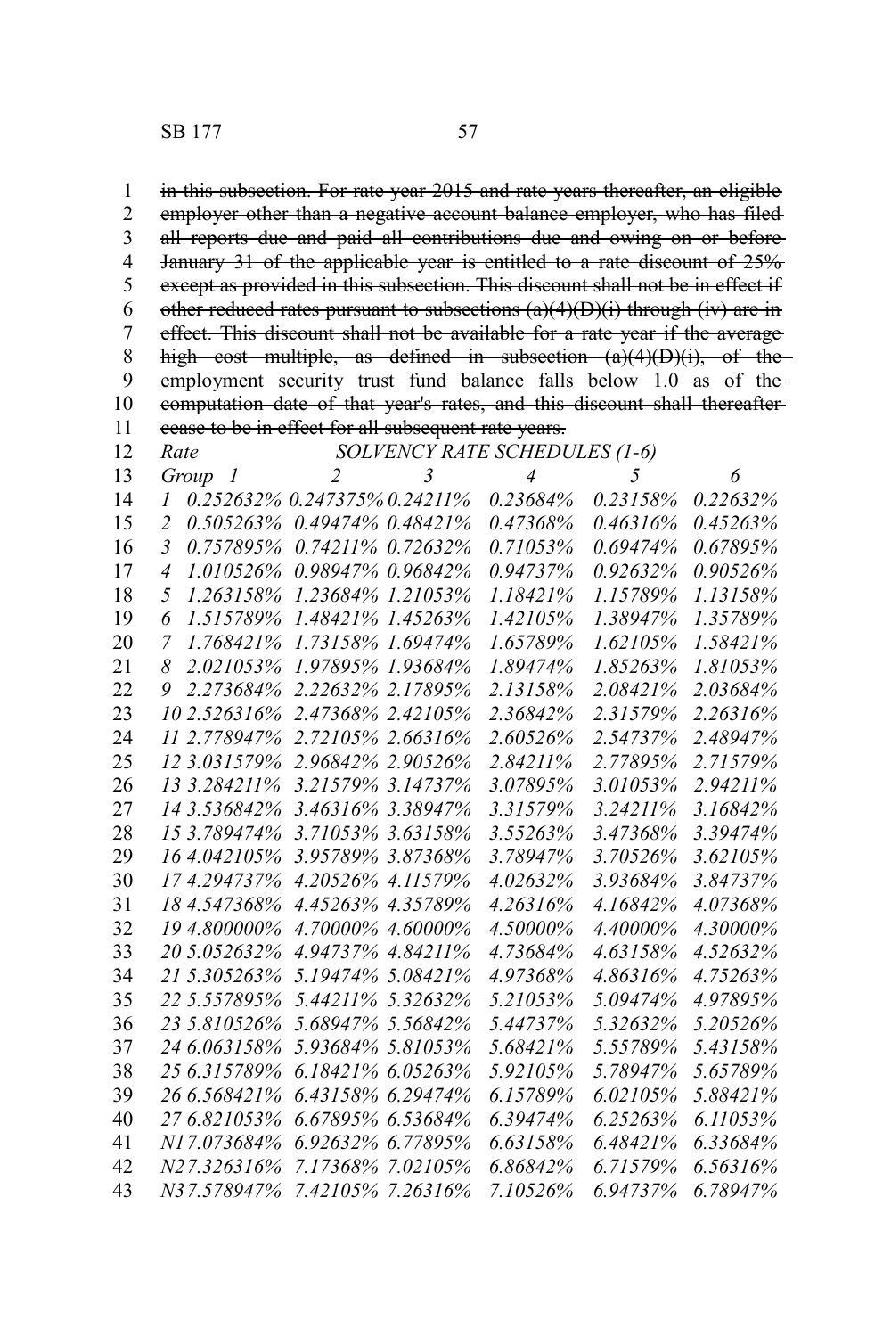~~in this subsection. For rate year 2015 and rate years thereafter, an eligible employer other than a negative account balance employer, who has filed all reports due and paid all contributions due and owing on or before January 31 of the applicable year is entitled to a rate discount of 25% except as provided in this subsection. This discount shall not be in effect if other reduced rates pursuant to subsections (a)(4)(D)(i) through (iv) are in effect. This discount shall not be available for a rate year if the average high cost multiple, as defined in subsection (a)(4)(D)(i), of the employment security trust fund balance falls below 1.0 as of the computation date of that year's rates, and this discount shall thereafter cease to be in effect for all subsequent rate years.~~

*SOLVENCY RATE SCHEDULES (1-6)*

| *Rate Group* | *1* | *2* | *3* | *4* | *5* | *6* |
|---|---|---|---|---|---|---|
| *1* | *0.252632%* | *0.247375%* | *0.24211%* | *0.23684%* | *0.23158%* | *0.22632%* |
| *2* | *0.505263%* | *0.49474%* | *0.48421%* | *0.47368%* | *0.46316%* | *0.45263%* |
| *3* | *0.757895%* | *0.74211%* | *0.72632%* | *0.71053%* | *0.69474%* | *0.67895%* |
| *4* | *1.010526%* | *0.98947%* | *0.96842%* | *0.94737%* | *0.92632%* | *0.90526%* |
| *5* | *1.263158%* | *1.23684%* | *1.21053%* | *1.18421%* | *1.15789%* | *1.13158%* |
| *6* | *1.515789%* | *1.48421%* | *1.45263%* | *1.42105%* | *1.38947%* | *1.35789%* |
| *7* | *1.768421%* | *1.73158%* | *1.69474%* | *1.65789%* | *1.62105%* | *1.58421%* |
| *8* | *2.021053%* | *1.97895%* | *1.93684%* | *1.89474%* | *1.85263%* | *1.81053%* |
| *9* | *2.273684%* | *2.22632%* | *2.17895%* | *2.13158%* | *2.08421%* | *2.03684%* |
| *10* | *2.526316%* | *2.47368%* | *2.42105%* | *2.36842%* | *2.31579%* | *2.26316%* |
| *11* | *2.778947%* | *2.72105%* | *2.66316%* | *2.60526%* | *2.54737%* | *2.48947%* |
| *12* | *3.031579%* | *2.96842%* | *2.90526%* | *2.84211%* | *2.77895%* | *2.71579%* |
| *13* | *3.284211%* | *3.21579%* | *3.14737%* | *3.07895%* | *3.01053%* | *2.94211%* |
| *14* | *3.536842%* | *3.46316%* | *3.38947%* | *3.31579%* | *3.24211%* | *3.16842%* |
| *15* | *3.789474%* | *3.71053%* | *3.63158%* | *3.55263%* | *3.47368%* | *3.39474%* |
| *16* | *4.042105%* | *3.95789%* | *3.87368%* | *3.78947%* | *3.70526%* | *3.62105%* |
| *17* | *4.294737%* | *4.20526%* | *4.11579%* | *4.02632%* | *3.93684%* | *3.84737%* |
| *18* | *4.547368%* | *4.45263%* | *4.35789%* | *4.26316%* | *4.16842%* | *4.07368%* |
| *19* | *4.800000%* | *4.70000%* | *4.60000%* | *4.50000%* | *4.40000%* | *4.30000%* |
| *20* | *5.052632%* | *4.94737%* | *4.84211%* | *4.73684%* | *4.63158%* | *4.52632%* |
| *21* | *5.305263%* | *5.19474%* | *5.08421%* | *4.97368%* | *4.86316%* | *4.75263%* |
| *22* | *5.557895%* | *5.44211%* | *5.32632%* | *5.21053%* | *5.09474%* | *4.97895%* |
| *23* | *5.810526%* | *5.68947%* | *5.56842%* | *5.44737%* | *5.32632%* | *5.20526%* |
| *24* | *6.063158%* | *5.93684%* | *5.81053%* | *5.68421%* | *5.55789%* | *5.43158%* |
| *25* | *6.315789%* | *6.18421%* | *6.05263%* | *5.92105%* | *5.78947%* | *5.65789%* |
| *26* | *6.568421%* | *6.43158%* | *6.29474%* | *6.15789%* | *6.02105%* | *5.88421%* |
| *27* | *6.821053%* | *6.67895%* | *6.53684%* | *6.39474%* | *6.25263%* | *6.11053%* |
| *N1* | *7.073684%* | *6.92632%* | *6.77895%* | *6.63158%* | *6.48421%* | *6.33684%* |
| *N2* | *7.326316%* | *7.17368%* | *7.02105%* | *6.86842%* | *6.71579%* | *6.56316%* |
| *N3* | *7.578947%* | *7.42105%* | *7.26316%* | *7.10526%* | *6.94737%* | *6.78947%* |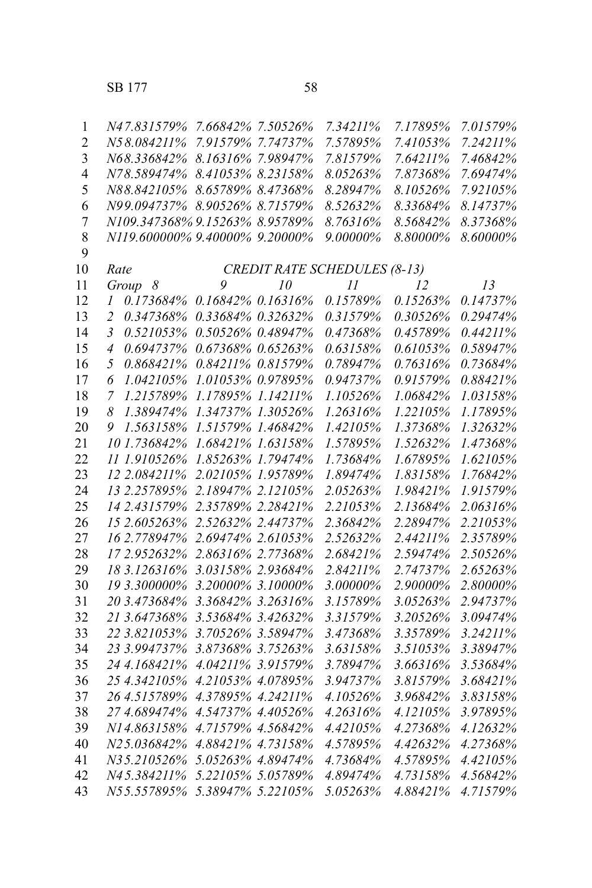| | | | | | |
|---|---|---|---|---|---|
| *N4 7.831579%* | *7.66842%* | *7.50526%* | *7.34211%* | *7.17895%* | *7.01579%* |
| *N5 8.084211%* | *7.91579%* | *7.74737%* | *7.57895%* | *7.41053%* | *7.24211%* |
| *N6 8.336842%* | *8.16316%* | *7.98947%* | *7.81579%* | *7.64211%* | *7.46842%* |
| *N7 8.589474%* | *8.41053%* | *8.23158%* | *8.05263%* | *7.87368%* | *7.69474%* |
| *N8 8.842105%* | *8.65789%* | *8.47368%* | *8.28947%* | *8.10526%* | *7.92105%* |
| *N9 9.094737%* | *8.90526%* | *8.71579%* | *8.52632%* | *8.33684%* | *8.14737%* |
| *N10 9.347368%* | *9.15263%* | *8.95789%* | *8.76316%* | *8.56842%* | *8.37368%* |
| *N11 9.600000%* | *9.40000%* | *9.20000%* | *9.00000%* | *8.80000%* | *8.60000%* |

*CREDIT RATE SCHEDULES (8-13)*

| *Rate Group* | *8* | *9* | *10* | *11* | *12* | *13* |
|---|---|---|---|---|---|---|
| *1* | *0.173684%* | *0.16842%* | *0.16316%* | *0.15789%* | *0.15263%* | *0.14737%* |
| *2* | *0.347368%* | *0.33684%* | *0.32632%* | *0.31579%* | *0.30526%* | *0.29474%* |
| *3* | *0.521053%* | *0.50526%* | *0.48947%* | *0.47368%* | *0.45789%* | *0.44211%* |
| *4* | *0.694737%* | *0.67368%* | *0.65263%* | *0.63158%* | *0.61053%* | *0.58947%* |
| *5* | *0.868421%* | *0.84211%* | *0.81579%* | *0.78947%* | *0.76316%* | *0.73684%* |
| *6* | *1.042105%* | *1.01053%* | *0.97895%* | *0.94737%* | *0.91579%* | *0.88421%* |
| *7* | *1.215789%* | *1.17895%* | *1.14211%* | *1.10526%* | *1.06842%* | *1.03158%* |
| *8* | *1.389474%* | *1.34737%* | *1.30526%* | *1.26316%* | *1.22105%* | *1.17895%* |
| *9* | *1.563158%* | *1.51579%* | *1.46842%* | *1.42105%* | *1.37368%* | *1.32632%* |
| *10* | *1.736842%* | *1.68421%* | *1.63158%* | *1.57895%* | *1.52632%* | *1.47368%* |
| *11* | *1.910526%* | *1.85263%* | *1.79474%* | *1.73684%* | *1.67895%* | *1.62105%* |
| *12* | *2.084211%* | *2.02105%* | *1.95789%* | *1.89474%* | *1.83158%* | *1.76842%* |
| *13* | *2.257895%* | *2.18947%* | *2.12105%* | *2.05263%* | *1.98421%* | *1.91579%* |
| *14* | *2.431579%* | *2.35789%* | *2.28421%* | *2.21053%* | *2.13684%* | *2.06316%* |
| *15* | *2.605263%* | *2.52632%* | *2.44737%* | *2.36842%* | *2.28947%* | *2.21053%* |
| *16* | *2.778947%* | *2.69474%* | *2.61053%* | *2.52632%* | *2.44211%* | *2.35789%* |
| *17* | *2.952632%* | *2.86316%* | *2.77368%* | *2.68421%* | *2.59474%* | *2.50526%* |
| *18* | *3.126316%* | *3.03158%* | *2.93684%* | *2.84211%* | *2.74737%* | *2.65263%* |
| *19* | *3.300000%* | *3.20000%* | *3.10000%* | *3.00000%* | *2.90000%* | *2.80000%* |
| *20* | *3.473684%* | *3.36842%* | *3.26316%* | *3.15789%* | *3.05263%* | *2.94737%* |
| *21* | *3.647368%* | *3.53684%* | *3.42632%* | *3.31579%* | *3.20526%* | *3.09474%* |
| *22* | *3.821053%* | *3.70526%* | *3.58947%* | *3.47368%* | *3.35789%* | *3.24211%* |
| *23* | *3.994737%* | *3.87368%* | *3.75263%* | *3.63158%* | *3.51053%* | *3.38947%* |
| *24* | *4.168421%* | *4.04211%* | *3.91579%* | *3.78947%* | *3.66316%* | *3.53684%* |
| *25* | *4.342105%* | *4.21053%* | *4.07895%* | *3.94737%* | *3.81579%* | *3.68421%* |
| *26* | *4.515789%* | *4.37895%* | *4.24211%* | *4.10526%* | *3.96842%* | *3.83158%* |
| *27* | *4.689474%* | *4.54737%* | *4.40526%* | *4.26316%* | *4.12105%* | *3.97895%* |
| *N1* | *4.863158%* | *4.71579%* | *4.56842%* | *4.42105%* | *4.27368%* | *4.12632%* |
| *N2* | *5.036842%* | *4.88421%* | *4.73158%* | *4.57895%* | *4.42632%* | *4.27368%* |
| *N3* | *5.210526%* | *5.05263%* | *4.89474%* | *4.73684%* | *4.57895%* | *4.42105%* |
| *N4* | *5.384211%* | *5.22105%* | *5.05789%* | *4.89474%* | *4.73158%* | *4.56842%* |
| *N5* | *5.557895%* | *5.38947%* | *5.22105%* | *5.05263%* | *4.88421%* | *4.71579%* |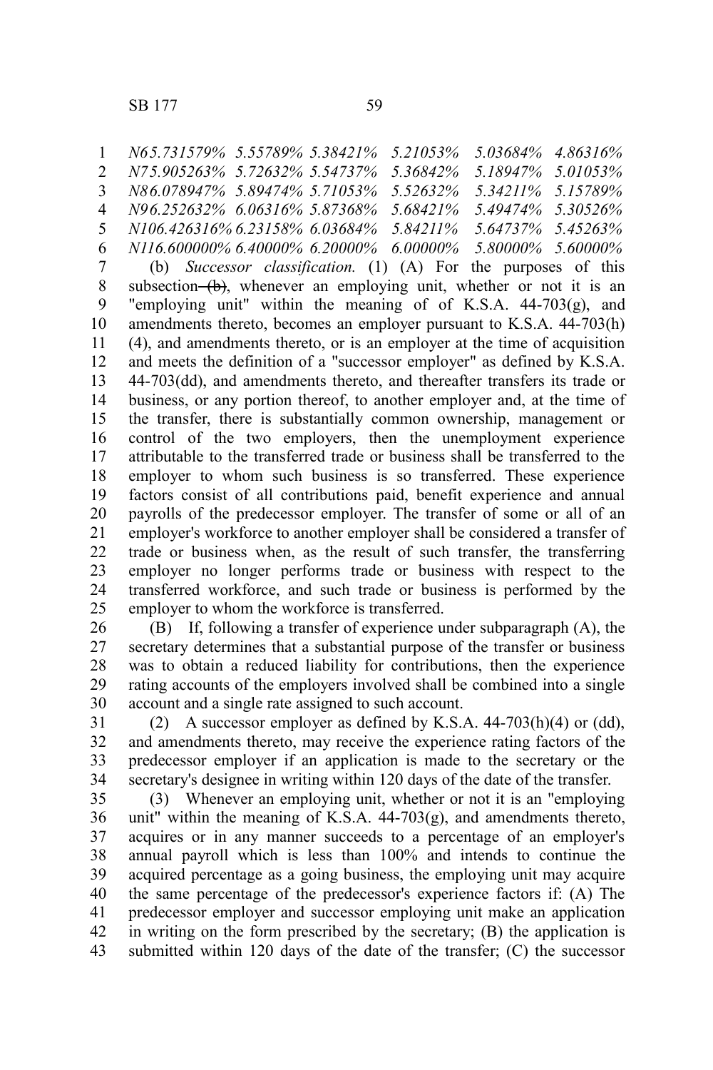| | | | | | | |
|---|---|---|---|---|---|---|
| *N6* | *5.731579%* | *5.55789%* | *5.38421%* | *5.21053%* | *5.03684%* | *4.86316%* |
| *N7* | *5.905263%* | *5.72632%* | *5.54737%* | *5.36842%* | *5.18947%* | *5.01053%* |
| *N8* | *6.078947%* | *5.89474%* | *5.71053%* | *5.52632%* | *5.34211%* | *5.15789%* |
| *N9* | *6.252632%* | *6.06316%* | *5.87368%* | *5.68421%* | *5.49474%* | *5.30526%* |
| *N10* | *6.426316%* | *6.23158%* | *6.03684%* | *5.84211%* | *5.64737%* | *5.45263%* |
| *N11* | *6.600000%* | *6.40000%* | *6.20000%* | *6.00000%* | *5.80000%* | *5.60000%* |

(b) *Successor classification.* (1) (A) For the purposes of this subsection ~~(b)~~, whenever an employing unit, whether or not it is an "employing unit" within the meaning of of K.S.A. 44-703(g), and amendments thereto, becomes an employer pursuant to K.S.A. 44-703(h)(4), and amendments thereto, or is an employer at the time of acquisition and meets the definition of a "successor employer" as defined by K.S.A. 44-703(dd), and amendments thereto, and thereafter transfers its trade or business, or any portion thereof, to another employer and, at the time of the transfer, there is substantially common ownership, management or control of the two employers, then the unemployment experience attributable to the transferred trade or business shall be transferred to the employer to whom such business is so transferred. These experience factors consist of all contributions paid, benefit experience and annual payrolls of the predecessor employer. The transfer of some or all of an employer's workforce to another employer shall be considered a transfer of trade or business when, as the result of such transfer, the transferring employer no longer performs trade or business with respect to the transferred workforce, and such trade or business is performed by the employer to whom the workforce is transferred.

(B) If, following a transfer of experience under subparagraph (A), the secretary determines that a substantial purpose of the transfer or business was to obtain a reduced liability for contributions, then the experience rating accounts of the employers involved shall be combined into a single account and a single rate assigned to such account.

(2) A successor employer as defined by K.S.A. 44-703(h)(4) or (dd), and amendments thereto, may receive the experience rating factors of the predecessor employer if an application is made to the secretary or the secretary's designee in writing within 120 days of the date of the transfer.

(3) Whenever an employing unit, whether or not it is an "employing unit" within the meaning of K.S.A. 44-703(g), and amendments thereto, acquires or in any manner succeeds to a percentage of an employer's annual payroll which is less than 100% and intends to continue the acquired percentage as a going business, the employing unit may acquire the same percentage of the predecessor's experience factors if: (A) The predecessor employer and successor employing unit make an application in writing on the form prescribed by the secretary; (B) the application is submitted within 120 days of the date of the transfer; (C) the successor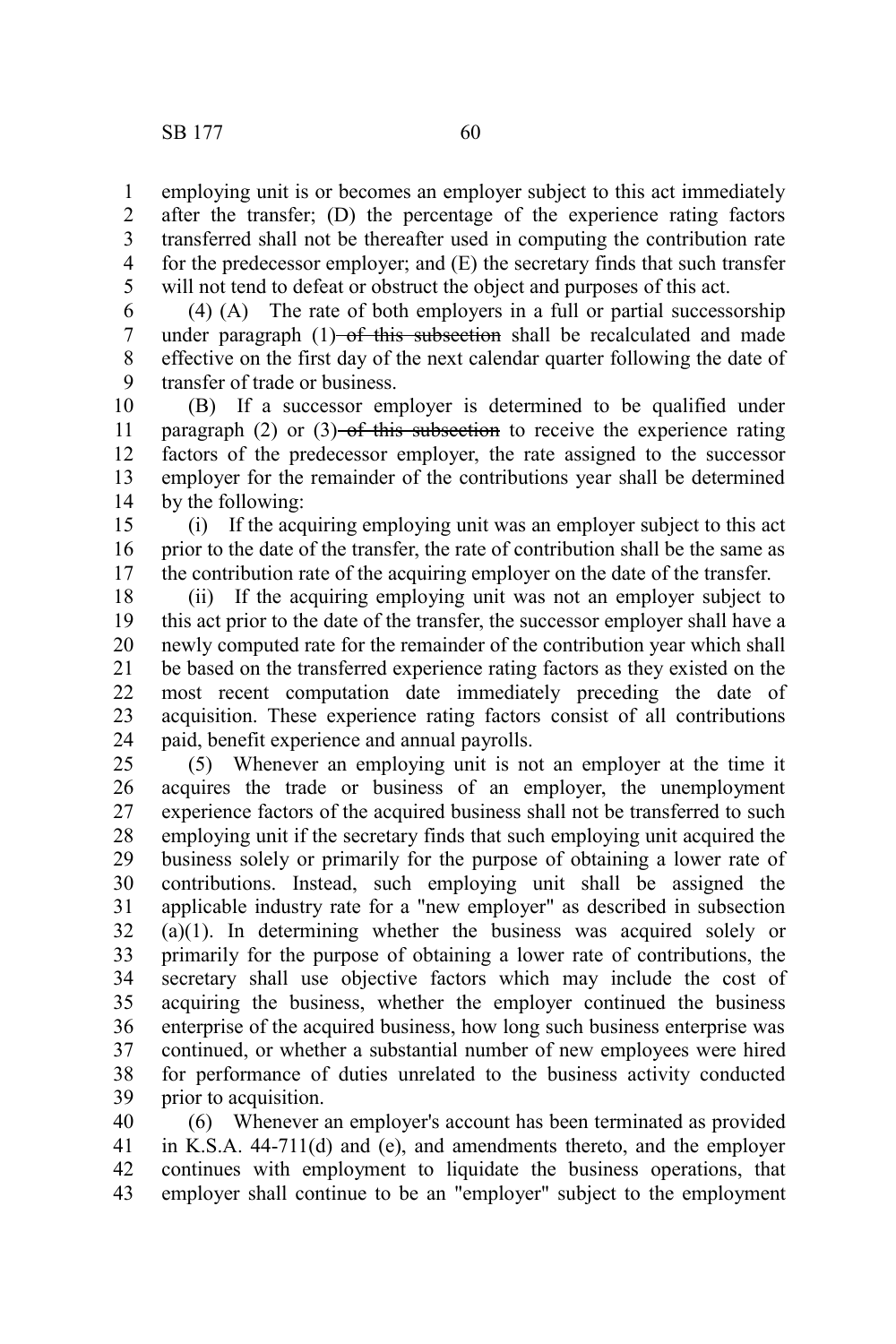employing unit is or becomes an employer subject to this act immediately after the transfer; (D) the percentage of the experience rating factors transferred shall not be thereafter used in computing the contribution rate for the predecessor employer; and (E) the secretary finds that such transfer will not tend to defeat or obstruct the object and purposes of this act.

(4) (A) The rate of both employers in a full or partial successorship under paragraph (1) ~~of this subsection~~ shall be recalculated and made effective on the first day of the next calendar quarter following the date of transfer of trade or business.

(B) If a successor employer is determined to be qualified under paragraph (2) or (3) ~~of this subsection~~ to receive the experience rating factors of the predecessor employer, the rate assigned to the successor employer for the remainder of the contributions year shall be determined by the following:

(i) If the acquiring employing unit was an employer subject to this act prior to the date of the transfer, the rate of contribution shall be the same as the contribution rate of the acquiring employer on the date of the transfer.

(ii) If the acquiring employing unit was not an employer subject to this act prior to the date of the transfer, the successor employer shall have a newly computed rate for the remainder of the contribution year which shall be based on the transferred experience rating factors as they existed on the most recent computation date immediately preceding the date of acquisition. These experience rating factors consist of all contributions paid, benefit experience and annual payrolls.

(5) Whenever an employing unit is not an employer at the time it acquires the trade or business of an employer, the unemployment experience factors of the acquired business shall not be transferred to such employing unit if the secretary finds that such employing unit acquired the business solely or primarily for the purpose of obtaining a lower rate of contributions. Instead, such employing unit shall be assigned the applicable industry rate for a "new employer" as described in subsection (a)(1). In determining whether the business was acquired solely or primarily for the purpose of obtaining a lower rate of contributions, the secretary shall use objective factors which may include the cost of acquiring the business, whether the employer continued the business enterprise of the acquired business, how long such business enterprise was continued, or whether a substantial number of new employees were hired for performance of duties unrelated to the business activity conducted prior to acquisition.

(6) Whenever an employer's account has been terminated as provided in K.S.A. 44-711(d) and (e), and amendments thereto, and the employer continues with employment to liquidate the business operations, that employer shall continue to be an "employer" subject to the employment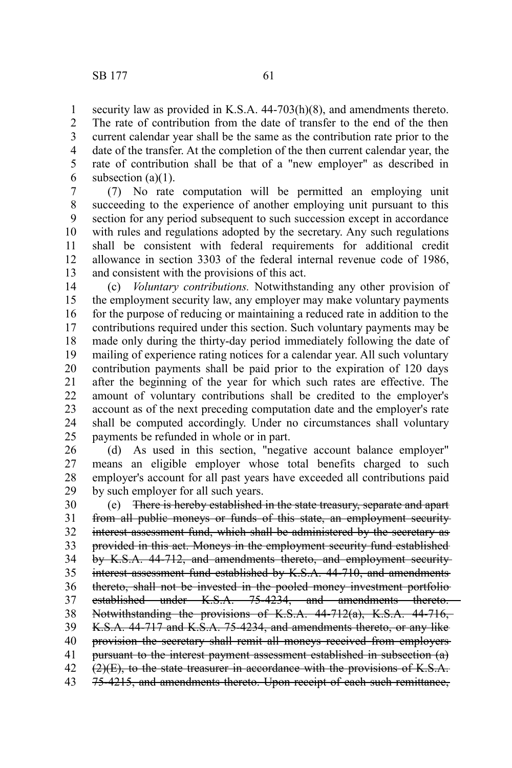security law as provided in K.S.A. 44-703(h)(8), and amendments thereto. The rate of contribution from the date of transfer to the end of the then current calendar year shall be the same as the contribution rate prior to the date of the transfer. At the completion of the then current calendar year, the rate of contribution shall be that of a "new employer" as described in subsection (a)(1).

(7) No rate computation will be permitted an employing unit succeeding to the experience of another employing unit pursuant to this section for any period subsequent to such succession except in accordance with rules and regulations adopted by the secretary. Any such regulations shall be consistent with federal requirements for additional credit allowance in section 3303 of the federal internal revenue code of 1986, and consistent with the provisions of this act.

(c) *Voluntary contributions.* Notwithstanding any other provision of the employment security law, any employer may make voluntary payments for the purpose of reducing or maintaining a reduced rate in addition to the contributions required under this section. Such voluntary payments may be made only during the thirty-day period immediately following the date of mailing of experience rating notices for a calendar year. All such voluntary contribution payments shall be paid prior to the expiration of 120 days after the beginning of the year for which such rates are effective. The amount of voluntary contributions shall be credited to the employer's account as of the next preceding computation date and the employer's rate shall be computed accordingly. Under no circumstances shall voluntary payments be refunded in whole or in part.

(d) As used in this section, "negative account balance employer" means an eligible employer whose total benefits charged to such employer's account for all past years have exceeded all contributions paid by such employer for all such years.

(e) ~~There is hereby established in the state treasury, separate and apart from all public moneys or funds of this state, an employment security interest assessment fund, which shall be administered by the secretary as provided in this act. Moneys in the employment security fund established by K.S.A. 44-712, and amendments thereto, and employment security interest assessment fund established by K.S.A. 44-710, and amendments thereto, shall not be invested in the pooled money investment portfolio established under K.S.A. 75-4234, and amendments thereto. Notwithstanding the provisions of K.S.A. 44-712(a), K.S.A. 44-716, K.S.A. 44-717 and K.S.A. 75-4234, and amendments thereto, or any like provision the secretary shall remit all moneys received from employers pursuant to the interest payment assessment established in subsection (a)(2)(E), to the state treasurer in accordance with the provisions of K.S.A. 75-4215, and amendments thereto. Upon receipt of each such remittance,~~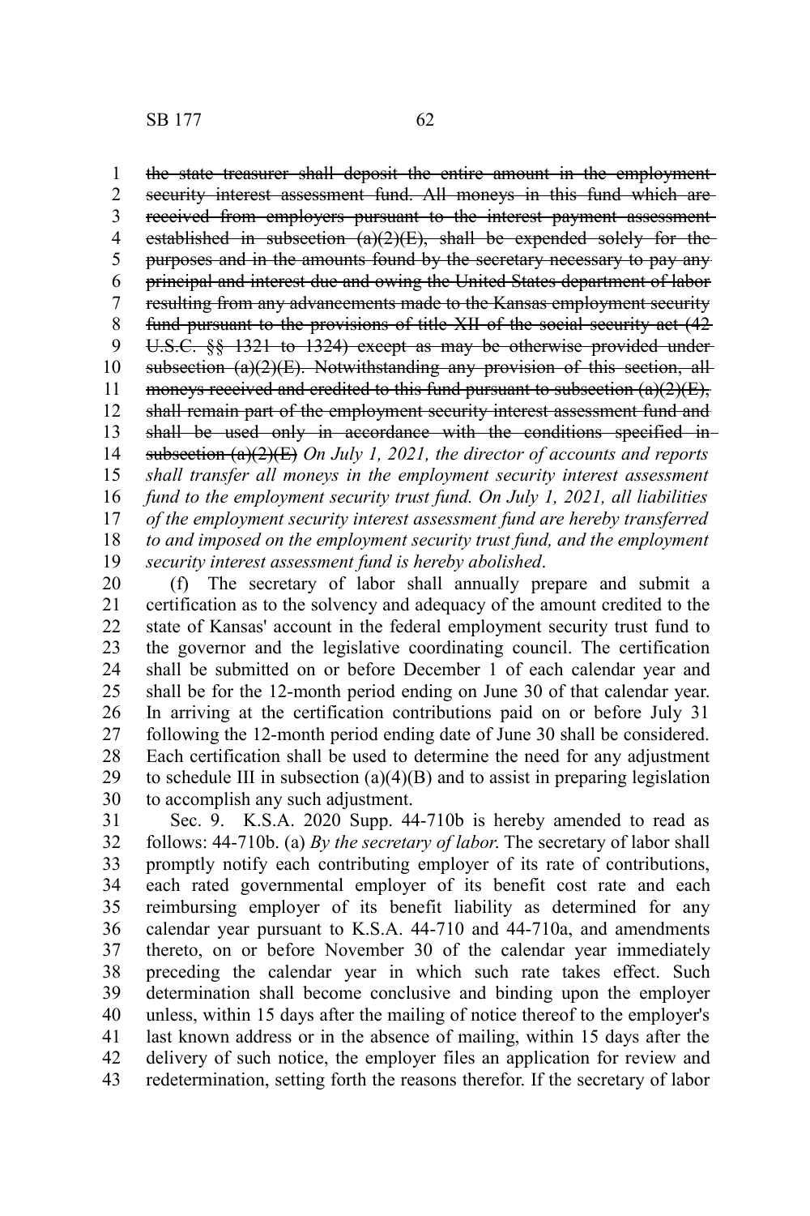~~the state treasurer shall deposit the entire amount in the employment security interest assessment fund. All moneys in this fund which are received from employers pursuant to the interest payment assessment established in subsection (a)(2)(E), shall be expended solely for the purposes and in the amounts found by the secretary necessary to pay any principal and interest due and owing the United States department of labor resulting from any advancements made to the Kansas employment security fund pursuant to the provisions of title XII of the social security act (42 U.S.C. §§ 1321 to 1324) except as may be otherwise provided under subsection (a)(2)(E). Notwithstanding any provision of this section, all moneys received and credited to this fund pursuant to subsection (a)(2)(E), shall remain part of the employment security interest assessment fund and shall be used only in accordance with the conditions specified in subsection (a)(2)(E)~~ *On July 1, 2021, the director of accounts and reports shall transfer all moneys in the employment security interest assessment fund to the employment security trust fund. On July 1, 2021, all liabilities of the employment security interest assessment fund are hereby transferred to and imposed on the employment security trust fund, and the employment security interest assessment fund is hereby abolished*.

(f) The secretary of labor shall annually prepare and submit a certification as to the solvency and adequacy of the amount credited to the state of Kansas' account in the federal employment security trust fund to the governor and the legislative coordinating council. The certification shall be submitted on or before December 1 of each calendar year and shall be for the 12-month period ending on June 30 of that calendar year. In arriving at the certification contributions paid on or before July 31 following the 12-month period ending date of June 30 shall be considered. Each certification shall be used to determine the need for any adjustment to schedule III in subsection (a)(4)(B) and to assist in preparing legislation to accomplish any such adjustment.

Sec. 9. K.S.A. 2020 Supp. 44-710b is hereby amended to read as follows: 44-710b. (a) *By the secretary of labor.* The secretary of labor shall promptly notify each contributing employer of its rate of contributions, each rated governmental employer of its benefit cost rate and each reimbursing employer of its benefit liability as determined for any calendar year pursuant to K.S.A. 44-710 and 44-710a, and amendments thereto, on or before November 30 of the calendar year immediately preceding the calendar year in which such rate takes effect. Such determination shall become conclusive and binding upon the employer unless, within 15 days after the mailing of notice thereof to the employer's last known address or in the absence of mailing, within 15 days after the delivery of such notice, the employer files an application for review and redetermination, setting forth the reasons therefor. If the secretary of labor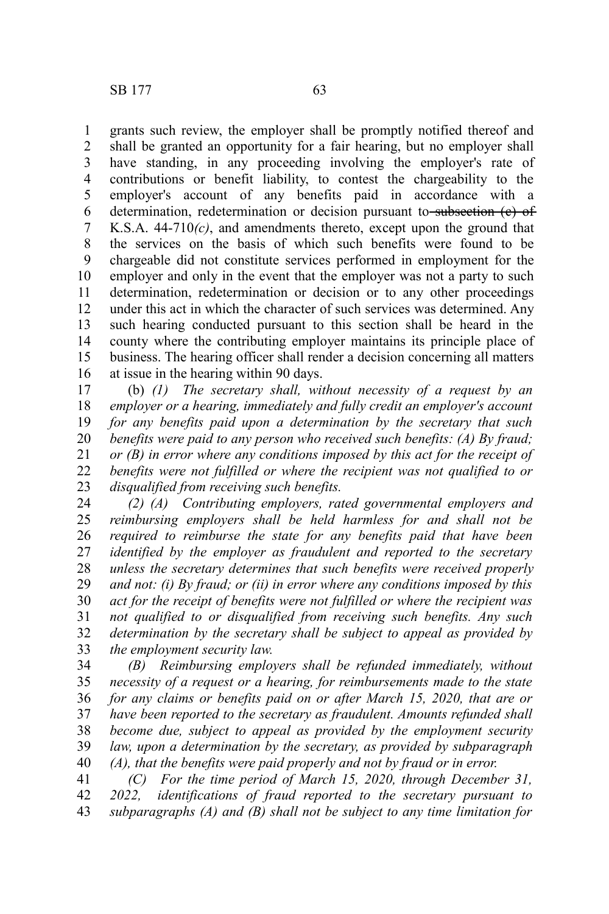grants such review, the employer shall be promptly notified thereof and shall be granted an opportunity for a fair hearing, but no employer shall have standing, in any proceeding involving the employer's rate of contributions or benefit liability, to contest the chargeability to the employer's account of any benefits paid in accordance with a determination, redetermination or decision pursuant to ~~subsection (c) of~~ K.S.A. 44-710*(c)*, and amendments thereto, except upon the ground that the services on the basis of which such benefits were found to be chargeable did not constitute services performed in employment for the employer and only in the event that the employer was not a party to such determination, redetermination or decision or to any other proceedings under this act in which the character of such services was determined. Any such hearing conducted pursuant to this section shall be heard in the county where the contributing employer maintains its principle place of business. The hearing officer shall render a decision concerning all matters at issue in the hearing within 90 days.

(b) *(1) The secretary shall, without necessity of a request by an employer or a hearing, immediately and fully credit an employer's account for any benefits paid upon a determination by the secretary that such benefits were paid to any person who received such benefits: (A) By fraud; or (B) in error where any conditions imposed by this act for the receipt of benefits were not fulfilled or where the recipient was not qualified to or disqualified from receiving such benefits.*

*(2) (A) Contributing employers, rated governmental employers and reimbursing employers shall be held harmless for and shall not be required to reimburse the state for any benefits paid that have been identified by the employer as fraudulent and reported to the secretary unless the secretary determines that such benefits were received properly and not: (i) By fraud; or (ii) in error where any conditions imposed by this act for the receipt of benefits were not fulfilled or where the recipient was not qualified to or disqualified from receiving such benefits. Any such determination by the secretary shall be subject to appeal as provided by the employment security law.*

*(B) Reimbursing employers shall be refunded immediately, without necessity of a request or a hearing, for reimbursements made to the state for any claims or benefits paid on or after March 15, 2020, that are or have been reported to the secretary as fraudulent. Amounts refunded shall become due, subject to appeal as provided by the employment security law, upon a determination by the secretary, as provided by subparagraph (A), that the benefits were paid properly and not by fraud or in error.*

*(C) For the time period of March 15, 2020, through December 31, 2022, identifications of fraud reported to the secretary pursuant to subparagraphs (A) and (B) shall not be subject to any time limitation for*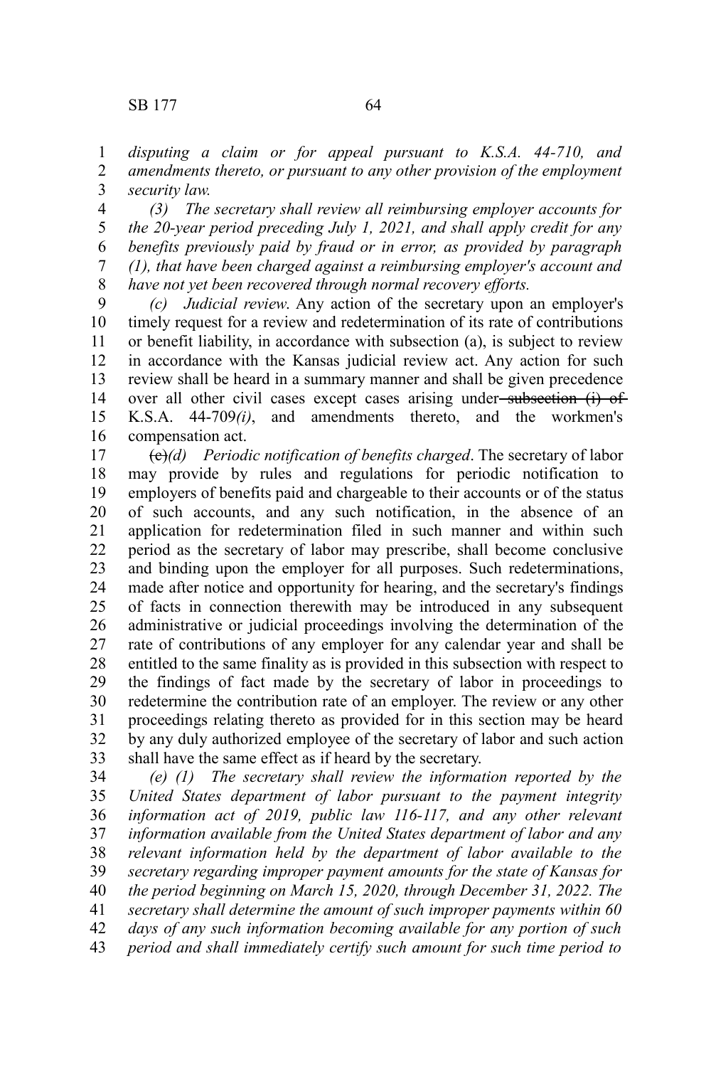*disputing a claim or for appeal pursuant to K.S.A. 44-710, and amendments thereto, or pursuant to any other provision of the employment security law.*

*(3) The secretary shall review all reimbursing employer accounts for the 20-year period preceding July 1, 2021, and shall apply credit for any benefits previously paid by fraud or in error, as provided by paragraph (1), that have been charged against a reimbursing employer's account and have not yet been recovered through normal recovery efforts.*

*(c) Judicial review*. Any action of the secretary upon an employer's timely request for a review and redetermination of its rate of contributions or benefit liability, in accordance with subsection (a), is subject to review in accordance with the Kansas judicial review act. Any action for such review shall be heard in a summary manner and shall be given precedence over all other civil cases except cases arising under ~~subsection (i) of~~ K.S.A. 44-709*(i)*, and amendments thereto, and the workmen's compensation act.

~~(c)~~*(d) Periodic notification of benefits charged*. The secretary of labor may provide by rules and regulations for periodic notification to employers of benefits paid and chargeable to their accounts or of the status of such accounts, and any such notification, in the absence of an application for redetermination filed in such manner and within such period as the secretary of labor may prescribe, shall become conclusive and binding upon the employer for all purposes. Such redeterminations, made after notice and opportunity for hearing, and the secretary's findings of facts in connection therewith may be introduced in any subsequent administrative or judicial proceedings involving the determination of the rate of contributions of any employer for any calendar year and shall be entitled to the same finality as is provided in this subsection with respect to the findings of fact made by the secretary of labor in proceedings to redetermine the contribution rate of an employer. The review or any other proceedings relating thereto as provided for in this section may be heard by any duly authorized employee of the secretary of labor and such action shall have the same effect as if heard by the secretary.

*(e) (1) The secretary shall review the information reported by the United States department of labor pursuant to the payment integrity information act of 2019, public law 116-117, and any other relevant information available from the United States department of labor and any relevant information held by the department of labor available to the secretary regarding improper payment amounts for the state of Kansas for the period beginning on March 15, 2020, through December 31, 2022. The secretary shall determine the amount of such improper payments within 60 days of any such information becoming available for any portion of such period and shall immediately certify such amount for such time period to*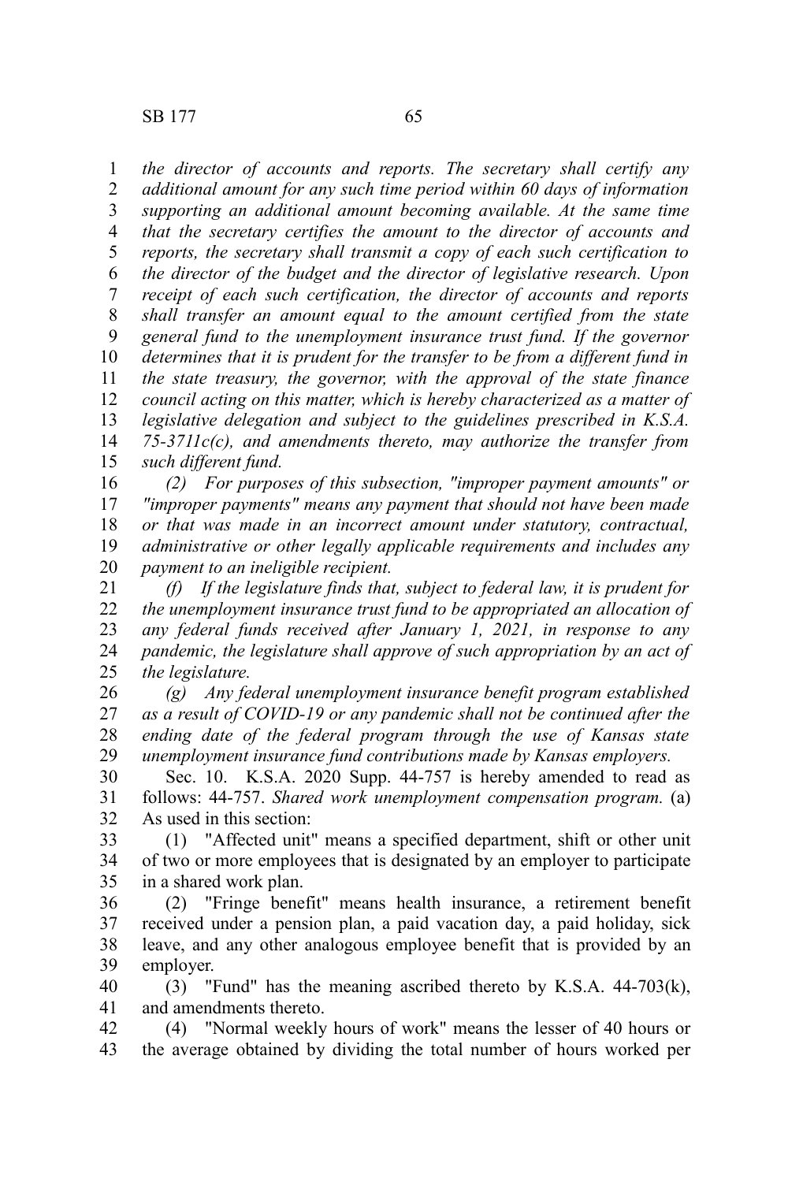*the director of accounts and reports. The secretary shall certify any additional amount for any such time period within 60 days of information supporting an additional amount becoming available. At the same time that the secretary certifies the amount to the director of accounts and reports, the secretary shall transmit a copy of each such certification to the director of the budget and the director of legislative research. Upon receipt of each such certification, the director of accounts and reports shall transfer an amount equal to the amount certified from the state general fund to the unemployment insurance trust fund. If the governor determines that it is prudent for the transfer to be from a different fund in the state treasury, the governor, with the approval of the state finance council acting on this matter, which is hereby characterized as a matter of legislative delegation and subject to the guidelines prescribed in K.S.A. 75-3711c(c), and amendments thereto, may authorize the transfer from such different fund.*

*(2) For purposes of this subsection, "improper payment amounts" or "improper payments" means any payment that should not have been made or that was made in an incorrect amount under statutory, contractual, administrative or other legally applicable requirements and includes any payment to an ineligible recipient.*

*(f) If the legislature finds that, subject to federal law, it is prudent for the unemployment insurance trust fund to be appropriated an allocation of any federal funds received after January 1, 2021, in response to any pandemic, the legislature shall approve of such appropriation by an act of the legislature.*

*(g) Any federal unemployment insurance benefit program established as a result of COVID-19 or any pandemic shall not be continued after the ending date of the federal program through the use of Kansas state unemployment insurance fund contributions made by Kansas employers.*

Sec. 10. K.S.A. 2020 Supp. 44-757 is hereby amended to read as follows: 44-757. *Shared work unemployment compensation program.* (a) As used in this section:

(1) "Affected unit" means a specified department, shift or other unit of two or more employees that is designated by an employer to participate in a shared work plan.

(2) "Fringe benefit" means health insurance, a retirement benefit received under a pension plan, a paid vacation day, a paid holiday, sick leave, and any other analogous employee benefit that is provided by an employer.

(3) "Fund" has the meaning ascribed thereto by K.S.A. 44-703(k), and amendments thereto.

(4) "Normal weekly hours of work" means the lesser of 40 hours or the average obtained by dividing the total number of hours worked per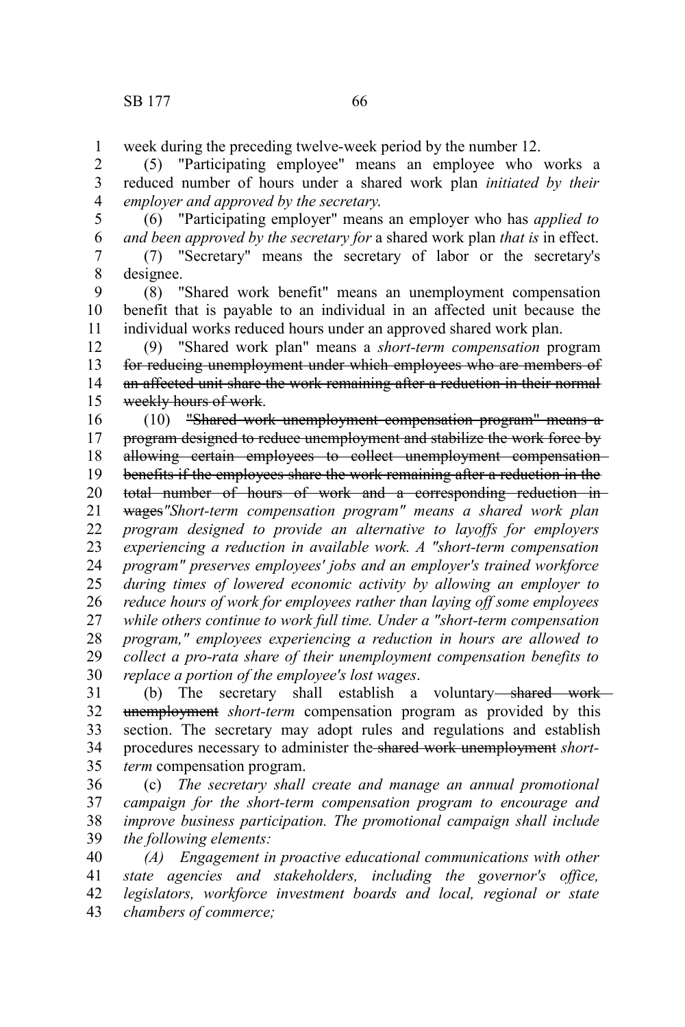week during the preceding twelve-week period by the number 12.

(5) "Participating employee" means an employee who works a reduced number of hours under a shared work plan *initiated by their employer and approved by the secretary*.

(6) "Participating employer" means an employer who has *applied to and been approved by the secretary for* a shared work plan *that is* in effect.

(7) "Secretary" means the secretary of labor or the secretary's designee.

(8) "Shared work benefit" means an unemployment compensation benefit that is payable to an individual in an affected unit because the individual works reduced hours under an approved shared work plan.

(9) "Shared work plan" means a *short-term compensation* program ~~for reducing unemployment under which employees who are members of an affected unit share the work remaining after a reduction in their normal weekly hours of work~~.

(10) ~~"Shared work unemployment compensation program" means a program designed to reduce unemployment and stabilize the work force by allowing certain employees to collect unemployment compensation benefits if the employees share the work remaining after a reduction in the total number of hours of work and a corresponding reduction in wages~~*"Short-term compensation program" means a shared work plan program designed to provide an alternative to layoffs for employers experiencing a reduction in available work. A "short-term compensation program" preserves employees' jobs and an employer's trained workforce during times of lowered economic activity by allowing an employer to reduce hours of work for employees rather than laying off some employees while others continue to work full time. Under a "short-term compensation program," employees experiencing a reduction in hours are allowed to collect a pro-rata share of their unemployment compensation benefits to replace a portion of the employee's lost wages*.

(b) The secretary shall establish a voluntary ~~shared work unemployment~~ *short-term* compensation program as provided by this section. The secretary may adopt rules and regulations and establish procedures necessary to administer the ~~shared work unemployment~~ *short-term* compensation program.

(c) *The secretary shall create and manage an annual promotional campaign for the short-term compensation program to encourage and improve business participation. The promotional campaign shall include the following elements:*

*(A) Engagement in proactive educational communications with other state agencies and stakeholders, including the governor's office, legislators, workforce investment boards and local, regional or state chambers of commerce;*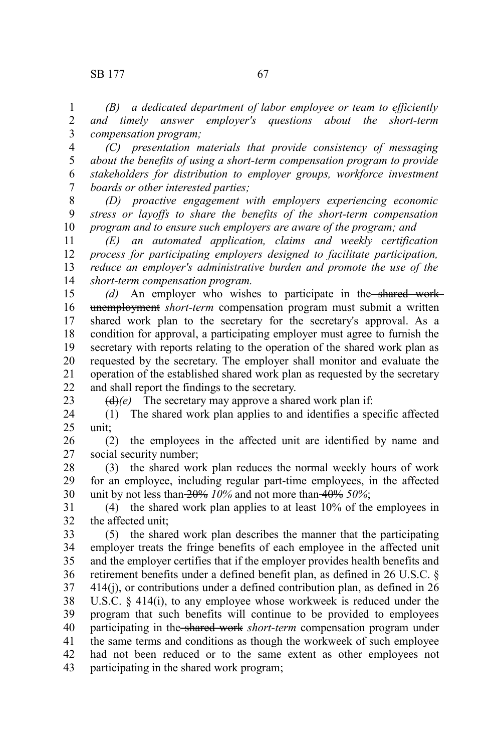*(B) a dedicated department of labor employee or team to efficiently and timely answer employer's questions about the short-term compensation program;*

*(C) presentation materials that provide consistency of messaging about the benefits of using a short-term compensation program to provide stakeholders for distribution to employer groups, workforce investment boards or other interested parties;*

*(D) proactive engagement with employers experiencing economic stress or layoffs to share the benefits of the short-term compensation program and to ensure such employers are aware of the program; and*

*(E) an automated application, claims and weekly certification process for participating employers designed to facilitate participation, reduce an employer's administrative burden and promote the use of the short-term compensation program.*

*(d)* An employer who wishes to participate in the ~~shared work unemployment~~ *short-term* compensation program must submit a written shared work plan to the secretary for the secretary's approval. As a condition for approval, a participating employer must agree to furnish the secretary with reports relating to the operation of the shared work plan as requested by the secretary. The employer shall monitor and evaluate the operation of the established shared work plan as requested by the secretary and shall report the findings to the secretary.

~~(d)~~*(e)* The secretary may approve a shared work plan if:

(1) The shared work plan applies to and identifies a specific affected unit;

(2) the employees in the affected unit are identified by name and social security number;

(3) the shared work plan reduces the normal weekly hours of work for an employee, including regular part-time employees, in the affected unit by not less than ~~20%~~ *10%* and not more than ~~40%~~ *50%*;

(4) the shared work plan applies to at least 10% of the employees in the affected unit;

(5) the shared work plan describes the manner that the participating employer treats the fringe benefits of each employee in the affected unit and the employer certifies that if the employer provides health benefits and retirement benefits under a defined benefit plan, as defined in 26 U.S.C. § 414(j), or contributions under a defined contribution plan, as defined in 26 U.S.C. § 414(i), to any employee whose workweek is reduced under the program that such benefits will continue to be provided to employees participating in the ~~shared work~~ *short-term* compensation program under the same terms and conditions as though the workweek of such employee had not been reduced or to the same extent as other employees not participating in the shared work program;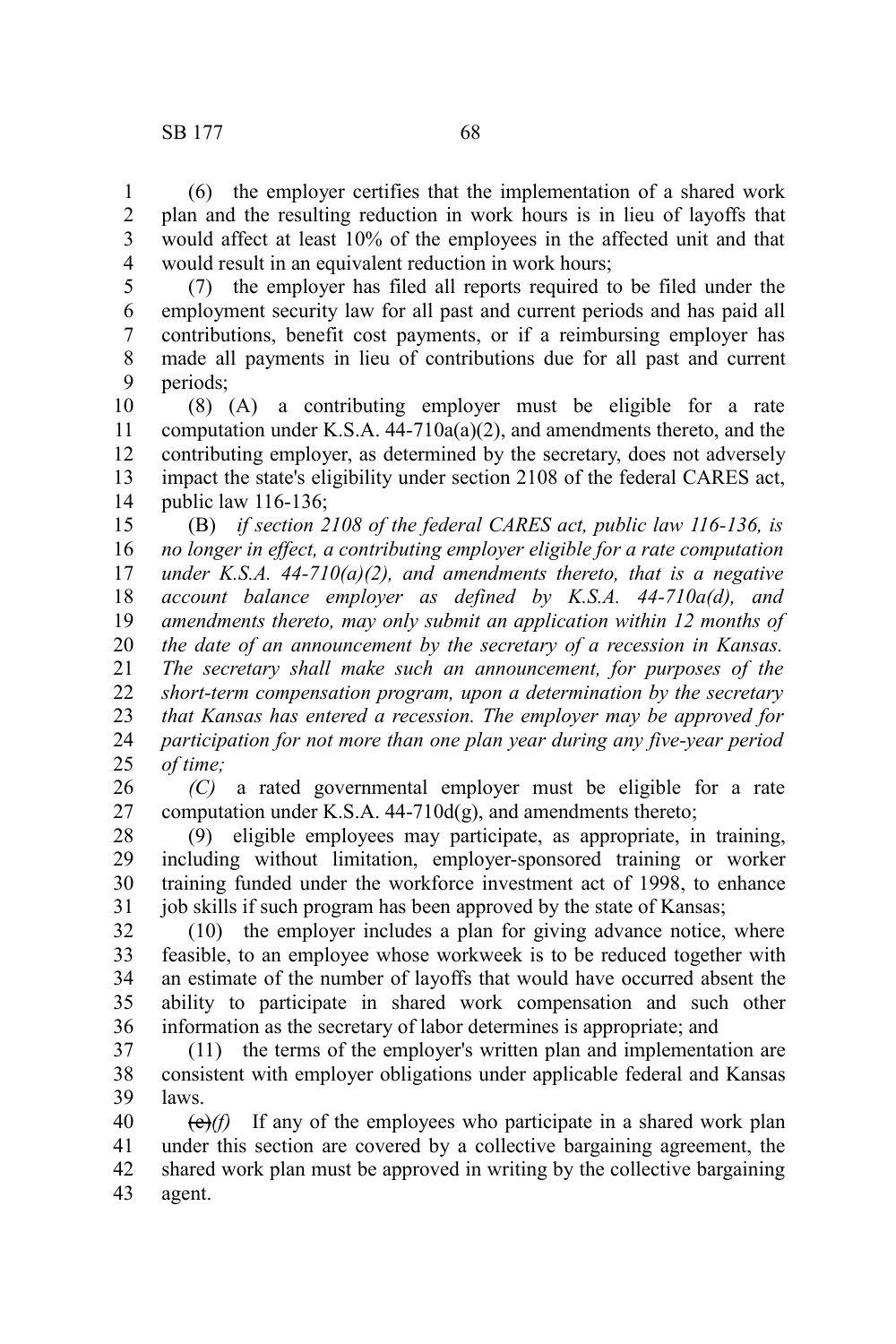(6) the employer certifies that the implementation of a shared work plan and the resulting reduction in work hours is in lieu of layoffs that would affect at least 10% of the employees in the affected unit and that would result in an equivalent reduction in work hours;

(7) the employer has filed all reports required to be filed under the employment security law for all past and current periods and has paid all contributions, benefit cost payments, or if a reimbursing employer has made all payments in lieu of contributions due for all past and current periods;

(8) (A) a contributing employer must be eligible for a rate computation under K.S.A. 44-710a(a)(2), and amendments thereto, and the contributing employer, as determined by the secretary, does not adversely impact the state's eligibility under section 2108 of the federal CARES act, public law 116-136;

(B) *if section 2108 of the federal CARES act, public law 116-136, is no longer in effect, a contributing employer eligible for a rate computation under K.S.A. 44-710(a)(2), and amendments thereto, that is a negative account balance employer as defined by K.S.A. 44-710a(d), and amendments thereto, may only submit an application within 12 months of the date of an announcement by the secretary of a recession in Kansas. The secretary shall make such an announcement, for purposes of the short-term compensation program, upon a determination by the secretary that Kansas has entered a recession. The employer may be approved for participation for not more than one plan year during any five-year period of time;*

*(C)* a rated governmental employer must be eligible for a rate computation under K.S.A. 44-710d(g), and amendments thereto;

(9) eligible employees may participate, as appropriate, in training, including without limitation, employer-sponsored training or worker training funded under the workforce investment act of 1998, to enhance job skills if such program has been approved by the state of Kansas;

(10) the employer includes a plan for giving advance notice, where feasible, to an employee whose workweek is to be reduced together with an estimate of the number of layoffs that would have occurred absent the ability to participate in shared work compensation and such other information as the secretary of labor determines is appropriate; and

(11) the terms of the employer's written plan and implementation are consistent with employer obligations under applicable federal and Kansas laws.

~~(e)~~*(f)* If any of the employees who participate in a shared work plan under this section are covered by a collective bargaining agreement, the shared work plan must be approved in writing by the collective bargaining agent.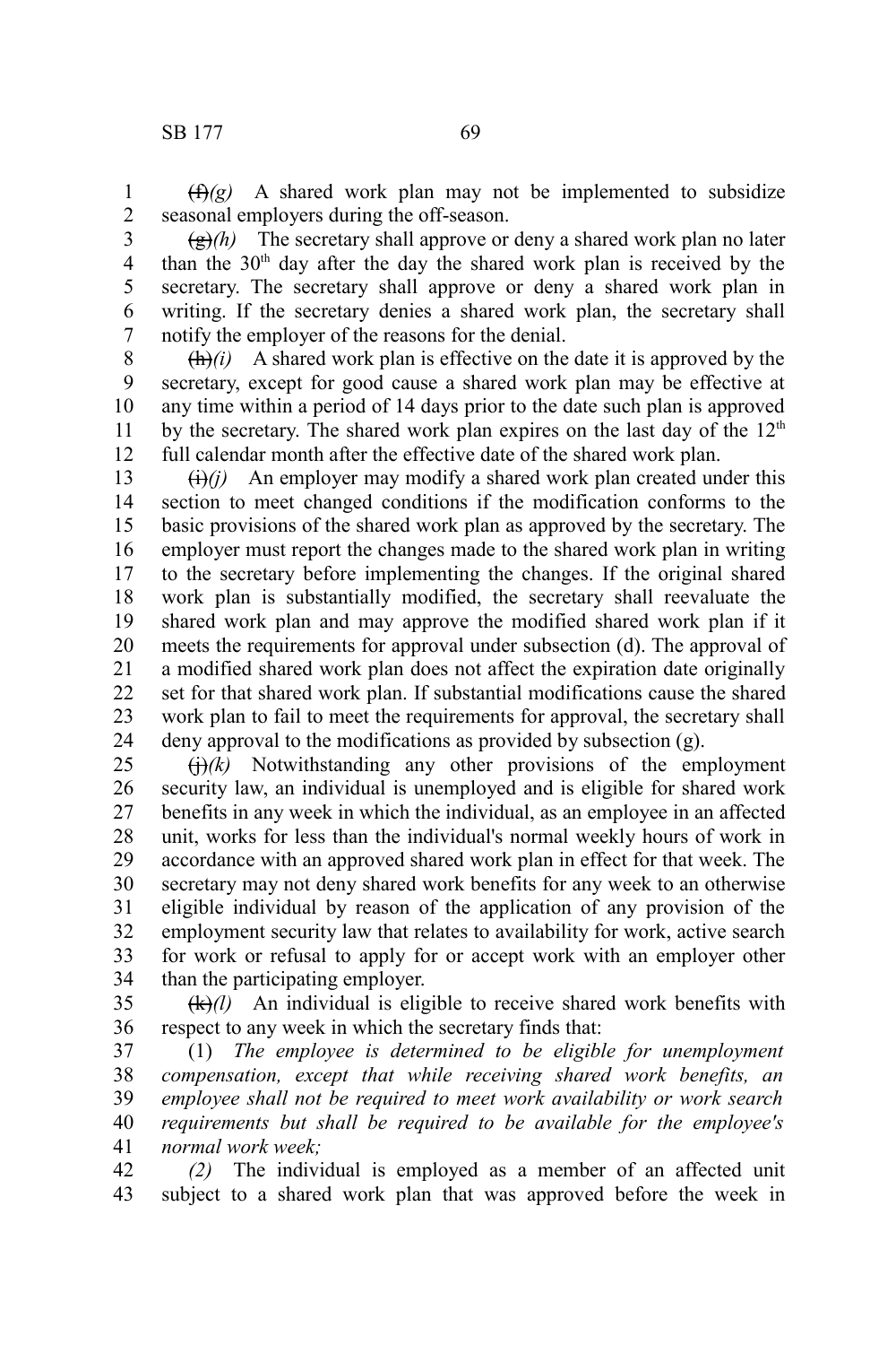~~(f)~~*(g)* A shared work plan may not be implemented to subsidize seasonal employers during the off-season.

~~(g)~~*(h)* The secretary shall approve or deny a shared work plan no later than the 30th day after the day the shared work plan is received by the secretary. The secretary shall approve or deny a shared work plan in writing. If the secretary denies a shared work plan, the secretary shall notify the employer of the reasons for the denial.

~~(h)~~*(i)* A shared work plan is effective on the date it is approved by the secretary, except for good cause a shared work plan may be effective at any time within a period of 14 days prior to the date such plan is approved by the secretary. The shared work plan expires on the last day of the 12th full calendar month after the effective date of the shared work plan.

~~(i)~~*(j)* An employer may modify a shared work plan created under this section to meet changed conditions if the modification conforms to the basic provisions of the shared work plan as approved by the secretary. The employer must report the changes made to the shared work plan in writing to the secretary before implementing the changes. If the original shared work plan is substantially modified, the secretary shall reevaluate the shared work plan and may approve the modified shared work plan if it meets the requirements for approval under subsection (d). The approval of a modified shared work plan does not affect the expiration date originally set for that shared work plan. If substantial modifications cause the shared work plan to fail to meet the requirements for approval, the secretary shall deny approval to the modifications as provided by subsection (g).

~~(j)~~*(k)* Notwithstanding any other provisions of the employment security law, an individual is unemployed and is eligible for shared work benefits in any week in which the individual, as an employee in an affected unit, works for less than the individual's normal weekly hours of work in accordance with an approved shared work plan in effect for that week. The secretary may not deny shared work benefits for any week to an otherwise eligible individual by reason of the application of any provision of the employment security law that relates to availability for work, active search for work or refusal to apply for or accept work with an employer other than the participating employer.

~~(k)~~*(l)* An individual is eligible to receive shared work benefits with respect to any week in which the secretary finds that:

(1) *The employee is determined to be eligible for unemployment compensation, except that while receiving shared work benefits, an employee shall not be required to meet work availability or work search requirements but shall be required to be available for the employee's normal work week;*

*(2)* The individual is employed as a member of an affected unit subject to a shared work plan that was approved before the week in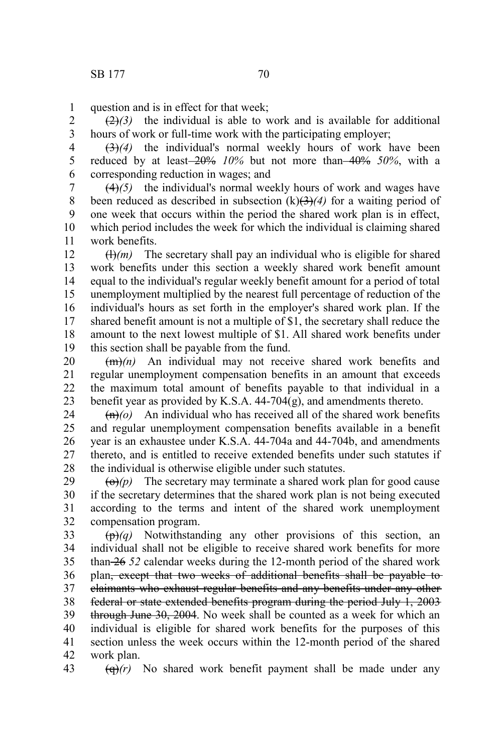question and is in effect for that week;

~~(2)~~*(3)* the individual is able to work and is available for additional hours of work or full-time work with the participating employer;

~~(3)~~*(4)* the individual's normal weekly hours of work have been reduced by at least ~~20%~~ *10%* but not more than ~~40%~~ *50%*, with a corresponding reduction in wages; and

~~(4)~~*(5)* the individual's normal weekly hours of work and wages have been reduced as described in subsection (k)~~(3)~~*(4)* for a waiting period of one week that occurs within the period the shared work plan is in effect, which period includes the week for which the individual is claiming shared work benefits.

~~(l)~~*(m)* The secretary shall pay an individual who is eligible for shared work benefits under this section a weekly shared work benefit amount equal to the individual's regular weekly benefit amount for a period of total unemployment multiplied by the nearest full percentage of reduction of the individual's hours as set forth in the employer's shared work plan. If the shared benefit amount is not a multiple of $1, the secretary shall reduce the amount to the next lowest multiple of $1. All shared work benefits under this section shall be payable from the fund.

~~(m)~~*(n)* An individual may not receive shared work benefits and regular unemployment compensation benefits in an amount that exceeds the maximum total amount of benefits payable to that individual in a benefit year as provided by K.S.A. 44-704(g), and amendments thereto.

~~(n)~~*(o)* An individual who has received all of the shared work benefits and regular unemployment compensation benefits available in a benefit year is an exhaustee under K.S.A. 44-704a and 44-704b, and amendments thereto, and is entitled to receive extended benefits under such statutes if the individual is otherwise eligible under such statutes.

~~(o)~~*(p)* The secretary may terminate a shared work plan for good cause if the secretary determines that the shared work plan is not being executed according to the terms and intent of the shared work unemployment compensation program.

~~(p)~~*(q)* Notwithstanding any other provisions of this section, an individual shall not be eligible to receive shared work benefits for more than ~~26~~ *52* calendar weeks during the 12-month period of the shared work plan~~, except that two weeks of additional benefits shall be payable to claimants who exhaust regular benefits and any benefits under any other federal or state extended benefits program during the period July 1, 2003 through June 30, 2004~~. No week shall be counted as a week for which an individual is eligible for shared work benefits for the purposes of this section unless the week occurs within the 12-month period of the shared work plan.

~~(q)~~*(r)* No shared work benefit payment shall be made under any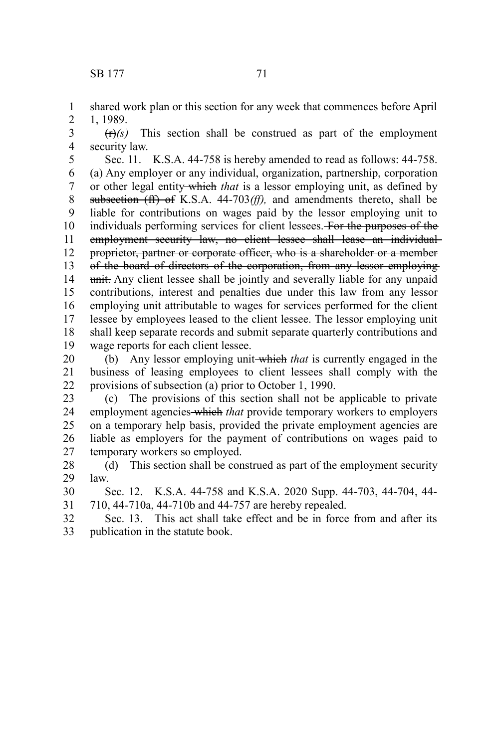shared work plan or this section for any week that commences before April 1, 1989.

~~(r)~~*(s)* This section shall be construed as part of the employment security law.

Sec. 11. K.S.A. 44-758 is hereby amended to read as follows: 44-758. (a) Any employer or any individual, organization, partnership, corporation or other legal entity ~~which~~ *that* is a lessor employing unit, as defined by ~~subsection (ff) of~~ K.S.A. 44-703*(ff),* and amendments thereto, shall be liable for contributions on wages paid by the lessor employing unit to individuals performing services for client lessees. ~~For the purposes of the employment security law, no client lessee shall lease an individual proprietor, partner or corporate officer, who is a shareholder or a member of the board of directors of the corporation, from any lessor employing unit.~~ Any client lessee shall be jointly and severally liable for any unpaid contributions, interest and penalties due under this law from any lessor employing unit attributable to wages for services performed for the client lessee by employees leased to the client lessee. The lessor employing unit shall keep separate records and submit separate quarterly contributions and wage reports for each client lessee.

(b) Any lessor employing unit ~~which~~ *that* is currently engaged in the business of leasing employees to client lessees shall comply with the provisions of subsection (a) prior to October 1, 1990.

(c) The provisions of this section shall not be applicable to private employment agencies ~~which~~ *that* provide temporary workers to employers on a temporary help basis, provided the private employment agencies are liable as employers for the payment of contributions on wages paid to temporary workers so employed.

(d) This section shall be construed as part of the employment security law.

Sec. 12. K.S.A. 44-758 and K.S.A. 2020 Supp. 44-703, 44-704, 44-710, 44-710a, 44-710b and 44-757 are hereby repealed.

Sec. 13. This act shall take effect and be in force from and after its publication in the statute book.